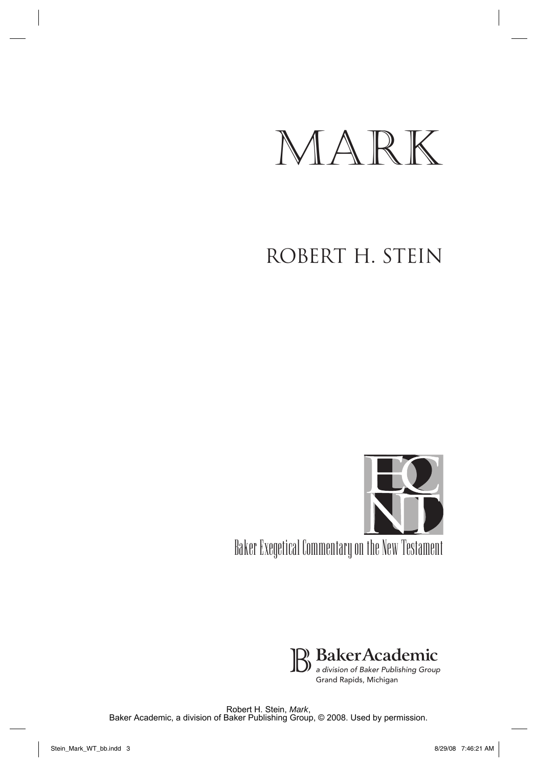# MARK

## ROBERT H. STEIN

Baker Exegetical Commentary on the New Testament

**BakerAcademic**
*a division of Baker Publishing Group*
Grand Rapids, Michigan

Robert H. Stein, *Mark*,
Baker Academic, a division of Baker Publishing Group, © 2008. Used by permission.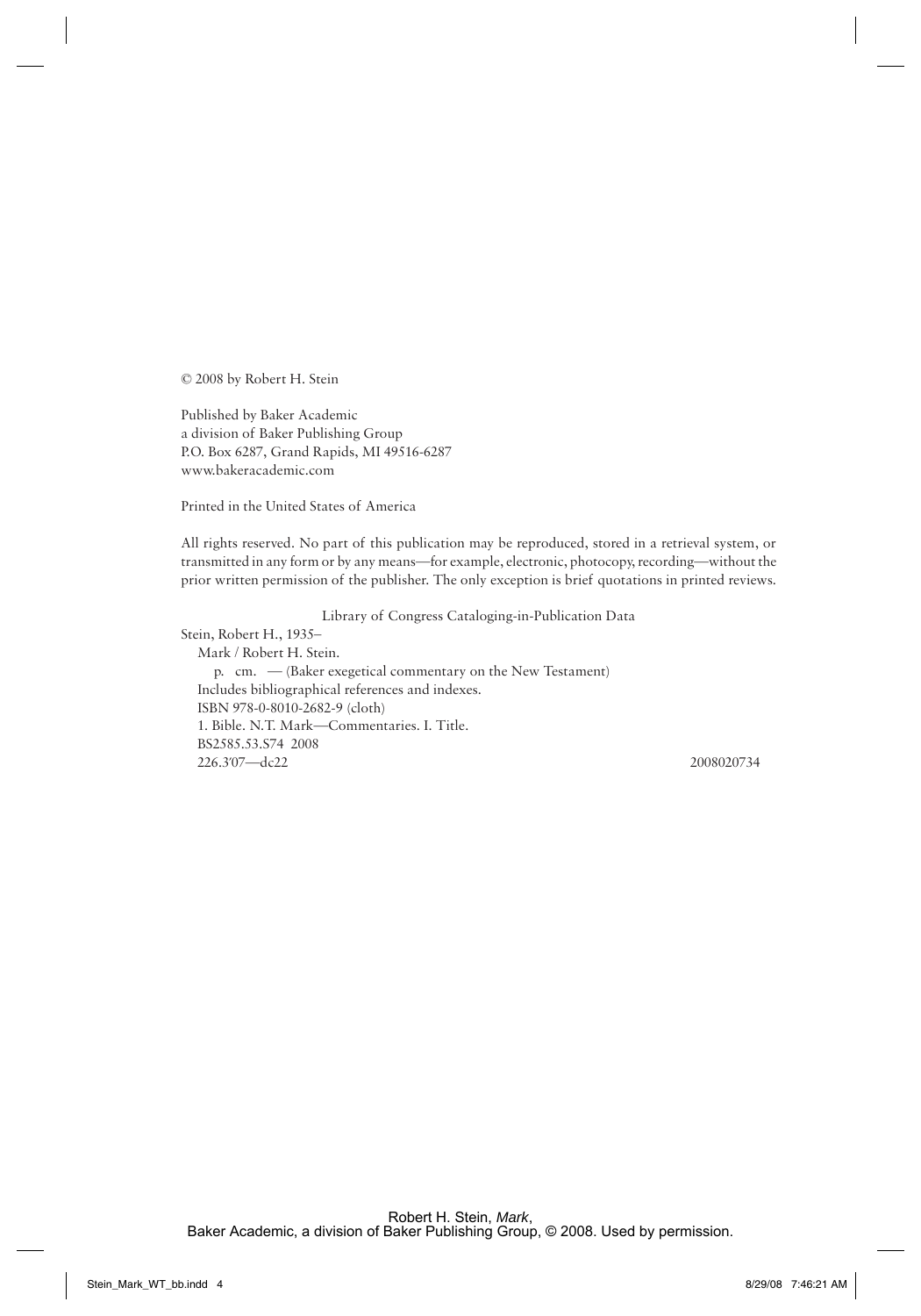© 2008 by Robert H. Stein

Published by Baker Academic
a division of Baker Publishing Group
P.O. Box 6287, Grand Rapids, MI 49516-6287
www.bakeracademic.com

Printed in the United States of America

All rights reserved. No part of this publication may be reproduced, stored in a retrieval system, or transmitted in any form or by any means—for example, electronic, photocopy, recording—without the prior written permission of the publisher. The only exception is brief quotations in printed reviews.

Library of Congress Cataloging-in-Publication Data

Stein, Robert H., 1935–
Mark / Robert H. Stein.
p. cm. — (Baker exegetical commentary on the New Testament)
Includes bibliographical references and indexes.
ISBN 978-0-8010-2682-9 (cloth)
1. Bible. N.T. Mark—Commentaries. I. Title.
BS2585.53.S74 2008
226.3′07—dc22 2008020734

Robert H. Stein, *Mark*,
Baker Academic, a division of Baker Publishing Group, © 2008. Used by permission.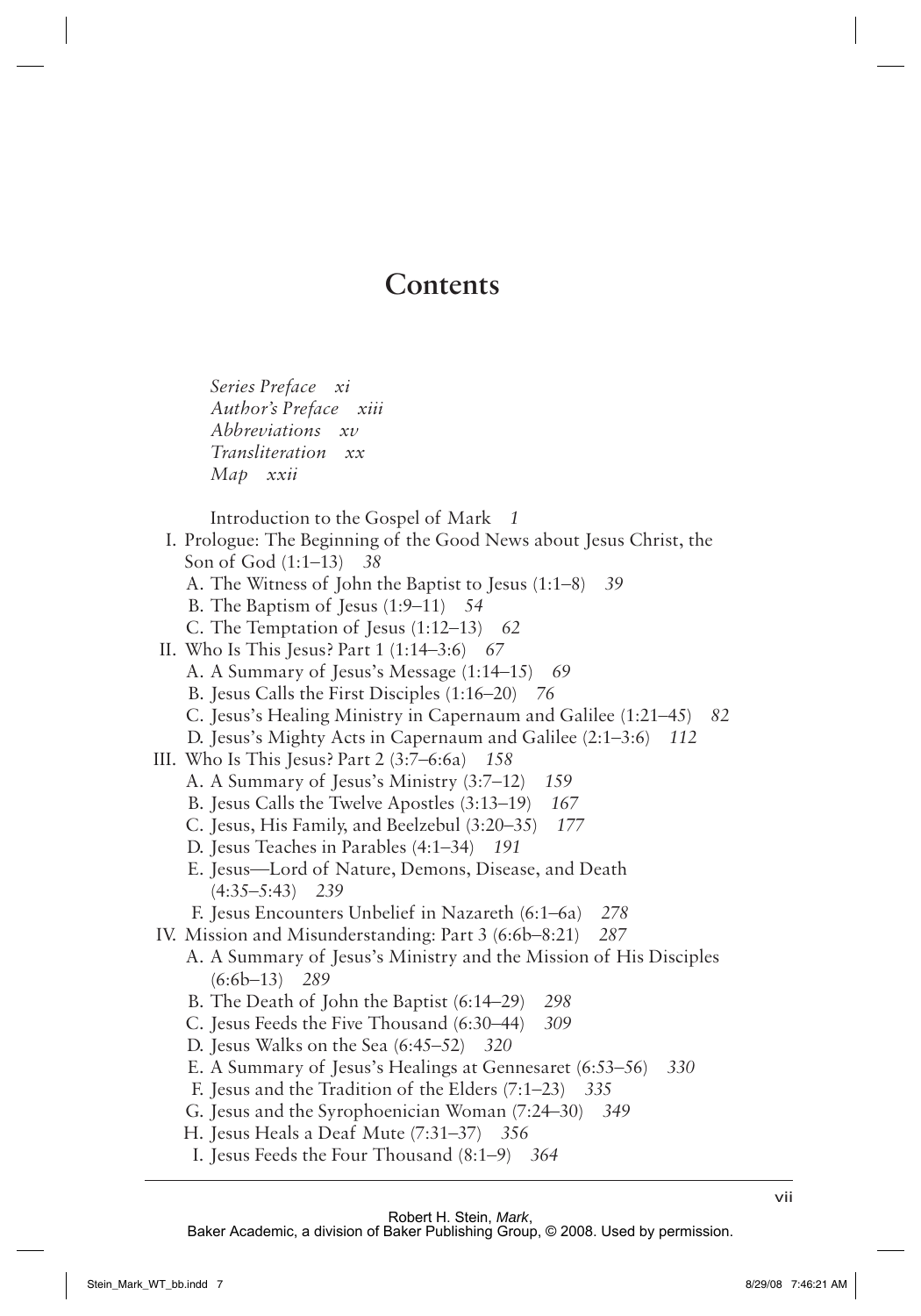# Contents

*Series Preface xi*
*Author's Preface xiii*
*Abbreviations xv*
*Transliteration xx*
*Map xxii*

Introduction to the Gospel of Mark *1*

I. Prologue: The Beginning of the Good News about Jesus Christ, the Son of God (1:1–13) *38*
   - A. The Witness of John the Baptist to Jesus (1:1–8) *39*
   - B. The Baptism of Jesus (1:9–11) *54*
   - C. The Temptation of Jesus (1:12–13) *62*

II. Who Is This Jesus? Part 1 (1:14–3:6) *67*
   - A. A Summary of Jesus's Message (1:14–15) *69*
   - B. Jesus Calls the First Disciples (1:16–20) *76*
   - C. Jesus's Healing Ministry in Capernaum and Galilee (1:21–45) *82*
   - D. Jesus's Mighty Acts in Capernaum and Galilee (2:1–3:6) *112*

III. Who Is This Jesus? Part 2 (3:7–6:6a) *158*
   - A. A Summary of Jesus's Ministry (3:7–12) *159*
   - B. Jesus Calls the Twelve Apostles (3:13–19) *167*
   - C. Jesus, His Family, and Beelzebul (3:20–35) *177*
   - D. Jesus Teaches in Parables (4:1–34) *191*
   - E. Jesus—Lord of Nature, Demons, Disease, and Death (4:35–5:43) *239*
   - F. Jesus Encounters Unbelief in Nazareth (6:1–6a) *278*

IV. Mission and Misunderstanding: Part 3 (6:6b–8:21) *287*
   - A. A Summary of Jesus's Ministry and the Mission of His Disciples (6:6b–13) *289*
   - B. The Death of John the Baptist (6:14–29) *298*
   - C. Jesus Feeds the Five Thousand (6:30–44) *309*
   - D. Jesus Walks on the Sea (6:45–52) *320*
   - E. A Summary of Jesus's Healings at Gennesaret (6:53–56) *330*
   - F. Jesus and the Tradition of the Elders (7:1–23) *335*
   - G. Jesus and the Syrophoenician Woman (7:24–30) *349*
   - H. Jesus Heals a Deaf Mute (7:31–37) *356*
   - I. Jesus Feeds the Four Thousand (8:1–9) *364*

Robert H. Stein, *Mark*,
Baker Academic, a division of Baker Publishing Group, © 2008. Used by permission.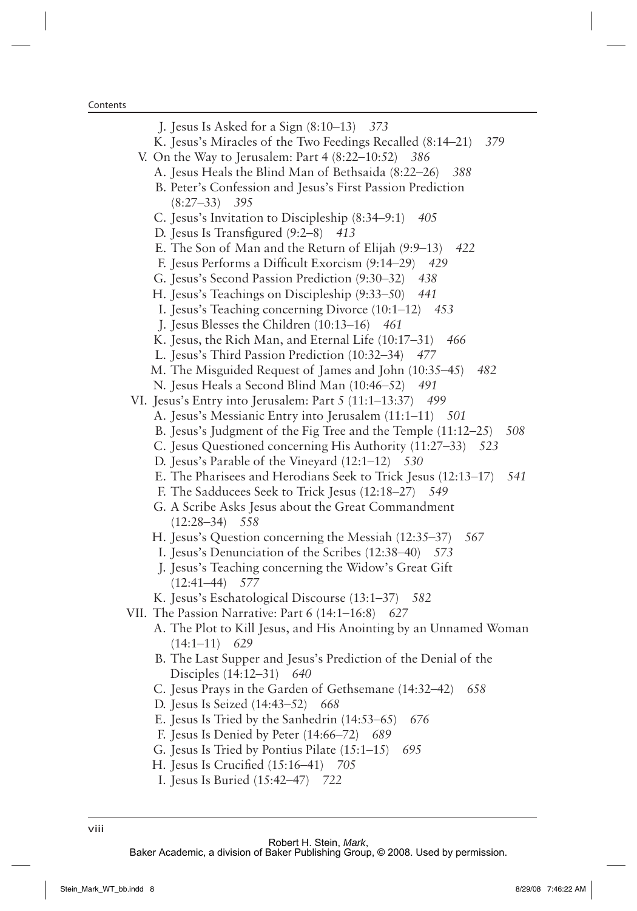J. Jesus Is Asked for a Sign (8:10–13) *373*

K. Jesus's Miracles of the Two Feedings Recalled (8:14–21) *379*

V. On the Way to Jerusalem: Part 4 (8:22–10:52) *386*

- A. Jesus Heals the Blind Man of Bethsaida (8:22–26) *388*
- B. Peter's Confession and Jesus's First Passion Prediction (8:27–33) *395*
- C. Jesus's Invitation to Discipleship (8:34–9:1) *405*
- D. Jesus Is Transfigured (9:2–8) *413*
- E. The Son of Man and the Return of Elijah (9:9–13) *422*
- F. Jesus Performs a Difficult Exorcism (9:14–29) *429*
- G. Jesus's Second Passion Prediction (9:30–32) *438*
- H. Jesus's Teachings on Discipleship (9:33–50) *441*
- I. Jesus's Teaching concerning Divorce (10:1–12) *453*
- J. Jesus Blesses the Children (10:13–16) *461*
- K. Jesus, the Rich Man, and Eternal Life (10:17–31) *466*
- L. Jesus's Third Passion Prediction (10:32–34) *477*
- M. The Misguided Request of James and John (10:35–45) *482*
- N. Jesus Heals a Second Blind Man (10:46–52) *491*

VI. Jesus's Entry into Jerusalem: Part 5 (11:1–13:37) *499*

- A. Jesus's Messianic Entry into Jerusalem (11:1–11) *501*
- B. Jesus's Judgment of the Fig Tree and the Temple (11:12–25) *508*
- C. Jesus Questioned concerning His Authority (11:27–33) *523*
- D. Jesus's Parable of the Vineyard (12:1–12) *530*
- E. The Pharisees and Herodians Seek to Trick Jesus (12:13–17) *541*
- F. The Sadducees Seek to Trick Jesus (12:18–27) *549*
- G. A Scribe Asks Jesus about the Great Commandment (12:28–34) *558*
- H. Jesus's Question concerning the Messiah (12:35–37) *567*
- I. Jesus's Denunciation of the Scribes (12:38–40) *573*
- J. Jesus's Teaching concerning the Widow's Great Gift (12:41–44) *577*
- K. Jesus's Eschatological Discourse (13:1–37) *582*

VII. The Passion Narrative: Part 6 (14:1–16:8) *627*

- A. The Plot to Kill Jesus, and His Anointing by an Unnamed Woman (14:1–11) *629*
- B. The Last Supper and Jesus's Prediction of the Denial of the Disciples (14:12–31) *640*
- C. Jesus Prays in the Garden of Gethsemane (14:32–42) *658*
- D. Jesus Is Seized (14:43–52) *668*
- E. Jesus Is Tried by the Sanhedrin (14:53–65) *676*
- F. Jesus Is Denied by Peter (14:66–72) *689*
- G. Jesus Is Tried by Pontius Pilate (15:1–15) *695*
- H. Jesus Is Crucified (15:16–41) *705*
- I. Jesus Is Buried (15:42–47) *722*

Robert H. Stein, *Mark*,
Baker Academic, a division of Baker Publishing Group, © 2008. Used by permission.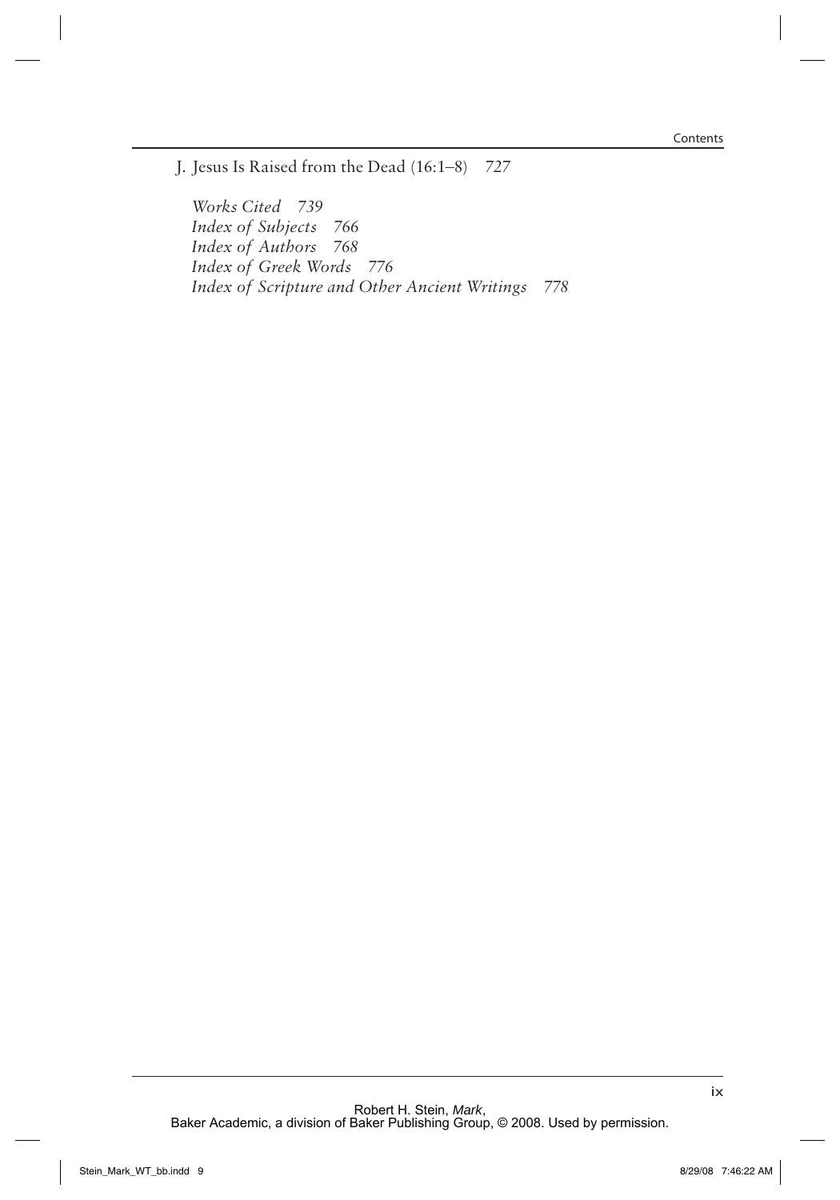J. Jesus Is Raised from the Dead (16:1–8) *727*

*Works Cited 739*
*Index of Subjects 766*
*Index of Authors 768*
*Index of Greek Words 776*
*Index of Scripture and Other Ancient Writings 778*

Robert H. Stein, *Mark*,
Baker Academic, a division of Baker Publishing Group, © 2008. Used by permission.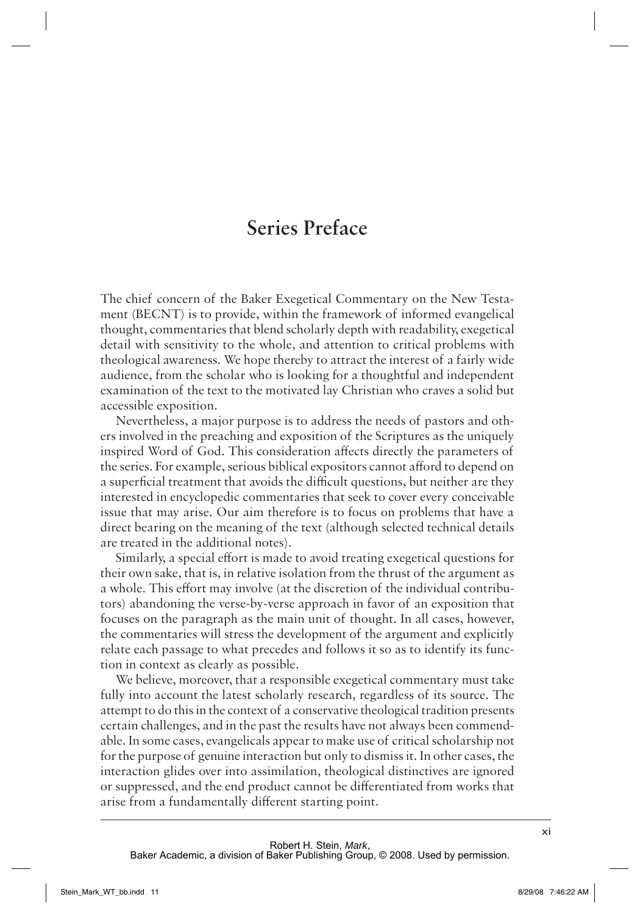# Series Preface

The chief concern of the Baker Exegetical Commentary on the New Testament (BECNT) is to provide, within the framework of informed evangelical thought, commentaries that blend scholarly depth with readability, exegetical detail with sensitivity to the whole, and attention to critical problems with theological awareness. We hope thereby to attract the interest of a fairly wide audience, from the scholar who is looking for a thoughtful and independent examination of the text to the motivated lay Christian who craves a solid but accessible exposition.

Nevertheless, a major purpose is to address the needs of pastors and others involved in the preaching and exposition of the Scriptures as the uniquely inspired Word of God. This consideration affects directly the parameters of the series. For example, serious biblical expositors cannot afford to depend on a superficial treatment that avoids the difficult questions, but neither are they interested in encyclopedic commentaries that seek to cover every conceivable issue that may arise. Our aim therefore is to focus on problems that have a direct bearing on the meaning of the text (although selected technical details are treated in the additional notes).

Similarly, a special effort is made to avoid treating exegetical questions for their own sake, that is, in relative isolation from the thrust of the argument as a whole. This effort may involve (at the discretion of the individual contributors) abandoning the verse-by-verse approach in favor of an exposition that focuses on the paragraph as the main unit of thought. In all cases, however, the commentaries will stress the development of the argument and explicitly relate each passage to what precedes and follows it so as to identify its function in context as clearly as possible.

We believe, moreover, that a responsible exegetical commentary must take fully into account the latest scholarly research, regardless of its source. The attempt to do this in the context of a conservative theological tradition presents certain challenges, and in the past the results have not always been commendable. In some cases, evangelicals appear to make use of critical scholarship not for the purpose of genuine interaction but only to dismiss it. In other cases, the interaction glides over into assimilation, theological distinctives are ignored or suppressed, and the end product cannot be differentiated from works that arise from a fundamentally different starting point.

Robert H. Stein, *Mark*,
Baker Academic, a division of Baker Publishing Group, © 2008. Used by permission.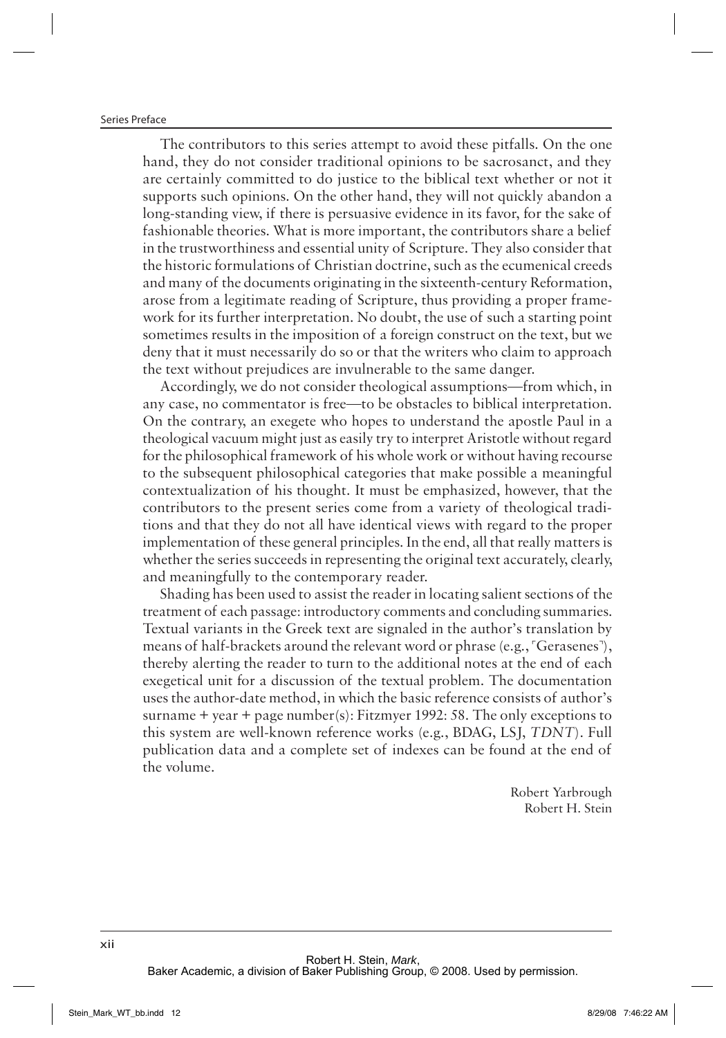The contributors to this series attempt to avoid these pitfalls. On the one hand, they do not consider traditional opinions to be sacrosanct, and they are certainly committed to do justice to the biblical text whether or not it supports such opinions. On the other hand, they will not quickly abandon a long-standing view, if there is persuasive evidence in its favor, for the sake of fashionable theories. What is more important, the contributors share a belief in the trustworthiness and essential unity of Scripture. They also consider that the historic formulations of Christian doctrine, such as the ecumenical creeds and many of the documents originating in the sixteenth-century Reformation, arose from a legitimate reading of Scripture, thus providing a proper framework for its further interpretation. No doubt, the use of such a starting point sometimes results in the imposition of a foreign construct on the text, but we deny that it must necessarily do so or that the writers who claim to approach the text without prejudices are invulnerable to the same danger.

Accordingly, we do not consider theological assumptions—from which, in any case, no commentator is free—to be obstacles to biblical interpretation. On the contrary, an exegete who hopes to understand the apostle Paul in a theological vacuum might just as easily try to interpret Aristotle without regard for the philosophical framework of his whole work or without having recourse to the subsequent philosophical categories that make possible a meaningful contextualization of his thought. It must be emphasized, however, that the contributors to the present series come from a variety of theological traditions and that they do not all have identical views with regard to the proper implementation of these general principles. In the end, all that really matters is whether the series succeeds in representing the original text accurately, clearly, and meaningfully to the contemporary reader.

Shading has been used to assist the reader in locating salient sections of the treatment of each passage: introductory comments and concluding summaries. Textual variants in the Greek text are signaled in the author's translation by means of half-brackets around the relevant word or phrase (e.g., ⌜Gerasenes⌝), thereby alerting the reader to turn to the additional notes at the end of each exegetical unit for a discussion of the textual problem. The documentation uses the author-date method, in which the basic reference consists of author's surname + year + page number(s): Fitzmyer 1992: 58. The only exceptions to this system are well-known reference works (e.g., BDAG, LSJ, *TDNT*). Full publication data and a complete set of indexes can be found at the end of the volume.

Robert Yarbrough
Robert H. Stein

Robert H. Stein, *Mark*,
Baker Academic, a division of Baker Publishing Group, © 2008. Used by permission.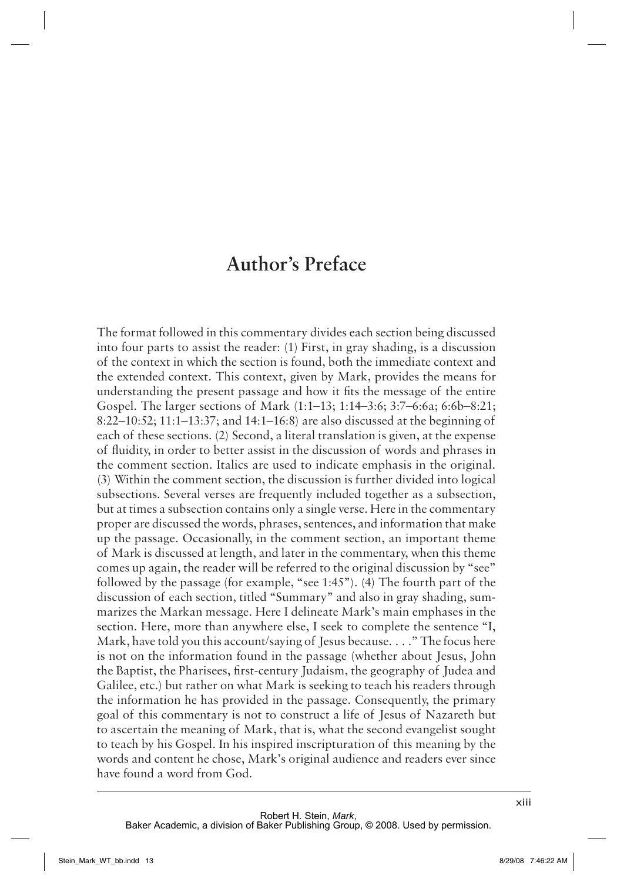# Author's Preface

The format followed in this commentary divides each section being discussed into four parts to assist the reader: (1) First, in gray shading, is a discussion of the context in which the section is found, both the immediate context and the extended context. This context, given by Mark, provides the means for understanding the present passage and how it fits the message of the entire Gospel. The larger sections of Mark (1:1–13; 1:14–3:6; 3:7–6:6a; 6:6b–8:21; 8:22–10:52; 11:1–13:37; and 14:1–16:8) are also discussed at the beginning of each of these sections. (2) Second, a literal translation is given, at the expense of fluidity, in order to better assist in the discussion of words and phrases in the comment section. Italics are used to indicate emphasis in the original. (3) Within the comment section, the discussion is further divided into logical subsections. Several verses are frequently included together as a subsection, but at times a subsection contains only a single verse. Here in the commentary proper are discussed the words, phrases, sentences, and information that make up the passage. Occasionally, in the comment section, an important theme of Mark is discussed at length, and later in the commentary, when this theme comes up again, the reader will be referred to the original discussion by "see" followed by the passage (for example, "see 1:45"). (4) The fourth part of the discussion of each section, titled "Summary" and also in gray shading, summarizes the Markan message. Here I delineate Mark's main emphases in the section. Here, more than anywhere else, I seek to complete the sentence "I, Mark, have told you this account/saying of Jesus because. . . ." The focus here is not on the information found in the passage (whether about Jesus, John the Baptist, the Pharisees, first-century Judaism, the geography of Judea and Galilee, etc.) but rather on what Mark is seeking to teach his readers through the information he has provided in the passage. Consequently, the primary goal of this commentary is not to construct a life of Jesus of Nazareth but to ascertain the meaning of Mark, that is, what the second evangelist sought to teach by his Gospel. In his inspired inscripturation of this meaning by the words and content he chose, Mark's original audience and readers ever since have found a word from God.

Robert H. Stein, *Mark*,
Baker Academic, a division of Baker Publishing Group, © 2008. Used by permission.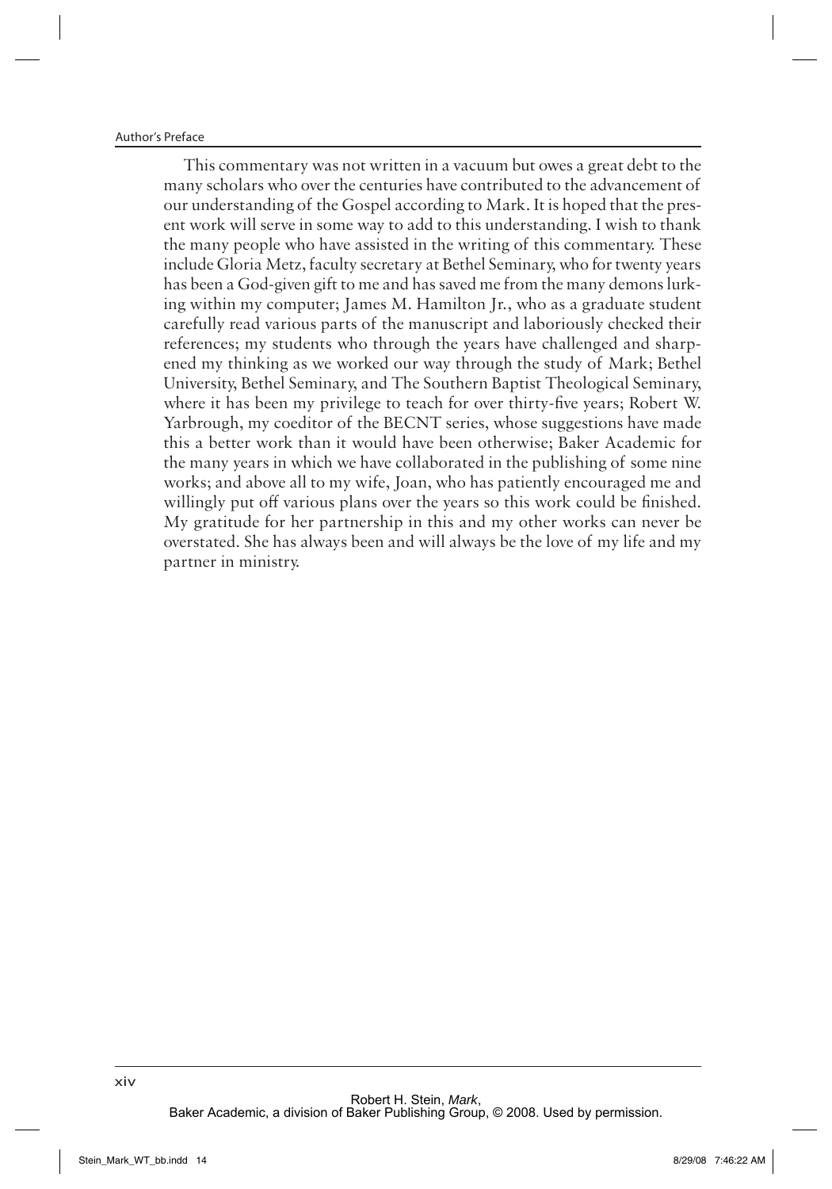This commentary was not written in a vacuum but owes a great debt to the many scholars who over the centuries have contributed to the advancement of our understanding of the Gospel according to Mark. It is hoped that the present work will serve in some way to add to this understanding. I wish to thank the many people who have assisted in the writing of this commentary. These include Gloria Metz, faculty secretary at Bethel Seminary, who for twenty years has been a God-given gift to me and has saved me from the many demons lurking within my computer; James M. Hamilton Jr., who as a graduate student carefully read various parts of the manuscript and laboriously checked their references; my students who through the years have challenged and sharpened my thinking as we worked our way through the study of Mark; Bethel University, Bethel Seminary, and The Southern Baptist Theological Seminary, where it has been my privilege to teach for over thirty-five years; Robert W. Yarbrough, my coeditor of the BECNT series, whose suggestions have made this a better work than it would have been otherwise; Baker Academic for the many years in which we have collaborated in the publishing of some nine works; and above all to my wife, Joan, who has patiently encouraged me and willingly put off various plans over the years so this work could be finished. My gratitude for her partnership in this and my other works can never be overstated. She has always been and will always be the love of my life and my partner in ministry.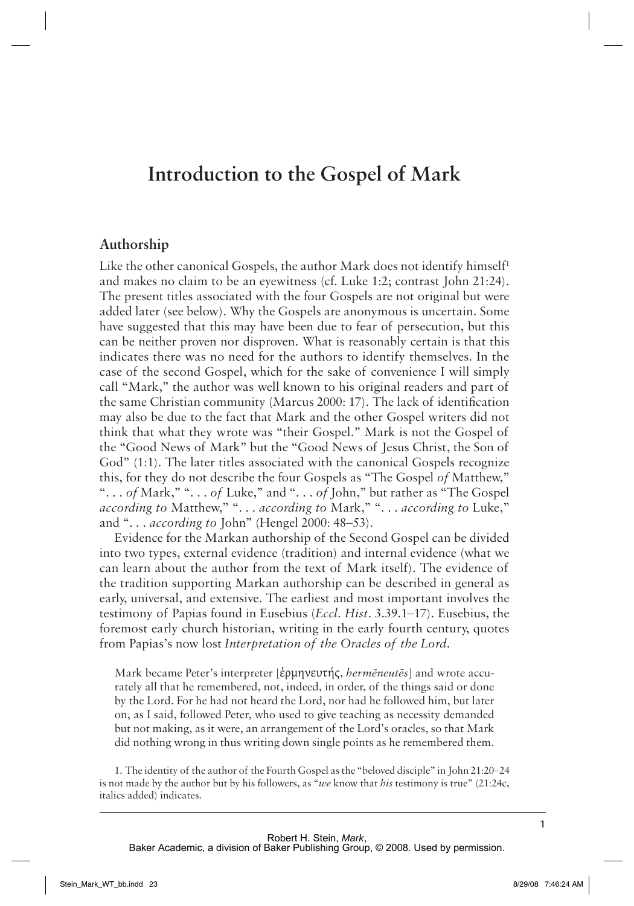# Introduction to the Gospel of Mark

## Authorship

Like the other canonical Gospels, the author Mark does not identify himself[1] and makes no claim to be an eyewitness (cf. Luke 1:2; contrast John 21:24). The present titles associated with the four Gospels are not original but were added later (see below). Why the Gospels are anonymous is uncertain. Some have suggested that this may have been due to fear of persecution, but this can be neither proven nor disproven. What is reasonably certain is that this indicates there was no need for the authors to identify themselves. In the case of the second Gospel, which for the sake of convenience I will simply call "Mark," the author was well known to his original readers and part of the same Christian community (Marcus 2000: 17). The lack of identification may also be due to the fact that Mark and the other Gospel writers did not think that what they wrote was "their Gospel." Mark is not the Gospel of the "Good News of Mark" but the "Good News of Jesus Christ, the Son of God" (1:1). The later titles associated with the canonical Gospels recognize this, for they do not describe the four Gospels as "The Gospel *of* Matthew," ". . . *of* Mark," ". . . *of* Luke," and ". . . *of* John," but rather as "The Gospel *according to* Matthew," ". . . *according to* Mark," ". . . *according to* Luke," and ". . . *according to* John" (Hengel 2000: 48–53).

Evidence for the Markan authorship of the Second Gospel can be divided into two types, external evidence (tradition) and internal evidence (what we can learn about the author from the text of Mark itself). The evidence of the tradition supporting Markan authorship can be described in general as early, universal, and extensive. The earliest and most important involves the testimony of Papias found in Eusebius (*Eccl. Hist*. 3.39.1–17). Eusebius, the foremost early church historian, writing in the early fourth century, quotes from Papias's now lost *Interpretation of the Oracles of the Lord*.

> Mark became Peter's interpreter [ἑρμηνευτής, *hermēneutēs*] and wrote accurately all that he remembered, not, indeed, in order, of the things said or done by the Lord. For he had not heard the Lord, nor had he followed him, but later on, as I said, followed Peter, who used to give teaching as necessity demanded but not making, as it were, an arrangement of the Lord's oracles, so that Mark did nothing wrong in thus writing down single points as he remembered them.

1. The identity of the author of the Fourth Gospel as the "beloved disciple" in John 21:20–24 is not made by the author but by his followers, as "*we* know that *his* testimony is true" (21:24c, italics added) indicates.

Robert H. Stein, *Mark*,
Baker Academic, a division of Baker Publishing Group, © 2008. Used by permission.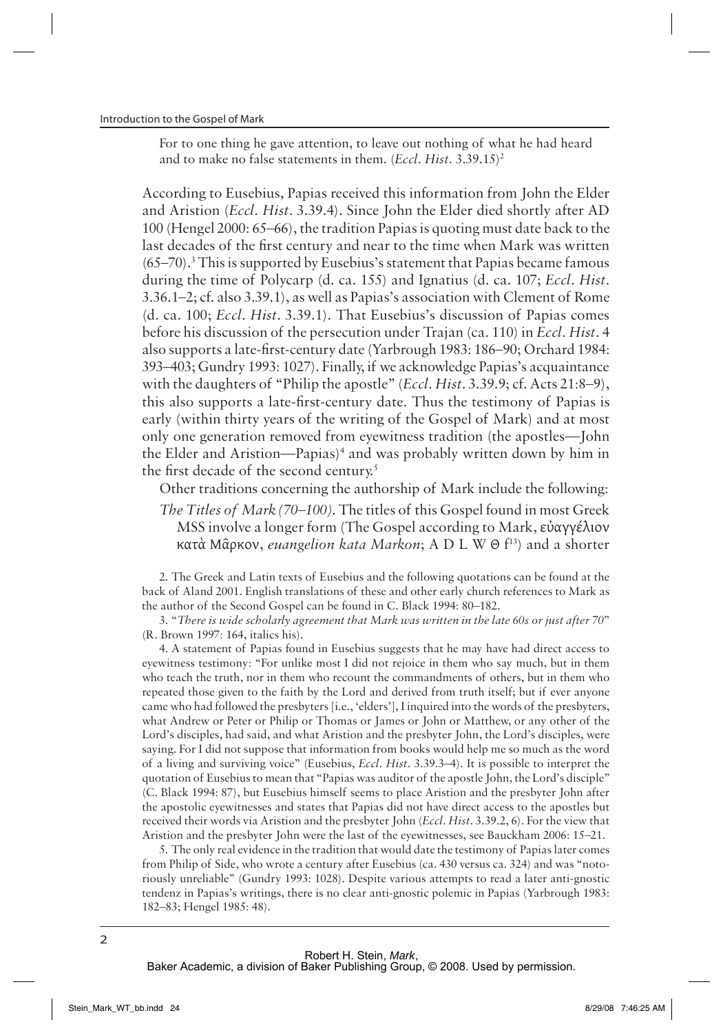For to one thing he gave attention, to leave out nothing of what he had heard and to make no false statements in them. (*Eccl. Hist.* 3.39.15)[2]

According to Eusebius, Papias received this information from John the Elder and Aristion (*Eccl. Hist.* 3.39.4). Since John the Elder died shortly after AD 100 (Hengel 2000: 65–66), the tradition Papias is quoting must date back to the last decades of the first century and near to the time when Mark was written (65–70).[3] This is supported by Eusebius's statement that Papias became famous during the time of Polycarp (d. ca. 155) and Ignatius (d. ca. 107; *Eccl. Hist.* 3.36.1–2; cf. also 3.39.1), as well as Papias's association with Clement of Rome (d. ca. 100; *Eccl. Hist.* 3.39.1). That Eusebius's discussion of Papias comes before his discussion of the persecution under Trajan (ca. 110) in *Eccl. Hist.* 4 also supports a late-first-century date (Yarbrough 1983: 186–90; Orchard 1984: 393–403; Gundry 1993: 1027). Finally, if we acknowledge Papias's acquaintance with the daughters of "Philip the apostle" (*Eccl. Hist.* 3.39.9; cf. Acts 21:8–9), this also supports a late-first-century date. Thus the testimony of Papias is early (within thirty years of the writing of the Gospel of Mark) and at most only one generation removed from eyewitness tradition (the apostles—John the Elder and Aristion—Papias)[4] and was probably written down by him in the first decade of the second century.[5]

Other traditions concerning the authorship of Mark include the following:

*The Titles of Mark (70–100).* The titles of this Gospel found in most Greek MSS involve a longer form (The Gospel according to Mark, εὐαγγέλιον κατὰ Μᾶρκον, *euangelion kata Markon*; A D L W Θ f[13]) and a shorter

2. The Greek and Latin texts of Eusebius and the following quotations can be found at the back of Aland 2001. English translations of these and other early church references to Mark as the author of the Second Gospel can be found in C. Black 1994: 80–182.

3. "*There is wide scholarly agreement that Mark was written in the late 60s or just after 70*" (R. Brown 1997: 164, italics his).

4. A statement of Papias found in Eusebius suggests that he may have had direct access to eyewitness testimony: "For unlike most I did not rejoice in them who say much, but in them who teach the truth, nor in them who recount the commandments of others, but in them who repeated those given to the faith by the Lord and derived from truth itself; but if ever anyone came who had followed the presbyters [i.e., 'elders'], I inquired into the words of the presbyters, what Andrew or Peter or Philip or Thomas or James or John or Matthew, or any other of the Lord's disciples, had said, and what Aristion and the presbyter John, the Lord's disciples, were saying. For I did not suppose that information from books would help me so much as the word of a living and surviving voice" (Eusebius, *Eccl. Hist.* 3.39.3–4). It is possible to interpret the quotation of Eusebius to mean that "Papias was auditor of the apostle John, the Lord's disciple" (C. Black 1994: 87), but Eusebius himself seems to place Aristion and the presbyter John after the apostolic eyewitnesses and states that Papias did not have direct access to the apostles but received their words via Aristion and the presbyter John (*Eccl. Hist.* 3.39.2, 6). For the view that Aristion and the presbyter John were the last of the eyewitnesses, see Bauckham 2006: 15–21.

5. The only real evidence in the tradition that would date the testimony of Papias later comes from Philip of Side, who wrote a century after Eusebius (ca. 430 versus ca. 324) and was "notoriously unreliable" (Gundry 1993: 1028). Despite various attempts to read a later anti-gnostic tendenz in Papias's writings, there is no clear anti-gnostic polemic in Papias (Yarbrough 1983: 182–83; Hengel 1985: 48).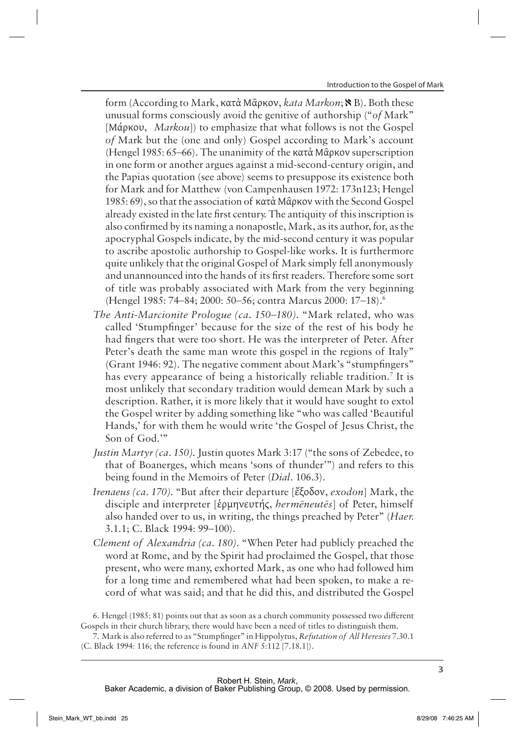form (According to Mark, κατὰ Μᾶρκον, *kata Markon*; א B). Both these unusual forms consciously avoid the genitive of authorship ("*of* Mark" [Μάρκου, *Markou*]) to emphasize that what follows is not the Gospel *of* Mark but the (one and only) Gospel according to Mark's account (Hengel 1985: 65–66). The unanimity of the κατὰ Μᾶρκον superscription in one form or another argues against a mid-second-century origin, and the Papias quotation (see above) seems to presuppose its existence both for Mark and for Matthew (von Campenhausen 1972: 173n123; Hengel 1985: 69), so that the association of κατὰ Μᾶρκον with the Second Gospel already existed in the late first century. The antiquity of this inscription is also confirmed by its naming a nonapostle, Mark, as its author, for, as the apocryphal Gospels indicate, by the mid-second century it was popular to ascribe apostolic authorship to Gospel-like works. It is furthermore quite unlikely that the original Gospel of Mark simply fell anonymously and unannounced into the hands of its first readers. Therefore some sort of title was probably associated with Mark from the very beginning (Hengel 1985: 74–84; 2000: 50–56; contra Marcus 2000: 17–18).[6]

*The Anti-Marcionite Prologue (ca. 150–180).* "Mark related, who was called 'Stumpfinger' because for the size of the rest of his body he had fingers that were too short. He was the interpreter of Peter. After Peter's death the same man wrote this gospel in the regions of Italy" (Grant 1946: 92). The negative comment about Mark's "stumpfingers" has every appearance of being a historically reliable tradition.[7] It is most unlikely that secondary tradition would demean Mark by such a description. Rather, it is more likely that it would have sought to extol the Gospel writer by adding something like "who was called 'Beautiful Hands,' for with them he would write 'the Gospel of Jesus Christ, the Son of God.'"

*Justin Martyr (ca. 150).* Justin quotes Mark 3:17 ("the sons of Zebedee, to that of Boanerges, which means 'sons of thunder'") and refers to this being found in the Memoirs of Peter (*Dial.* 106.3).

*Irenaeus (ca. 170).* "But after their departure [ἔξοδον, *exodon*] Mark, the disciple and interpreter [ἑρμηνευτής, *hermēneutēs*] of Peter, himself also handed over to us, in writing, the things preached by Peter" (*Haer.* 3.1.1; C. Black 1994: 99–100).

*Clement of Alexandria (ca. 180).* "When Peter had publicly preached the word at Rome, and by the Spirit had proclaimed the Gospel, that those present, who were many, exhorted Mark, as one who had followed him for a long time and remembered what had been spoken, to make a record of what was said; and that he did this, and distributed the Gospel

6. Hengel (1985: 81) points out that as soon as a church community possessed two different Gospels in their church library, there would have been a need of titles to distinguish them.

7. Mark is also referred to as "Stumpfinger" in Hippolytus, *Refutation of All Heresies* 7.30.1 (C. Black 1994: 116; the reference is found in *ANF* 5:112 [7.18.1]).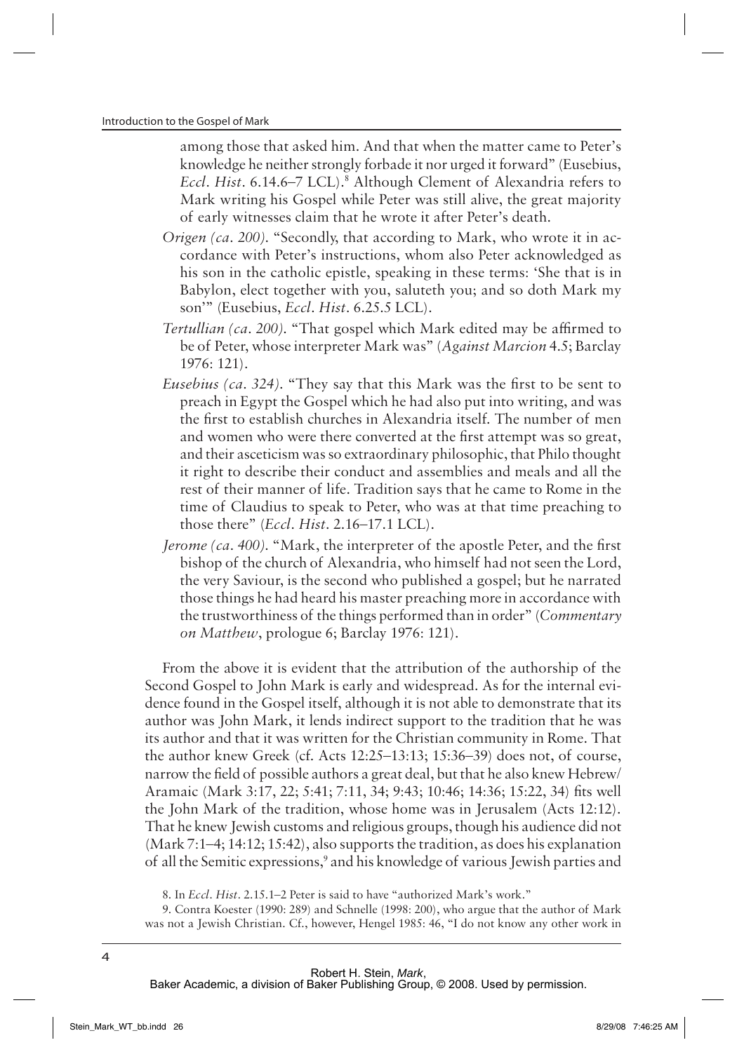among those that asked him. And that when the matter came to Peter's knowledge he neither strongly forbade it nor urged it forward" (Eusebius, *Eccl. Hist.* 6.14.6–7 LCL).[8] Although Clement of Alexandria refers to Mark writing his Gospel while Peter was still alive, the great majority of early witnesses claim that he wrote it after Peter's death.

*Origen (ca. 200).* "Secondly, that according to Mark, who wrote it in accordance with Peter's instructions, whom also Peter acknowledged as his son in the catholic epistle, speaking in these terms: 'She that is in Babylon, elect together with you, saluteth you; and so doth Mark my son'" (Eusebius, *Eccl. Hist.* 6.25.5 LCL).

*Tertullian (ca. 200).* "That gospel which Mark edited may be affirmed to be of Peter, whose interpreter Mark was" (*Against Marcion* 4.5; Barclay 1976: 121).

*Eusebius (ca. 324).* "They say that this Mark was the first to be sent to preach in Egypt the Gospel which he had also put into writing, and was the first to establish churches in Alexandria itself. The number of men and women who were there converted at the first attempt was so great, and their asceticism was so extraordinary philosophic, that Philo thought it right to describe their conduct and assemblies and meals and all the rest of their manner of life. Tradition says that he came to Rome in the time of Claudius to speak to Peter, who was at that time preaching to those there" (*Eccl. Hist.* 2.16–17.1 LCL).

*Jerome (ca. 400).* "Mark, the interpreter of the apostle Peter, and the first bishop of the church of Alexandria, who himself had not seen the Lord, the very Saviour, is the second who published a gospel; but he narrated those things he had heard his master preaching more in accordance with the trustworthiness of the things performed than in order" (*Commentary on Matthew*, prologue 6; Barclay 1976: 121).

From the above it is evident that the attribution of the authorship of the Second Gospel to John Mark is early and widespread. As for the internal evidence found in the Gospel itself, although it is not able to demonstrate that its author was John Mark, it lends indirect support to the tradition that he was its author and that it was written for the Christian community in Rome. That the author knew Greek (cf. Acts 12:25–13:13; 15:36–39) does not, of course, narrow the field of possible authors a great deal, but that he also knew Hebrew/Aramaic (Mark 3:17, 22; 5:41; 7:11, 34; 9:43; 10:46; 14:36; 15:22, 34) fits well the John Mark of the tradition, whose home was in Jerusalem (Acts 12:12). That he knew Jewish customs and religious groups, though his audience did not (Mark 7:1–4; 14:12; 15:42), also supports the tradition, as does his explanation of all the Semitic expressions,[9] and his knowledge of various Jewish parties and

8. In *Eccl. Hist.* 2.15.1–2 Peter is said to have "authorized Mark's work."

9. Contra Koester (1990: 289) and Schnelle (1998: 200), who argue that the author of Mark was not a Jewish Christian. Cf., however, Hengel 1985: 46, "I do not know any other work in

Robert H. Stein, *Mark*,
Baker Academic, a division of Baker Publishing Group, © 2008. Used by permission.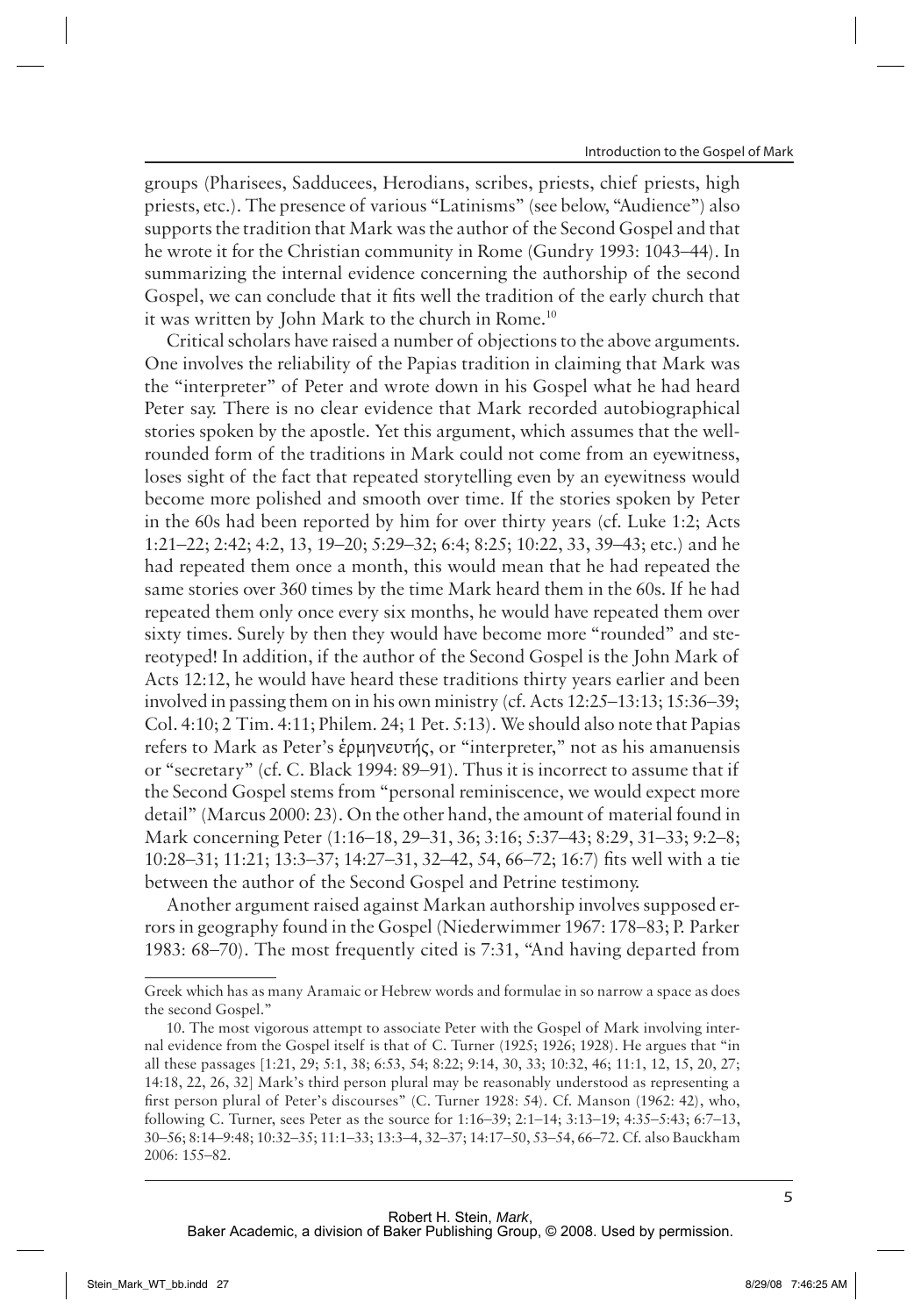groups (Pharisees, Sadducees, Herodians, scribes, priests, chief priests, high priests, etc.). The presence of various "Latinisms" (see below, "Audience") also supports the tradition that Mark was the author of the Second Gospel and that he wrote it for the Christian community in Rome (Gundry 1993: 1043–44). In summarizing the internal evidence concerning the authorship of the second Gospel, we can conclude that it fits well the tradition of the early church that it was written by John Mark to the church in Rome.[10]

Critical scholars have raised a number of objections to the above arguments. One involves the reliability of the Papias tradition in claiming that Mark was the "interpreter" of Peter and wrote down in his Gospel what he had heard Peter say. There is no clear evidence that Mark recorded autobiographical stories spoken by the apostle. Yet this argument, which assumes that the well-rounded form of the traditions in Mark could not come from an eyewitness, loses sight of the fact that repeated storytelling even by an eyewitness would become more polished and smooth over time. If the stories spoken by Peter in the 60s had been reported by him for over thirty years (cf. Luke 1:2; Acts 1:21–22; 2:42; 4:2, 13, 19–20; 5:29–32; 6:4; 8:25; 10:22, 33, 39–43; etc.) and he had repeated them once a month, this would mean that he had repeated the same stories over 360 times by the time Mark heard them in the 60s. If he had repeated them only once every six months, he would have repeated them over sixty times. Surely by then they would have become more "rounded" and stereotyped! In addition, if the author of the Second Gospel is the John Mark of Acts 12:12, he would have heard these traditions thirty years earlier and been involved in passing them on in his own ministry (cf. Acts 12:25–13:13; 15:36–39; Col. 4:10; 2 Tim. 4:11; Philem. 24; 1 Pet. 5:13). We should also note that Papias refers to Mark as Peter's ἑρμηνευτής, or "interpreter," not as his amanuensis or "secretary" (cf. C. Black 1994: 89–91). Thus it is incorrect to assume that if the Second Gospel stems from "personal reminiscence, we would expect more detail" (Marcus 2000: 23). On the other hand, the amount of material found in Mark concerning Peter (1:16–18, 29–31, 36; 3:16; 5:37–43; 8:29, 31–33; 9:2–8; 10:28–31; 11:21; 13:3–37; 14:27–31, 32–42, 54, 66–72; 16:7) fits well with a tie between the author of the Second Gospel and Petrine testimony.

Another argument raised against Markan authorship involves supposed errors in geography found in the Gospel (Niederwimmer 1967: 178–83; P. Parker 1983: 68–70). The most frequently cited is 7:31, "And having departed from

---

Greek which has as many Aramaic or Hebrew words and formulae in so narrow a space as does the second Gospel."

10. The most vigorous attempt to associate Peter with the Gospel of Mark involving internal evidence from the Gospel itself is that of C. Turner (1925; 1926; 1928). He argues that "in all these passages [1:21, 29; 5:1, 38; 6:53, 54; 8:22; 9:14, 30, 33; 10:32, 46; 11:1, 12, 15, 20, 27; 14:18, 22, 26, 32] Mark's third person plural may be reasonably understood as representing a first person plural of Peter's discourses" (C. Turner 1928: 54). Cf. Manson (1962: 42), who, following C. Turner, sees Peter as the source for 1:16–39; 2:1–14; 3:13–19; 4:35–5:43; 6:7–13, 30–56; 8:14–9:48; 10:32–35; 11:1–33; 13:3–4, 32–37; 14:17–50, 53–54, 66–72. Cf. also Bauckham 2006: 155–82.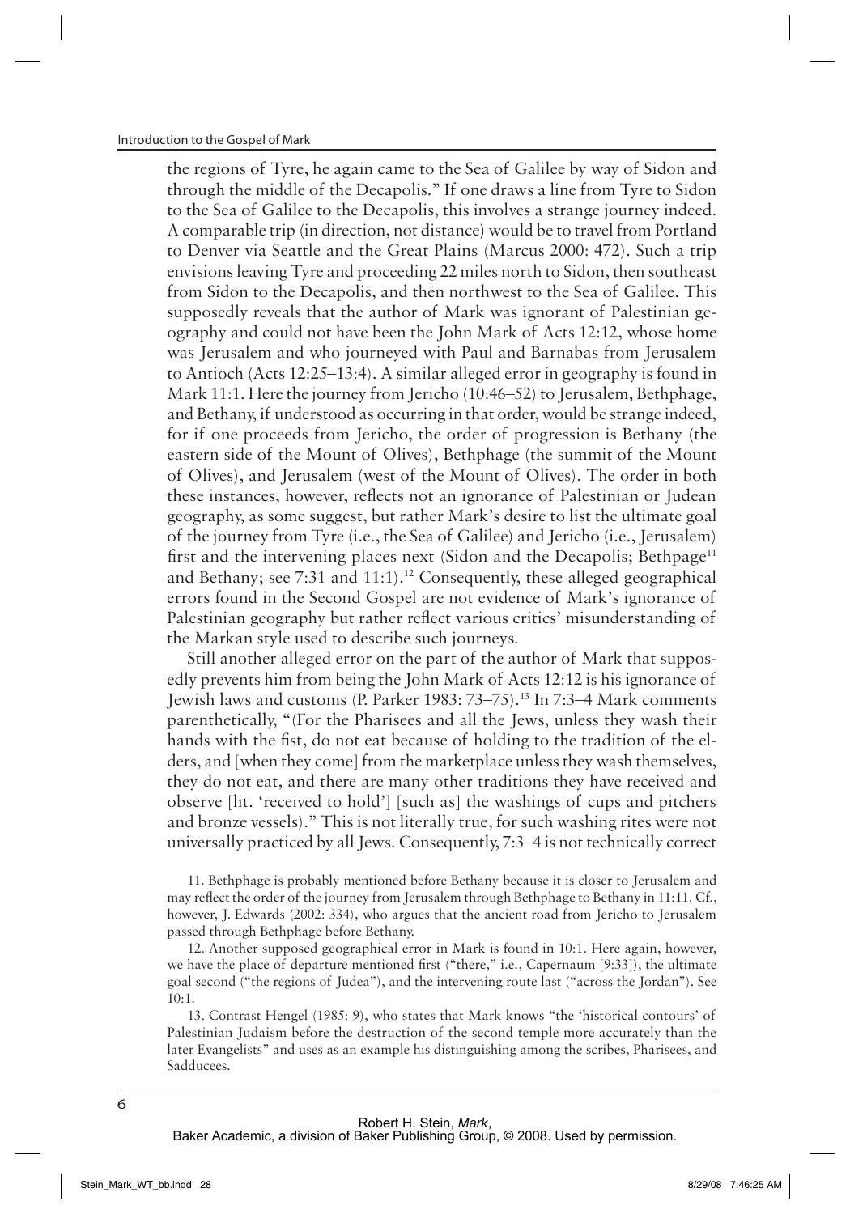the regions of Tyre, he again came to the Sea of Galilee by way of Sidon and through the middle of the Decapolis." If one draws a line from Tyre to Sidon to the Sea of Galilee to the Decapolis, this involves a strange journey indeed. A comparable trip (in direction, not distance) would be to travel from Portland to Denver via Seattle and the Great Plains (Marcus 2000: 472). Such a trip envisions leaving Tyre and proceeding 22 miles north to Sidon, then southeast from Sidon to the Decapolis, and then northwest to the Sea of Galilee. This supposedly reveals that the author of Mark was ignorant of Palestinian geography and could not have been the John Mark of Acts 12:12, whose home was Jerusalem and who journeyed with Paul and Barnabas from Jerusalem to Antioch (Acts 12:25–13:4). A similar alleged error in geography is found in Mark 11:1. Here the journey from Jericho (10:46–52) to Jerusalem, Bethphage, and Bethany, if understood as occurring in that order, would be strange indeed, for if one proceeds from Jericho, the order of progression is Bethany (the eastern side of the Mount of Olives), Bethphage (the summit of the Mount of Olives), and Jerusalem (west of the Mount of Olives). The order in both these instances, however, reflects not an ignorance of Palestinian or Judean geography, as some suggest, but rather Mark's desire to list the ultimate goal of the journey from Tyre (i.e., the Sea of Galilee) and Jericho (i.e., Jerusalem) first and the intervening places next (Sidon and the Decapolis; Bethpage[11] and Bethany; see 7:31 and 11:1).[12] Consequently, these alleged geographical errors found in the Second Gospel are not evidence of Mark's ignorance of Palestinian geography but rather reflect various critics' misunderstanding of the Markan style used to describe such journeys.

Still another alleged error on the part of the author of Mark that supposedly prevents him from being the John Mark of Acts 12:12 is his ignorance of Jewish laws and customs (P. Parker 1983: 73–75).[13] In 7:3–4 Mark comments parenthetically, "(For the Pharisees and all the Jews, unless they wash their hands with the fist, do not eat because of holding to the tradition of the elders, and [when they come] from the marketplace unless they wash themselves, they do not eat, and there are many other traditions they have received and observe [lit. 'received to hold'] [such as] the washings of cups and pitchers and bronze vessels)." This is not literally true, for such washing rites were not universally practiced by all Jews. Consequently, 7:3–4 is not technically correct

11. Bethphage is probably mentioned before Bethany because it is closer to Jerusalem and may reflect the order of the journey from Jerusalem through Bethphage to Bethany in 11:11. Cf., however, J. Edwards (2002: 334), who argues that the ancient road from Jericho to Jerusalem passed through Bethphage before Bethany.

12. Another supposed geographical error in Mark is found in 10:1. Here again, however, we have the place of departure mentioned first ("there," i.e., Capernaum [9:33]), the ultimate goal second ("the regions of Judea"), and the intervening route last ("across the Jordan"). See 10:1.

13. Contrast Hengel (1985: 9), who states that Mark knows "the 'historical contours' of Palestinian Judaism before the destruction of the second temple more accurately than the later Evangelists" and uses as an example his distinguishing among the scribes, Pharisees, and Sadducees.

Robert H. Stein, *Mark*,
Baker Academic, a division of Baker Publishing Group, © 2008. Used by permission.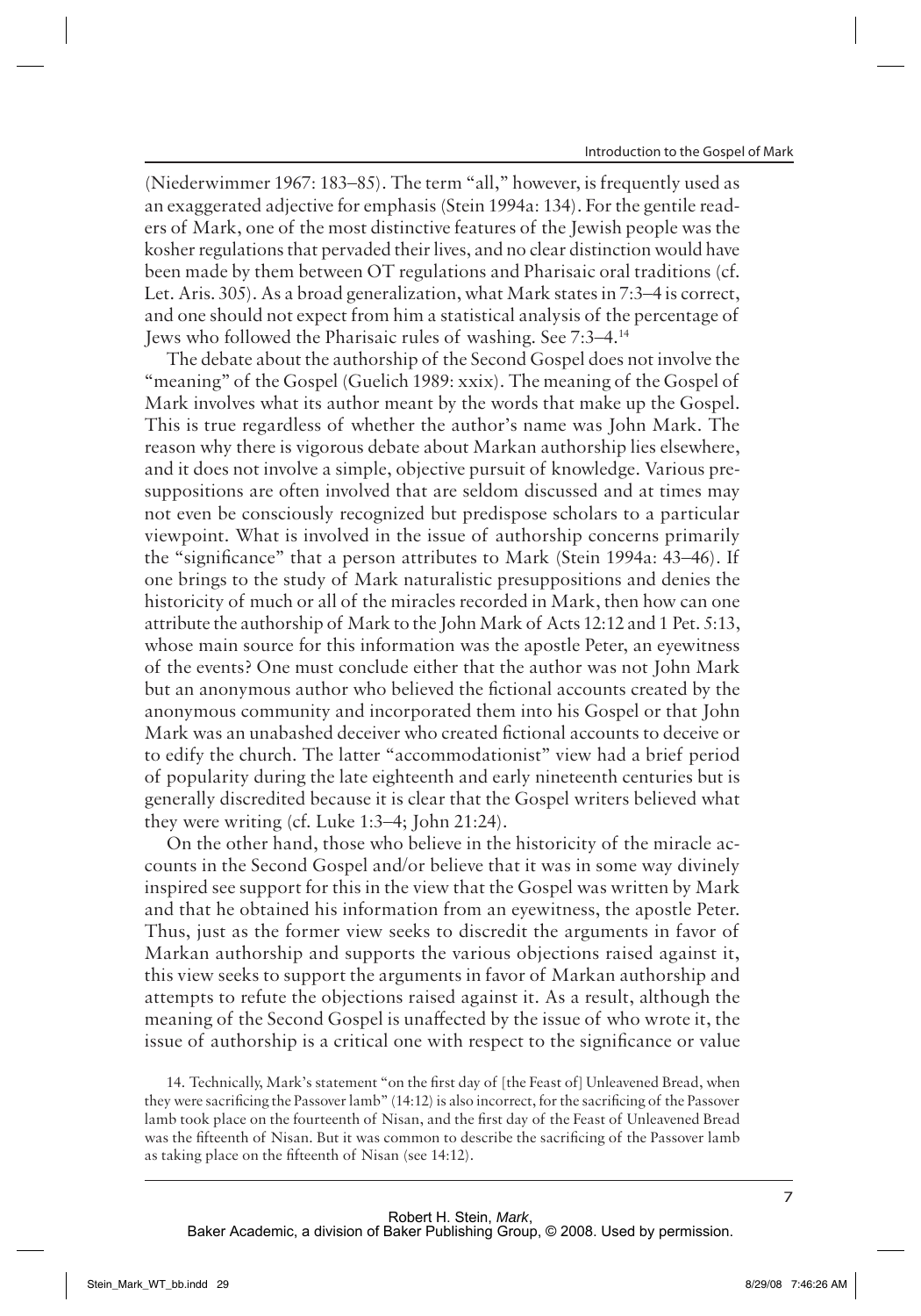(Niederwimmer 1967: 183–85). The term "all," however, is frequently used as an exaggerated adjective for emphasis (Stein 1994a: 134). For the gentile readers of Mark, one of the most distinctive features of the Jewish people was the kosher regulations that pervaded their lives, and no clear distinction would have been made by them between OT regulations and Pharisaic oral traditions (cf. Let. Aris. 305). As a broad generalization, what Mark states in 7:3–4 is correct, and one should not expect from him a statistical analysis of the percentage of Jews who followed the Pharisaic rules of washing. See 7:3–4.[14]

The debate about the authorship of the Second Gospel does not involve the "meaning" of the Gospel (Guelich 1989: xxix). The meaning of the Gospel of Mark involves what its author meant by the words that make up the Gospel. This is true regardless of whether the author's name was John Mark. The reason why there is vigorous debate about Markan authorship lies elsewhere, and it does not involve a simple, objective pursuit of knowledge. Various presuppositions are often involved that are seldom discussed and at times may not even be consciously recognized but predispose scholars to a particular viewpoint. What is involved in the issue of authorship concerns primarily the "significance" that a person attributes to Mark (Stein 1994a: 43–46). If one brings to the study of Mark naturalistic presuppositions and denies the historicity of much or all of the miracles recorded in Mark, then how can one attribute the authorship of Mark to the John Mark of Acts 12:12 and 1 Pet. 5:13, whose main source for this information was the apostle Peter, an eyewitness of the events? One must conclude either that the author was not John Mark but an anonymous author who believed the fictional accounts created by the anonymous community and incorporated them into his Gospel or that John Mark was an unabashed deceiver who created fictional accounts to deceive or to edify the church. The latter "accommodationist" view had a brief period of popularity during the late eighteenth and early nineteenth centuries but is generally discredited because it is clear that the Gospel writers believed what they were writing (cf. Luke 1:3–4; John 21:24).

On the other hand, those who believe in the historicity of the miracle accounts in the Second Gospel and/or believe that it was in some way divinely inspired see support for this in the view that the Gospel was written by Mark and that he obtained his information from an eyewitness, the apostle Peter. Thus, just as the former view seeks to discredit the arguments in favor of Markan authorship and supports the various objections raised against it, this view seeks to support the arguments in favor of Markan authorship and attempts to refute the objections raised against it. As a result, although the meaning of the Second Gospel is unaffected by the issue of who wrote it, the issue of authorship is a critical one with respect to the significance or value

14. Technically, Mark's statement "on the first day of [the Feast of] Unleavened Bread, when they were sacrificing the Passover lamb" (14:12) is also incorrect, for the sacrificing of the Passover lamb took place on the fourteenth of Nisan, and the first day of the Feast of Unleavened Bread was the fifteenth of Nisan. But it was common to describe the sacrificing of the Passover lamb as taking place on the fifteenth of Nisan (see 14:12).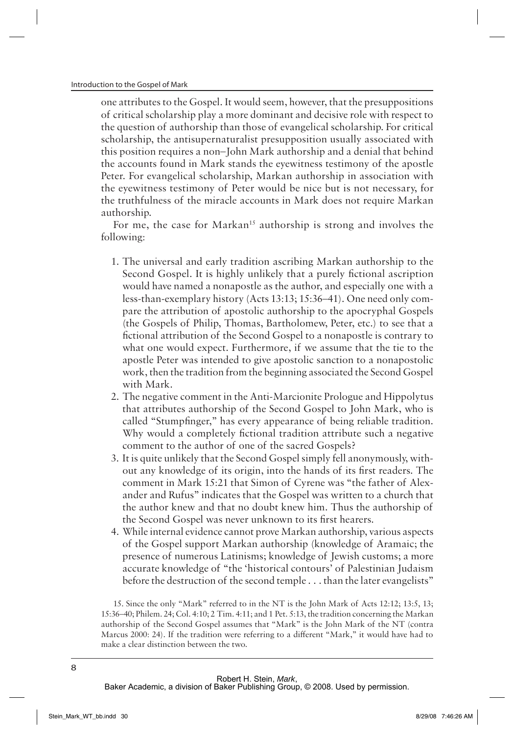one attributes to the Gospel. It would seem, however, that the presuppositions of critical scholarship play a more dominant and decisive role with respect to the question of authorship than those of evangelical scholarship. For critical scholarship, the antisupernaturalist presupposition usually associated with this position requires a non–John Mark authorship and a denial that behind the accounts found in Mark stands the eyewitness testimony of the apostle Peter. For evangelical scholarship, Markan authorship in association with the eyewitness testimony of Peter would be nice but is not necessary, for the truthfulness of the miracle accounts in Mark does not require Markan authorship.

For me, the case for Markan[15] authorship is strong and involves the following:

1. The universal and early tradition ascribing Markan authorship to the Second Gospel. It is highly unlikely that a purely fictional ascription would have named a nonapostle as the author, and especially one with a less-than-exemplary history (Acts 13:13; 15:36–41). One need only compare the attribution of apostolic authorship to the apocryphal Gospels (the Gospels of Philip, Thomas, Bartholomew, Peter, etc.) to see that a fictional attribution of the Second Gospel to a nonapostle is contrary to what one would expect. Furthermore, if we assume that the tie to the apostle Peter was intended to give apostolic sanction to a nonapostolic work, then the tradition from the beginning associated the Second Gospel with Mark.
2. The negative comment in the Anti-Marcionite Prologue and Hippolytus that attributes authorship of the Second Gospel to John Mark, who is called "Stumpfinger," has every appearance of being reliable tradition. Why would a completely fictional tradition attribute such a negative comment to the author of one of the sacred Gospels?
3. It is quite unlikely that the Second Gospel simply fell anonymously, without any knowledge of its origin, into the hands of its first readers. The comment in Mark 15:21 that Simon of Cyrene was "the father of Alexander and Rufus" indicates that the Gospel was written to a church that the author knew and that no doubt knew him. Thus the authorship of the Second Gospel was never unknown to its first hearers.
4. While internal evidence cannot prove Markan authorship, various aspects of the Gospel support Markan authorship (knowledge of Aramaic; the presence of numerous Latinisms; knowledge of Jewish customs; a more accurate knowledge of "the 'historical contours' of Palestinian Judaism before the destruction of the second temple . . . than the later evangelists"

15. Since the only "Mark" referred to in the NT is the John Mark of Acts 12:12; 13:5, 13; 15:36–40; Philem. 24; Col. 4:10; 2 Tim. 4:11; and 1 Pet. 5:13, the tradition concerning the Markan authorship of the Second Gospel assumes that "Mark" is the John Mark of the NT (contra Marcus 2000: 24). If the tradition were referring to a different "Mark," it would have had to make a clear distinction between the two.

Robert H. Stein, *Mark*,
Baker Academic, a division of Baker Publishing Group, © 2008. Used by permission.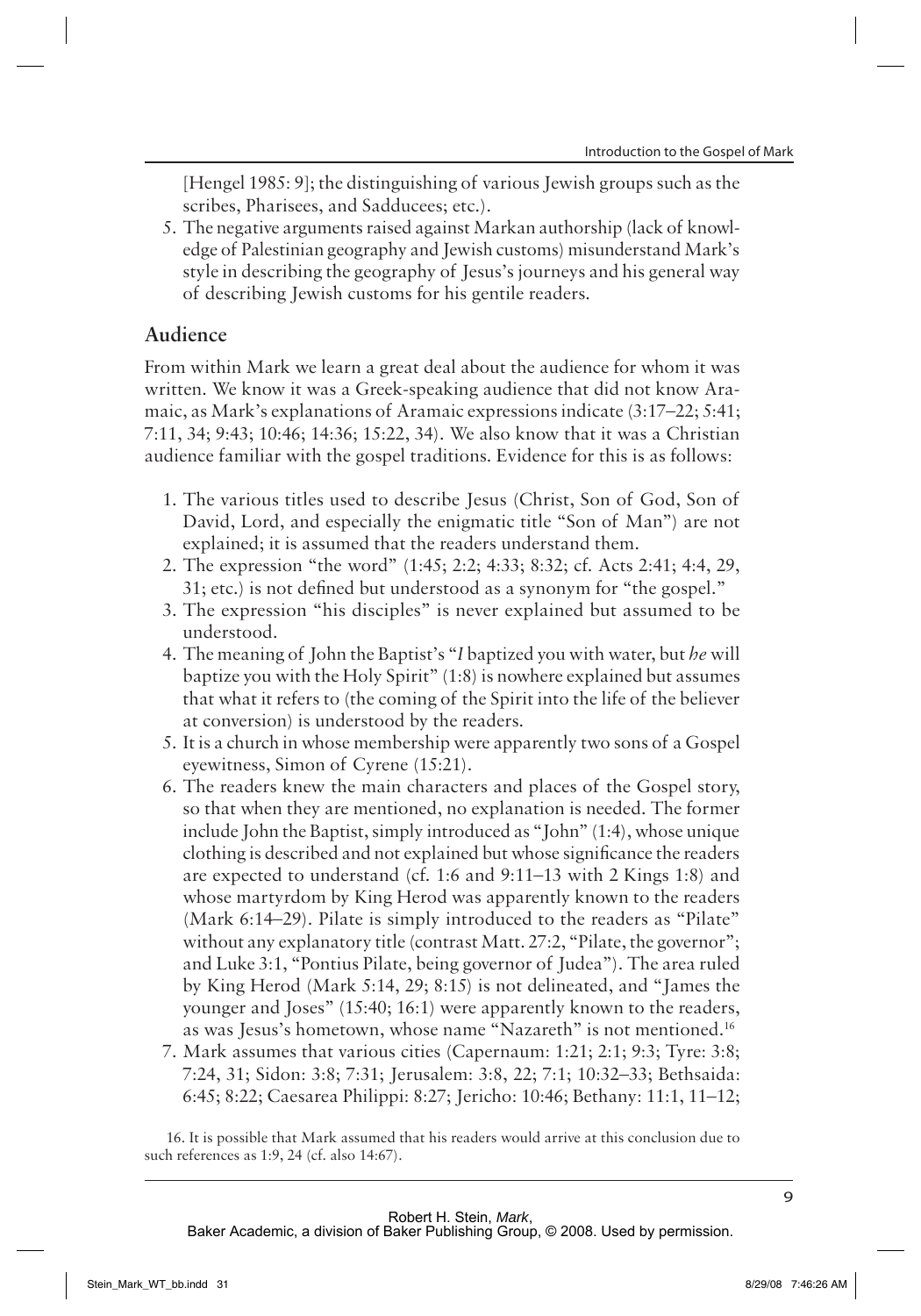[Hengel 1985: 9]; the distinguishing of various Jewish groups such as the scribes, Pharisees, and Sadducees; etc.).

5. The negative arguments raised against Markan authorship (lack of knowledge of Palestinian geography and Jewish customs) misunderstand Mark's style in describing the geography of Jesus's journeys and his general way of describing Jewish customs for his gentile readers.

## Audience

From within Mark we learn a great deal about the audience for whom it was written. We know it was a Greek-speaking audience that did not know Aramaic, as Mark's explanations of Aramaic expressions indicate (3:17–22; 5:41; 7:11, 34; 9:43; 10:46; 14:36; 15:22, 34). We also know that it was a Christian audience familiar with the gospel traditions. Evidence for this is as follows:

1. The various titles used to describe Jesus (Christ, Son of God, Son of David, Lord, and especially the enigmatic title "Son of Man") are not explained; it is assumed that the readers understand them.
2. The expression "the word" (1:45; 2:2; 4:33; 8:32; cf. Acts 2:41; 4:4, 29, 31; etc.) is not defined but understood as a synonym for "the gospel."
3. The expression "his disciples" is never explained but assumed to be understood.
4. The meaning of John the Baptist's "*I* baptized you with water, but *he* will baptize you with the Holy Spirit" (1:8) is nowhere explained but assumes that what it refers to (the coming of the Spirit into the life of the believer at conversion) is understood by the readers.
5. It is a church in whose membership were apparently two sons of a Gospel eyewitness, Simon of Cyrene (15:21).
6. The readers knew the main characters and places of the Gospel story, so that when they are mentioned, no explanation is needed. The former include John the Baptist, simply introduced as "John" (1:4), whose unique clothing is described and not explained but whose significance the readers are expected to understand (cf. 1:6 and 9:11–13 with 2 Kings 1:8) and whose martyrdom by King Herod was apparently known to the readers (Mark 6:14–29). Pilate is simply introduced to the readers as "Pilate" without any explanatory title (contrast Matt. 27:2, "Pilate, the governor"; and Luke 3:1, "Pontius Pilate, being governor of Judea"). The area ruled by King Herod (Mark 5:14, 29; 8:15) is not delineated, and "James the younger and Joses" (15:40; 16:1) were apparently known to the readers, as was Jesus's hometown, whose name "Nazareth" is not mentioned.[16]
7. Mark assumes that various cities (Capernaum: 1:21; 2:1; 9:3; Tyre: 3:8; 7:24, 31; Sidon: 3:8; 7:31; Jerusalem: 3:8, 22; 7:1; 10:32–33; Bethsaida: 6:45; 8:22; Caesarea Philippi: 8:27; Jericho: 10:46; Bethany: 11:1, 11–12;

16. It is possible that Mark assumed that his readers would arrive at this conclusion due to such references as 1:9, 24 (cf. also 14:67).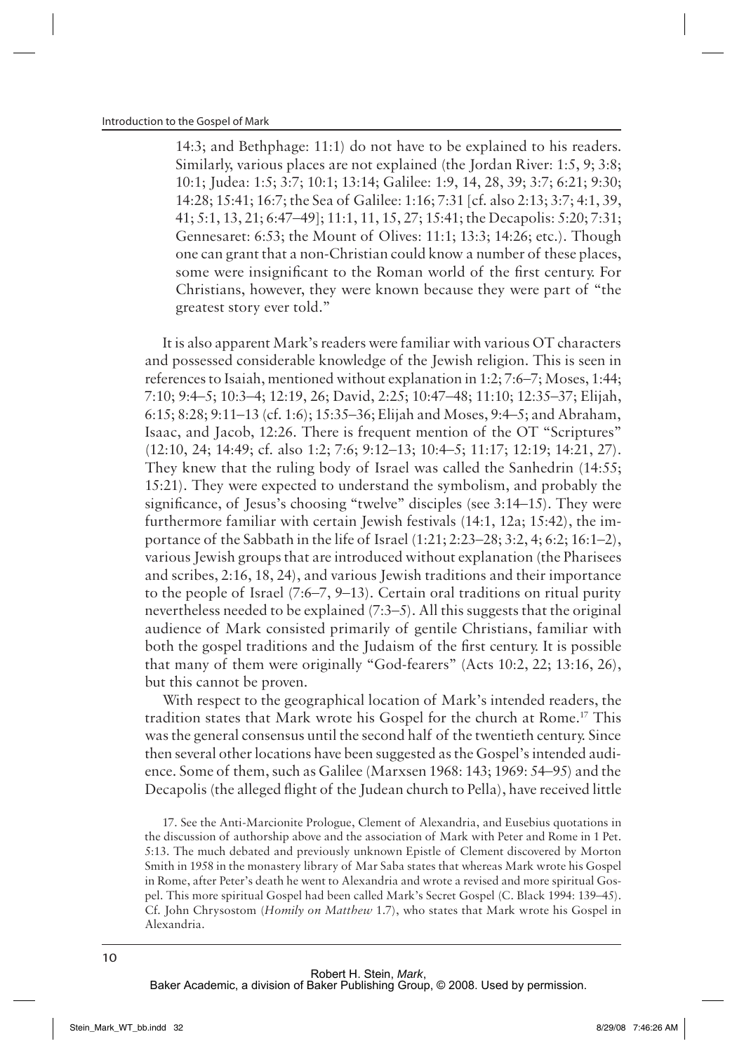14:3; and Bethphage: 11:1) do not have to be explained to his readers. Similarly, various places are not explained (the Jordan River: 1:5, 9; 3:8; 10:1; Judea: 1:5; 3:7; 10:1; 13:14; Galilee: 1:9, 14, 28, 39; 3:7; 6:21; 9:30; 14:28; 15:41; 16:7; the Sea of Galilee: 1:16; 7:31 [cf. also 2:13; 3:7; 4:1, 39, 41; 5:1, 13, 21; 6:47–49]; 11:1, 11, 15, 27; 15:41; the Decapolis: 5:20; 7:31; Gennesaret: 6:53; the Mount of Olives: 11:1; 13:3; 14:26; etc.). Though one can grant that a non-Christian could know a number of these places, some were insignificant to the Roman world of the first century. For Christians, however, they were known because they were part of "the greatest story ever told."

It is also apparent Mark's readers were familiar with various OT characters and possessed considerable knowledge of the Jewish religion. This is seen in references to Isaiah, mentioned without explanation in 1:2; 7:6–7; Moses, 1:44; 7:10; 9:4–5; 10:3–4; 12:19, 26; David, 2:25; 10:47–48; 11:10; 12:35–37; Elijah, 6:15; 8:28; 9:11–13 (cf. 1:6); 15:35–36; Elijah and Moses, 9:4–5; and Abraham, Isaac, and Jacob, 12:26. There is frequent mention of the OT "Scriptures" (12:10, 24; 14:49; cf. also 1:2; 7:6; 9:12–13; 10:4–5; 11:17; 12:19; 14:21, 27). They knew that the ruling body of Israel was called the Sanhedrin (14:55; 15:21). They were expected to understand the symbolism, and probably the significance, of Jesus's choosing "twelve" disciples (see 3:14–15). They were furthermore familiar with certain Jewish festivals (14:1, 12a; 15:42), the importance of the Sabbath in the life of Israel (1:21; 2:23–28; 3:2, 4; 6:2; 16:1–2), various Jewish groups that are introduced without explanation (the Pharisees and scribes, 2:16, 18, 24), and various Jewish traditions and their importance to the people of Israel (7:6–7, 9–13). Certain oral traditions on ritual purity nevertheless needed to be explained (7:3–5). All this suggests that the original audience of Mark consisted primarily of gentile Christians, familiar with both the gospel traditions and the Judaism of the first century. It is possible that many of them were originally "God-fearers" (Acts 10:2, 22; 13:16, 26), but this cannot be proven.

With respect to the geographical location of Mark's intended readers, the tradition states that Mark wrote his Gospel for the church at Rome.[17] This was the general consensus until the second half of the twentieth century. Since then several other locations have been suggested as the Gospel's intended audience. Some of them, such as Galilee (Marxsen 1968: 143; 1969: 54–95) and the Decapolis (the alleged flight of the Judean church to Pella), have received little

17. See the Anti-Marcionite Prologue, Clement of Alexandria, and Eusebius quotations in the discussion of authorship above and the association of Mark with Peter and Rome in 1 Pet. 5:13. The much debated and previously unknown Epistle of Clement discovered by Morton Smith in 1958 in the monastery library of Mar Saba states that whereas Mark wrote his Gospel in Rome, after Peter's death he went to Alexandria and wrote a revised and more spiritual Gospel. This more spiritual Gospel had been called Mark's Secret Gospel (C. Black 1994: 139–45). Cf. John Chrysostom (*Homily on Matthew* 1.7), who states that Mark wrote his Gospel in Alexandria.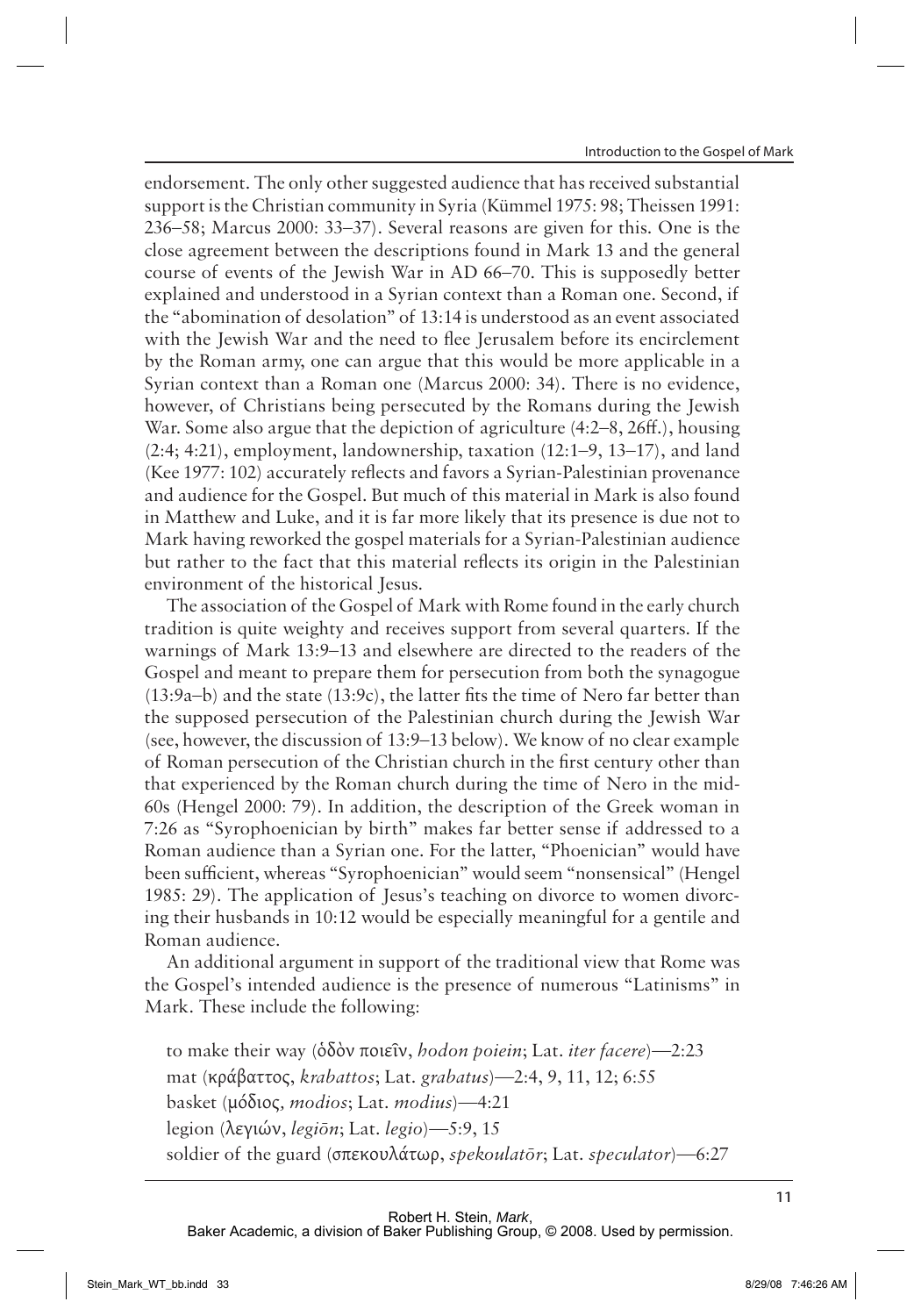endorsement. The only other suggested audience that has received substantial support is the Christian community in Syria (Kümmel 1975: 98; Theissen 1991: 236–58; Marcus 2000: 33–37). Several reasons are given for this. One is the close agreement between the descriptions found in Mark 13 and the general course of events of the Jewish War in AD 66–70. This is supposedly better explained and understood in a Syrian context than a Roman one. Second, if the "abomination of desolation" of 13:14 is understood as an event associated with the Jewish War and the need to flee Jerusalem before its encirclement by the Roman army, one can argue that this would be more applicable in a Syrian context than a Roman one (Marcus 2000: 34). There is no evidence, however, of Christians being persecuted by the Romans during the Jewish War. Some also argue that the depiction of agriculture (4:2–8, 26ff.), housing (2:4; 4:21), employment, landownership, taxation (12:1–9, 13–17), and land (Kee 1977: 102) accurately reflects and favors a Syrian-Palestinian provenance and audience for the Gospel. But much of this material in Mark is also found in Matthew and Luke, and it is far more likely that its presence is due not to Mark having reworked the gospel materials for a Syrian-Palestinian audience but rather to the fact that this material reflects its origin in the Palestinian environment of the historical Jesus.

The association of the Gospel of Mark with Rome found in the early church tradition is quite weighty and receives support from several quarters. If the warnings of Mark 13:9–13 and elsewhere are directed to the readers of the Gospel and meant to prepare them for persecution from both the synagogue (13:9a–b) and the state (13:9c), the latter fits the time of Nero far better than the supposed persecution of the Palestinian church during the Jewish War (see, however, the discussion of 13:9–13 below). We know of no clear example of Roman persecution of the Christian church in the first century other than that experienced by the Roman church during the time of Nero in the mid-60s (Hengel 2000: 79). In addition, the description of the Greek woman in 7:26 as "Syrophoenician by birth" makes far better sense if addressed to a Roman audience than a Syrian one. For the latter, "Phoenician" would have been sufficient, whereas "Syrophoenician" would seem "nonsensical" (Hengel 1985: 29). The application of Jesus's teaching on divorce to women divorcing their husbands in 10:12 would be especially meaningful for a gentile and Roman audience.

An additional argument in support of the traditional view that Rome was the Gospel's intended audience is the presence of numerous "Latinisms" in Mark. These include the following:

to make their way (ὁδὸν ποιεῖν, *hodon poiein*; Lat. *iter facere*)—2:23
mat (κράβαττος, *krabattos*; Lat. *grabatus*)—2:4, 9, 11, 12; 6:55
basket (μόδιος, *modios*; Lat. *modius*)—4:21
legion (λεγιών, *legiōn*; Lat. *legio*)—5:9, 15
soldier of the guard (σπεκουλάτωρ, *spekoulatōr*; Lat. *speculator*)—6:27

Robert H. Stein, *Mark*,
Baker Academic, a division of Baker Publishing Group, © 2008. Used by permission.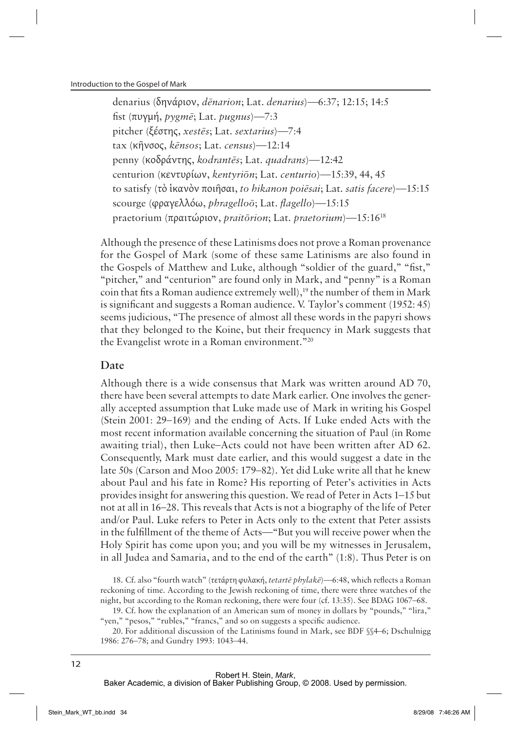denarius (δηνάριον, *dēnarion*; Lat. *denarius*)—6:37; 12:15; 14:5
fist (πυγμή, *pygmē*; Lat. *pugnus*)—7:3
pitcher (ξέστης, *xestēs*; Lat. *sextarius*)—7:4
tax (κῆνσος, *kēnsos*; Lat. *census*)—12:14
penny (κοδράντης, *kodrantēs*; Lat. *quadrans*)—12:42
centurion (κεντυρίων, *kentyriōn*; Lat. *centurio*)—15:39, 44, 45
to satisfy (τὸ ἱκανὸν ποιῆσαι, *to hikanon poiēsai*; Lat. *satis facere*)—15:15
scourge (φραγελλόω, *phragelloō*; Lat. *flagello*)—15:15
praetorium (πραιτώριον, *praitōrion*; Lat. *praetorium*)—15:16[18]

Although the presence of these Latinisms does not prove a Roman provenance for the Gospel of Mark (some of these same Latinisms are also found in the Gospels of Matthew and Luke, although "soldier of the guard," "fist," "pitcher," and "centurion" are found only in Mark, and "penny" is a Roman coin that fits a Roman audience extremely well),[19] the number of them in Mark is significant and suggests a Roman audience. V. Taylor's comment (1952: 45) seems judicious, "The presence of almost all these words in the papyri shows that they belonged to the Koine, but their frequency in Mark suggests that the Evangelist wrote in a Roman environment."[20]

## Date

Although there is a wide consensus that Mark was written around AD 70, there have been several attempts to date Mark earlier. One involves the generally accepted assumption that Luke made use of Mark in writing his Gospel (Stein 2001: 29–169) and the ending of Acts. If Luke ended Acts with the most recent information available concerning the situation of Paul (in Rome awaiting trial), then Luke–Acts could not have been written after AD 62. Consequently, Mark must date earlier, and this would suggest a date in the late 50s (Carson and Moo 2005: 179–82). Yet did Luke write all that he knew about Paul and his fate in Rome? His reporting of Peter's activities in Acts provides insight for answering this question. We read of Peter in Acts 1–15 but not at all in 16–28. This reveals that Acts is not a biography of the life of Peter and/or Paul. Luke refers to Peter in Acts only to the extent that Peter assists in the fulfillment of the theme of Acts—"But you will receive power when the Holy Spirit has come upon you; and you will be my witnesses in Jerusalem, in all Judea and Samaria, and to the end of the earth" (1:8). Thus Peter is on

18. Cf. also "fourth watch" (τετάρτη φυλακή, *tetartē phylakē*)—6:48, which reflects a Roman reckoning of time. According to the Jewish reckoning of time, there were three watches of the night, but according to the Roman reckoning, there were four (cf. 13:35). See BDAG 1067–68.

19. Cf. how the explanation of an American sum of money in dollars by "pounds," "lira," "yen," "pesos," "rubles," "francs," and so on suggests a specific audience.

20. For additional discussion of the Latinisms found in Mark, see BDF §§4–6; Dschulnigg 1986: 276–78; and Gundry 1993: 1043–44.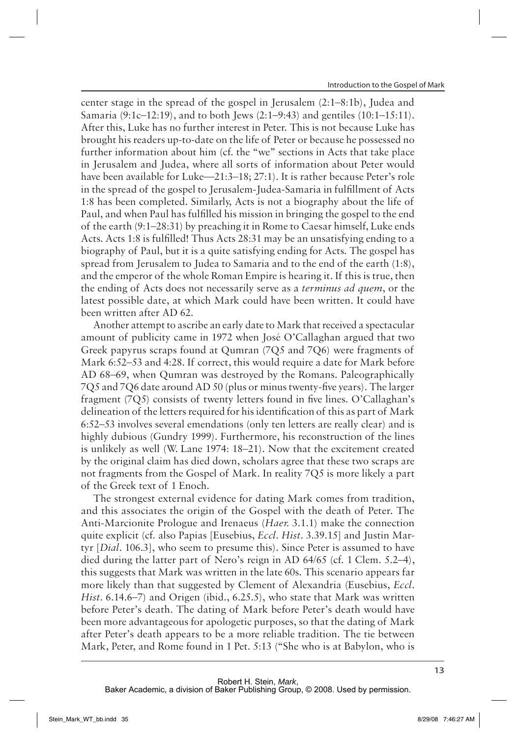center stage in the spread of the gospel in Jerusalem (2:1–8:1b), Judea and Samaria (9:1c–12:19), and to both Jews (2:1–9:43) and gentiles (10:1–15:11). After this, Luke has no further interest in Peter. This is not because Luke has brought his readers up-to-date on the life of Peter or because he possessed no further information about him (cf. the "we" sections in Acts that take place in Jerusalem and Judea, where all sorts of information about Peter would have been available for Luke—21:3–18; 27:1). It is rather because Peter's role in the spread of the gospel to Jerusalem-Judea-Samaria in fulfillment of Acts 1:8 has been completed. Similarly, Acts is not a biography about the life of Paul, and when Paul has fulfilled his mission in bringing the gospel to the end of the earth (9:1–28:31) by preaching it in Rome to Caesar himself, Luke ends Acts. Acts 1:8 is fulfilled! Thus Acts 28:31 may be an unsatisfying ending to a biography of Paul, but it is a quite satisfying ending for Acts. The gospel has spread from Jerusalem to Judea to Samaria and to the end of the earth (1:8), and the emperor of the whole Roman Empire is hearing it. If this is true, then the ending of Acts does not necessarily serve as a *terminus ad quem*, or the latest possible date, at which Mark could have been written. It could have been written after AD 62.

Another attempt to ascribe an early date to Mark that received a spectacular amount of publicity came in 1972 when José O'Callaghan argued that two Greek papyrus scraps found at Qumran (7Q5 and 7Q6) were fragments of Mark 6:52–53 and 4:28. If correct, this would require a date for Mark before AD 68–69, when Qumran was destroyed by the Romans. Paleographically 7Q5 and 7Q6 date around AD 50 (plus or minus twenty-five years). The larger fragment (7Q5) consists of twenty letters found in five lines. O'Callaghan's delineation of the letters required for his identification of this as part of Mark 6:52–53 involves several emendations (only ten letters are really clear) and is highly dubious (Gundry 1999). Furthermore, his reconstruction of the lines is unlikely as well (W. Lane 1974: 18–21). Now that the excitement created by the original claim has died down, scholars agree that these two scraps are not fragments from the Gospel of Mark. In reality 7Q5 is more likely a part of the Greek text of 1 Enoch.

The strongest external evidence for dating Mark comes from tradition, and this associates the origin of the Gospel with the death of Peter. The Anti-Marcionite Prologue and Irenaeus (*Haer.* 3.1.1) make the connection quite explicit (cf. also Papias [Eusebius, *Eccl. Hist.* 3.39.15] and Justin Martyr [*Dial.* 106.3], who seem to presume this). Since Peter is assumed to have died during the latter part of Nero's reign in AD 64/65 (cf. 1 Clem. 5.2–4), this suggests that Mark was written in the late 60s. This scenario appears far more likely than that suggested by Clement of Alexandria (Eusebius, *Eccl. Hist.* 6.14.6–7) and Origen (ibid., 6.25.5), who state that Mark was written before Peter's death. The dating of Mark before Peter's death would have been more advantageous for apologetic purposes, so that the dating of Mark after Peter's death appears to be a more reliable tradition. The tie between Mark, Peter, and Rome found in 1 Pet. 5:13 ("She who is at Babylon, who is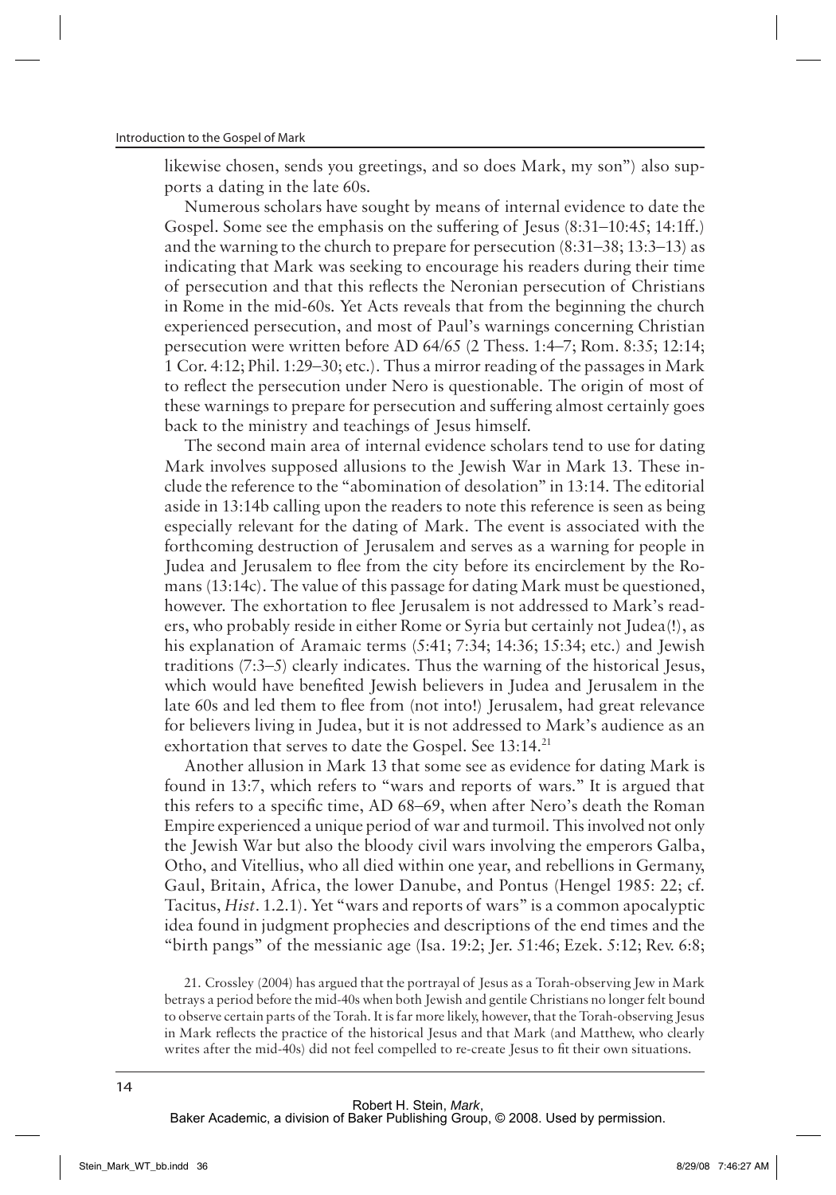likewise chosen, sends you greetings, and so does Mark, my son") also supports a dating in the late 60s.

Numerous scholars have sought by means of internal evidence to date the Gospel. Some see the emphasis on the suffering of Jesus (8:31–10:45; 14:1ff.) and the warning to the church to prepare for persecution (8:31–38; 13:3–13) as indicating that Mark was seeking to encourage his readers during their time of persecution and that this reflects the Neronian persecution of Christians in Rome in the mid-60s. Yet Acts reveals that from the beginning the church experienced persecution, and most of Paul's warnings concerning Christian persecution were written before AD 64/65 (2 Thess. 1:4–7; Rom. 8:35; 12:14; 1 Cor. 4:12; Phil. 1:29–30; etc.). Thus a mirror reading of the passages in Mark to reflect the persecution under Nero is questionable. The origin of most of these warnings to prepare for persecution and suffering almost certainly goes back to the ministry and teachings of Jesus himself.

The second main area of internal evidence scholars tend to use for dating Mark involves supposed allusions to the Jewish War in Mark 13. These include the reference to the "abomination of desolation" in 13:14. The editorial aside in 13:14b calling upon the readers to note this reference is seen as being especially relevant for the dating of Mark. The event is associated with the forthcoming destruction of Jerusalem and serves as a warning for people in Judea and Jerusalem to flee from the city before its encirclement by the Romans (13:14c). The value of this passage for dating Mark must be questioned, however. The exhortation to flee Jerusalem is not addressed to Mark's readers, who probably reside in either Rome or Syria but certainly not Judea(!), as his explanation of Aramaic terms (5:41; 7:34; 14:36; 15:34; etc.) and Jewish traditions (7:3–5) clearly indicates. Thus the warning of the historical Jesus, which would have benefited Jewish believers in Judea and Jerusalem in the late 60s and led them to flee from (not into!) Jerusalem, had great relevance for believers living in Judea, but it is not addressed to Mark's audience as an exhortation that serves to date the Gospel. See 13:14.[21]

Another allusion in Mark 13 that some see as evidence for dating Mark is found in 13:7, which refers to "wars and reports of wars." It is argued that this refers to a specific time, AD 68–69, when after Nero's death the Roman Empire experienced a unique period of war and turmoil. This involved not only the Jewish War but also the bloody civil wars involving the emperors Galba, Otho, and Vitellius, who all died within one year, and rebellions in Germany, Gaul, Britain, Africa, the lower Danube, and Pontus (Hengel 1985: 22; cf. Tacitus, *Hist*. 1.2.1). Yet "wars and reports of wars" is a common apocalyptic idea found in judgment prophecies and descriptions of the end times and the "birth pangs" of the messianic age (Isa. 19:2; Jer. 51:46; Ezek. 5:12; Rev. 6:8;

21. Crossley (2004) has argued that the portrayal of Jesus as a Torah-observing Jew in Mark betrays a period before the mid-40s when both Jewish and gentile Christians no longer felt bound to observe certain parts of the Torah. It is far more likely, however, that the Torah-observing Jesus in Mark reflects the practice of the historical Jesus and that Mark (and Matthew, who clearly writes after the mid-40s) did not feel compelled to re-create Jesus to fit their own situations.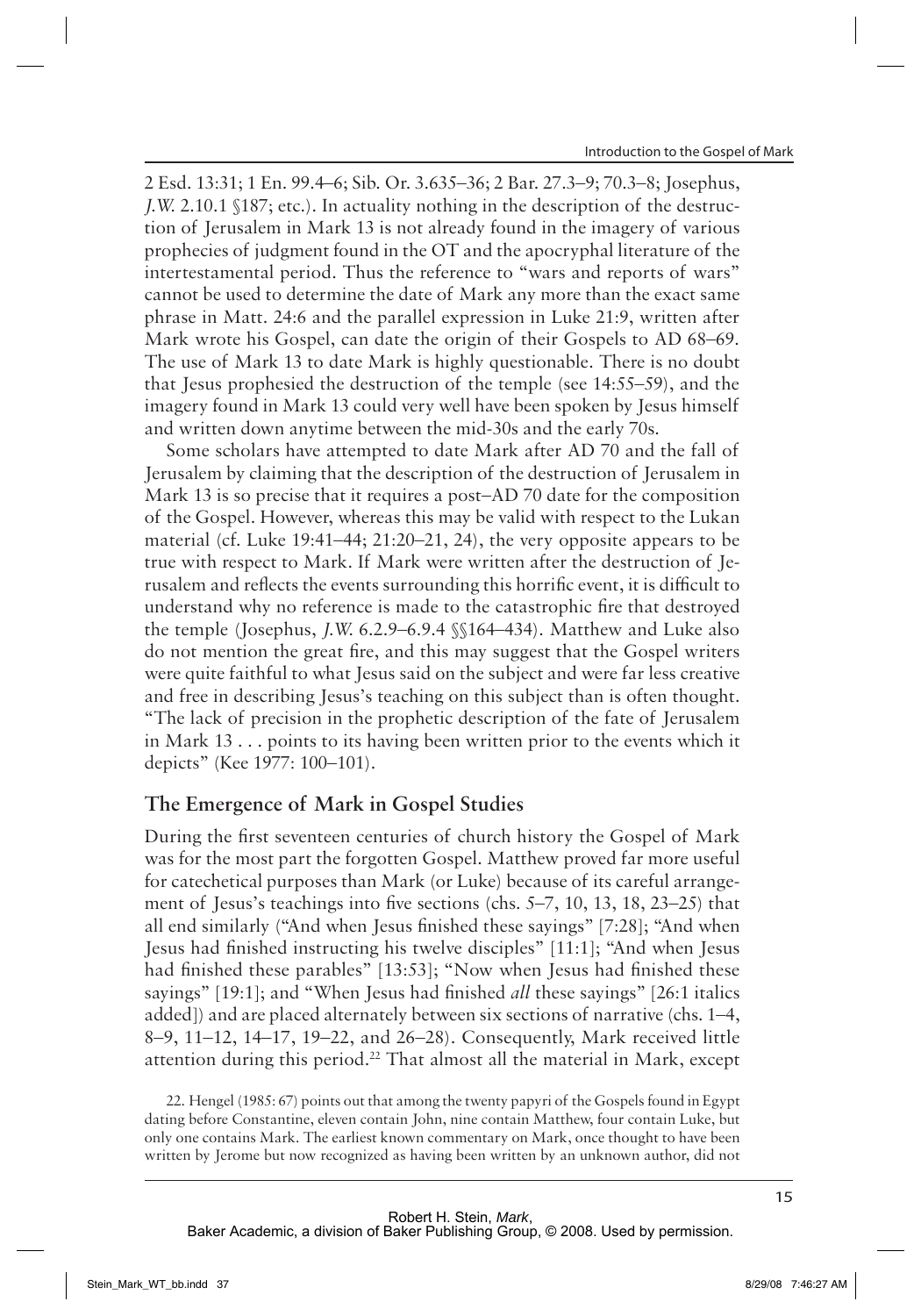2 Esd. 13:31; 1 En. 99.4–6; Sib. Or. 3.635–36; 2 Bar. 27.3–9; 70.3–8; Josephus, *J.W.* 2.10.1 §187; etc.). In actuality nothing in the description of the destruction of Jerusalem in Mark 13 is not already found in the imagery of various prophecies of judgment found in the OT and the apocryphal literature of the intertestamental period. Thus the reference to "wars and reports of wars" cannot be used to determine the date of Mark any more than the exact same phrase in Matt. 24:6 and the parallel expression in Luke 21:9, written after Mark wrote his Gospel, can date the origin of their Gospels to AD 68–69. The use of Mark 13 to date Mark is highly questionable. There is no doubt that Jesus prophesied the destruction of the temple (see 14:55–59), and the imagery found in Mark 13 could very well have been spoken by Jesus himself and written down anytime between the mid-30s and the early 70s.

Some scholars have attempted to date Mark after AD 70 and the fall of Jerusalem by claiming that the description of the destruction of Jerusalem in Mark 13 is so precise that it requires a post–AD 70 date for the composition of the Gospel. However, whereas this may be valid with respect to the Lukan material (cf. Luke 19:41–44; 21:20–21, 24), the very opposite appears to be true with respect to Mark. If Mark were written after the destruction of Jerusalem and reflects the events surrounding this horrific event, it is difficult to understand why no reference is made to the catastrophic fire that destroyed the temple (Josephus, *J.W.* 6.2.9–6.9.4 §§164–434). Matthew and Luke also do not mention the great fire, and this may suggest that the Gospel writers were quite faithful to what Jesus said on the subject and were far less creative and free in describing Jesus's teaching on this subject than is often thought. "The lack of precision in the prophetic description of the fate of Jerusalem in Mark 13 . . . points to its having been written prior to the events which it depicts" (Kee 1977: 100–101).

## The Emergence of Mark in Gospel Studies

During the first seventeen centuries of church history the Gospel of Mark was for the most part the forgotten Gospel. Matthew proved far more useful for catechetical purposes than Mark (or Luke) because of its careful arrangement of Jesus's teachings into five sections (chs. 5–7, 10, 13, 18, 23–25) that all end similarly ("And when Jesus finished these sayings" [7:28]; "And when Jesus had finished instructing his twelve disciples" [11:1]; "And when Jesus had finished these parables" [13:53]; "Now when Jesus had finished these sayings" [19:1]; and "When Jesus had finished *all* these sayings" [26:1 italics added]) and are placed alternately between six sections of narrative (chs. 1–4, 8–9, 11–12, 14–17, 19–22, and 26–28). Consequently, Mark received little attention during this period.[22] That almost all the material in Mark, except

22. Hengel (1985: 67) points out that among the twenty papyri of the Gospels found in Egypt dating before Constantine, eleven contain John, nine contain Matthew, four contain Luke, but only one contains Mark. The earliest known commentary on Mark, once thought to have been written by Jerome but now recognized as having been written by an unknown author, did not

Robert H. Stein, *Mark*,
Baker Academic, a division of Baker Publishing Group, © 2008. Used by permission.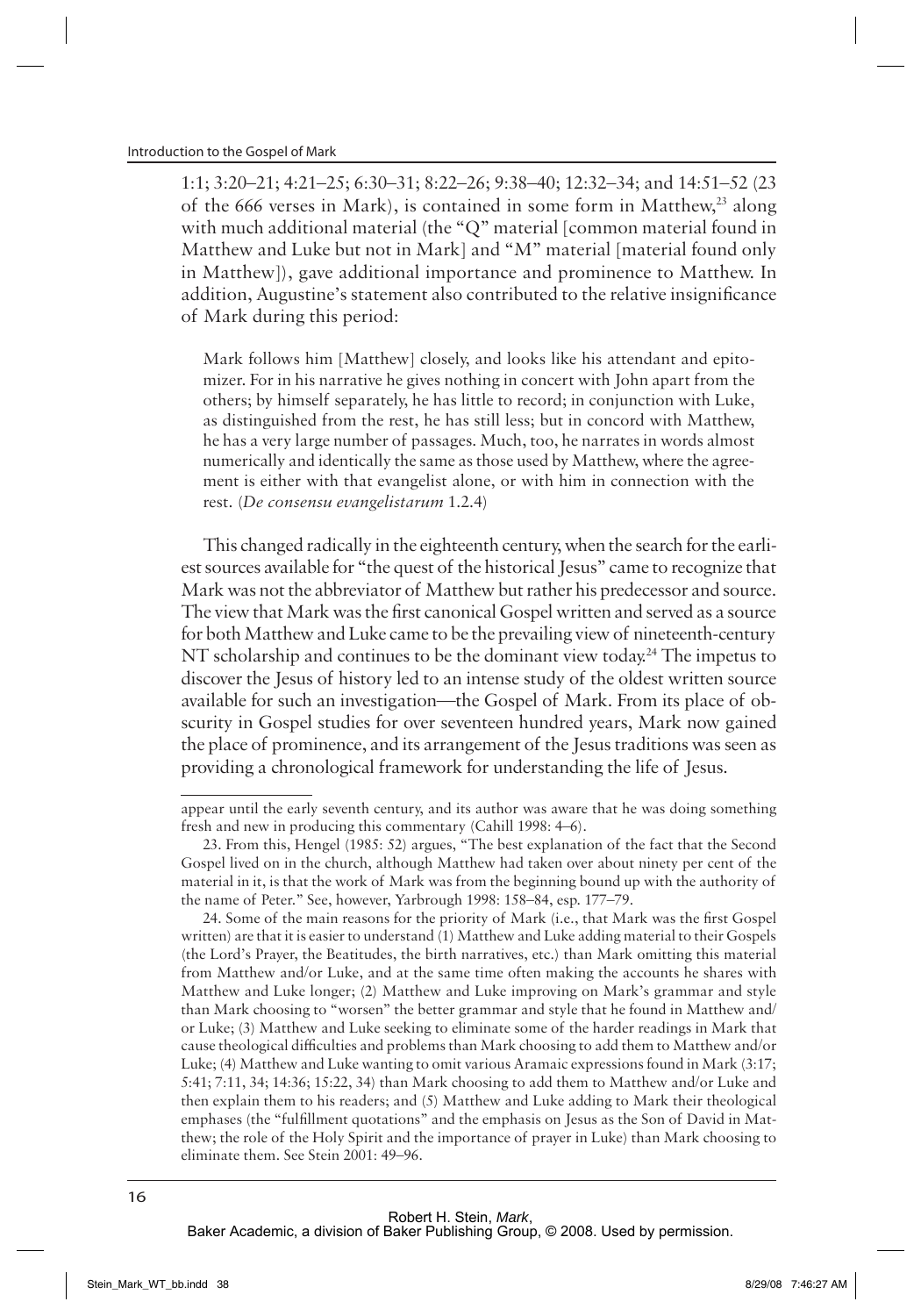1:1; 3:20–21; 4:21–25; 6:30–31; 8:22–26; 9:38–40; 12:32–34; and 14:51–52 (23 of the 666 verses in Mark), is contained in some form in Matthew,[23] along with much additional material (the "Q" material [common material found in Matthew and Luke but not in Mark] and "M" material [material found only in Matthew]), gave additional importance and prominence to Matthew. In addition, Augustine's statement also contributed to the relative insignificance of Mark during this period:

> Mark follows him [Matthew] closely, and looks like his attendant and epitomizer. For in his narrative he gives nothing in concert with John apart from the others; by himself separately, he has little to record; in conjunction with Luke, as distinguished from the rest, he has still less; but in concord with Matthew, he has a very large number of passages. Much, too, he narrates in words almost numerically and identically the same as those used by Matthew, where the agreement is either with that evangelist alone, or with him in connection with the rest. (*De consensu evangelistarum* 1.2.4)

This changed radically in the eighteenth century, when the search for the earliest sources available for "the quest of the historical Jesus" came to recognize that Mark was not the abbreviator of Matthew but rather his predecessor and source. The view that Mark was the first canonical Gospel written and served as a source for both Matthew and Luke came to be the prevailing view of nineteenth-century NT scholarship and continues to be the dominant view today.[24] The impetus to discover the Jesus of history led to an intense study of the oldest written source available for such an investigation—the Gospel of Mark. From its place of obscurity in Gospel studies for over seventeen hundred years, Mark now gained the place of prominence, and its arrangement of the Jesus traditions was seen as providing a chronological framework for understanding the life of Jesus.

---

appear until the early seventh century, and its author was aware that he was doing something fresh and new in producing this commentary (Cahill 1998: 4–6).

23. From this, Hengel (1985: 52) argues, "The best explanation of the fact that the Second Gospel lived on in the church, although Matthew had taken over about ninety per cent of the material in it, is that the work of Mark was from the beginning bound up with the authority of the name of Peter." See, however, Yarbrough 1998: 158–84, esp. 177–79.

24. Some of the main reasons for the priority of Mark (i.e., that Mark was the first Gospel written) are that it is easier to understand (1) Matthew and Luke adding material to their Gospels (the Lord's Prayer, the Beatitudes, the birth narratives, etc.) than Mark omitting this material from Matthew and/or Luke, and at the same time often making the accounts he shares with Matthew and Luke longer; (2) Matthew and Luke improving on Mark's grammar and style than Mark choosing to "worsen" the better grammar and style that he found in Matthew and/or Luke; (3) Matthew and Luke seeking to eliminate some of the harder readings in Mark that cause theological difficulties and problems than Mark choosing to add them to Matthew and/or Luke; (4) Matthew and Luke wanting to omit various Aramaic expressions found in Mark (3:17; 5:41; 7:11, 34; 14:36; 15:22, 34) than Mark choosing to add them to Matthew and/or Luke and then explain them to his readers; and (5) Matthew and Luke adding to Mark their theological emphases (the "fulfillment quotations" and the emphasis on Jesus as the Son of David in Matthew; the role of the Holy Spirit and the importance of prayer in Luke) than Mark choosing to eliminate them. See Stein 2001: 49–96.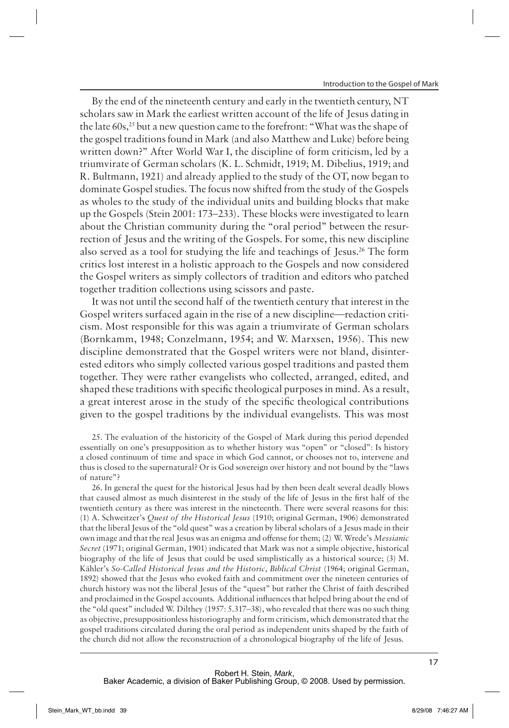By the end of the nineteenth century and early in the twentieth century, NT scholars saw in Mark the earliest written account of the life of Jesus dating in the late 60s,[25] but a new question came to the forefront: "What was the shape of the gospel traditions found in Mark (and also Matthew and Luke) before being written down?" After World War I, the discipline of form criticism, led by a triumvirate of German scholars (K. L. Schmidt, 1919; M. Dibelius, 1919; and R. Bultmann, 1921) and already applied to the study of the OT, now began to dominate Gospel studies. The focus now shifted from the study of the Gospels as wholes to the study of the individual units and building blocks that make up the Gospels (Stein 2001: 173–233). These blocks were investigated to learn about the Christian community during the "oral period" between the resurrection of Jesus and the writing of the Gospels. For some, this new discipline also served as a tool for studying the life and teachings of Jesus.[26] The form critics lost interest in a holistic approach to the Gospels and now considered the Gospel writers as simply collectors of tradition and editors who patched together tradition collections using scissors and paste.

It was not until the second half of the twentieth century that interest in the Gospel writers surfaced again in the rise of a new discipline—redaction criticism. Most responsible for this was again a triumvirate of German scholars (Bornkamm, 1948; Conzelmann, 1954; and W. Marxsen, 1956). This new discipline demonstrated that the Gospel writers were not bland, disinterested editors who simply collected various gospel traditions and pasted them together. They were rather evangelists who collected, arranged, edited, and shaped these traditions with specific theological purposes in mind. As a result, a great interest arose in the study of the specific theological contributions given to the gospel traditions by the individual evangelists. This was most

25. The evaluation of the historicity of the Gospel of Mark during this period depended essentially on one's presupposition as to whether history was "open" or "closed": Is history a closed continuum of time and space in which God cannot, or chooses not to, intervene and thus is closed to the supernatural? Or is God sovereign over history and not bound by the "laws of nature"?

26. In general the quest for the historical Jesus had by then been dealt several deadly blows that caused almost as much disinterest in the study of the life of Jesus in the first half of the twentieth century as there was interest in the nineteenth. There were several reasons for this: (1) A. Schweitzer's *Quest of the Historical Jesus* (1910; original German, 1906) demonstrated that the liberal Jesus of the "old quest" was a creation by liberal scholars of a Jesus made in their own image and that the real Jesus was an enigma and offense for them; (2) W. Wrede's *Messianic Secret* (1971; original German, 1901) indicated that Mark was not a simple objective, historical biography of the life of Jesus that could be used simplistically as a historical source; (3) M. Kähler's *So-Called Historical Jesus and the Historic, Biblical Christ* (1964; original German, 1892) showed that the Jesus who evoked faith and commitment over the nineteen centuries of church history was not the liberal Jesus of the "quest" but rather the Christ of faith described and proclaimed in the Gospel accounts. Additional influences that helped bring about the end of the "old quest" included W. Dilthey (1957: 5.317–38), who revealed that there was no such thing as objective, presuppositionless historiography and form criticism, which demonstrated that the gospel traditions circulated during the oral period as independent units shaped by the faith of the church did not allow the reconstruction of a chronological biography of the life of Jesus.

Robert H. Stein, *Mark*,
Baker Academic, a division of Baker Publishing Group, © 2008. Used by permission.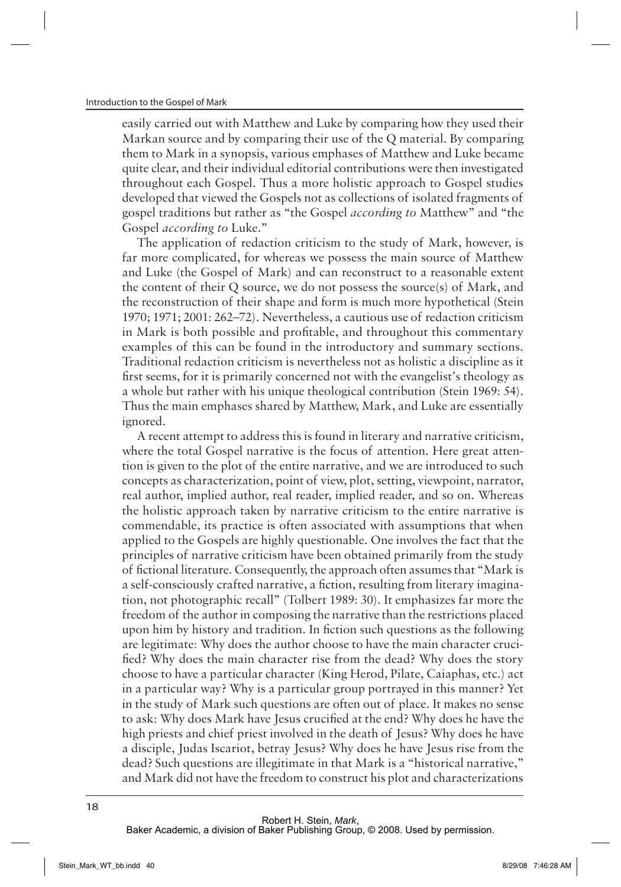easily carried out with Matthew and Luke by comparing how they used their Markan source and by comparing their use of the Q material. By comparing them to Mark in a synopsis, various emphases of Matthew and Luke became quite clear, and their individual editorial contributions were then investigated throughout each Gospel. Thus a more holistic approach to Gospel studies developed that viewed the Gospels not as collections of isolated fragments of gospel traditions but rather as "the Gospel *according to* Matthew" and "the Gospel *according to* Luke."

The application of redaction criticism to the study of Mark, however, is far more complicated, for whereas we possess the main source of Matthew and Luke (the Gospel of Mark) and can reconstruct to a reasonable extent the content of their Q source, we do not possess the source(s) of Mark, and the reconstruction of their shape and form is much more hypothetical (Stein 1970; 1971; 2001: 262–72). Nevertheless, a cautious use of redaction criticism in Mark is both possible and profitable, and throughout this commentary examples of this can be found in the introductory and summary sections. Traditional redaction criticism is nevertheless not as holistic a discipline as it first seems, for it is primarily concerned not with the evangelist's theology as a whole but rather with his unique theological contribution (Stein 1969: 54). Thus the main emphases shared by Matthew, Mark, and Luke are essentially ignored.

A recent attempt to address this is found in literary and narrative criticism, where the total Gospel narrative is the focus of attention. Here great attention is given to the plot of the entire narrative, and we are introduced to such concepts as characterization, point of view, plot, setting, viewpoint, narrator, real author, implied author, real reader, implied reader, and so on. Whereas the holistic approach taken by narrative criticism to the entire narrative is commendable, its practice is often associated with assumptions that when applied to the Gospels are highly questionable. One involves the fact that the principles of narrative criticism have been obtained primarily from the study of fictional literature. Consequently, the approach often assumes that "Mark is a self-consciously crafted narrative, a fiction, resulting from literary imagination, not photographic recall" (Tolbert 1989: 30). It emphasizes far more the freedom of the author in composing the narrative than the restrictions placed upon him by history and tradition. In fiction such questions as the following are legitimate: Why does the author choose to have the main character crucified? Why does the main character rise from the dead? Why does the story choose to have a particular character (King Herod, Pilate, Caiaphas, etc.) act in a particular way? Why is a particular group portrayed in this manner? Yet in the study of Mark such questions are often out of place. It makes no sense to ask: Why does Mark have Jesus crucified at the end? Why does he have the high priests and chief priest involved in the death of Jesus? Why does he have a disciple, Judas Iscariot, betray Jesus? Why does he have Jesus rise from the dead? Such questions are illegitimate in that Mark is a "historical narrative," and Mark did not have the freedom to construct his plot and characterizations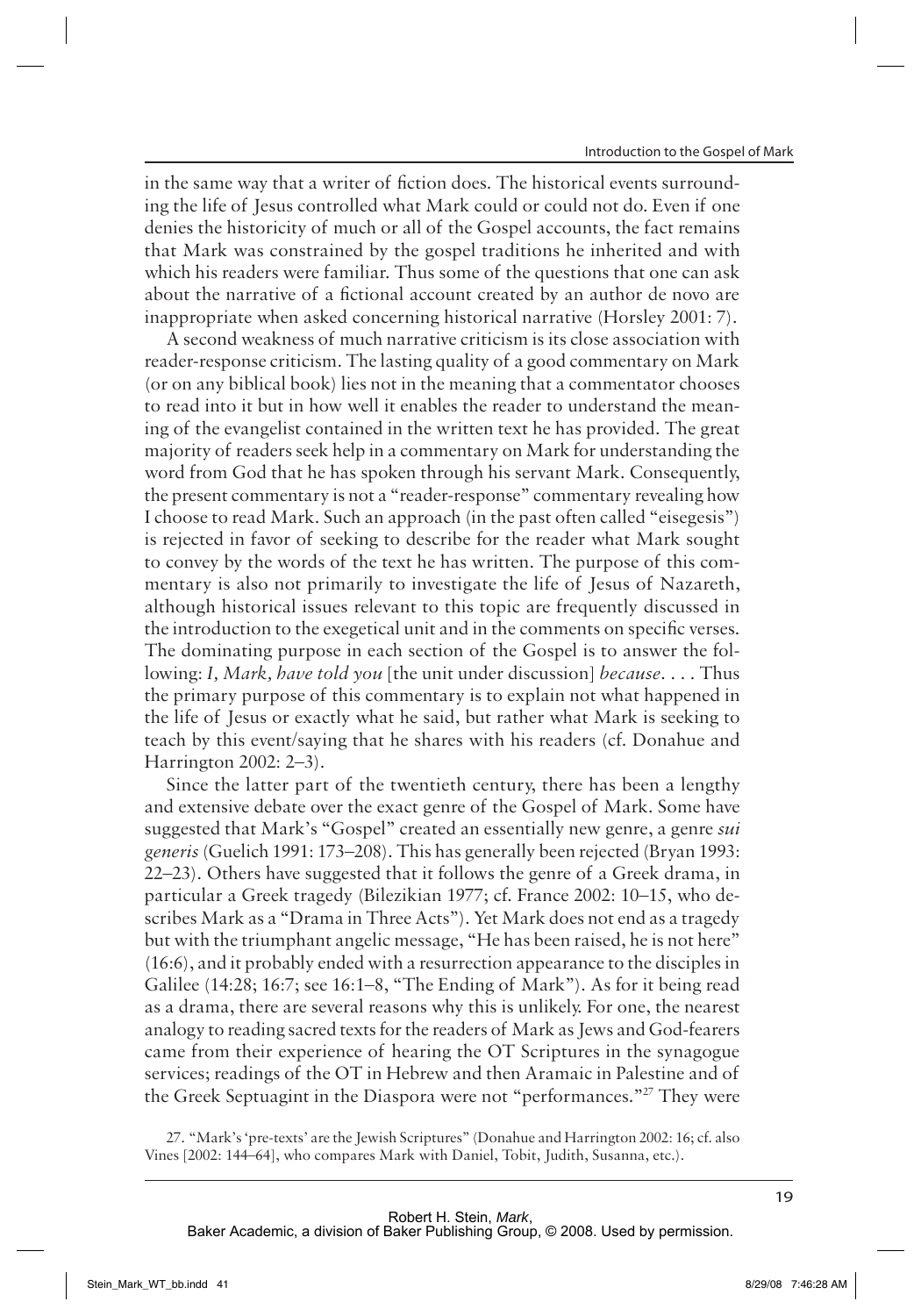in the same way that a writer of fiction does. The historical events surrounding the life of Jesus controlled what Mark could or could not do. Even if one denies the historicity of much or all of the Gospel accounts, the fact remains that Mark was constrained by the gospel traditions he inherited and with which his readers were familiar. Thus some of the questions that one can ask about the narrative of a fictional account created by an author de novo are inappropriate when asked concerning historical narrative (Horsley 2001: 7).

A second weakness of much narrative criticism is its close association with reader-response criticism. The lasting quality of a good commentary on Mark (or on any biblical book) lies not in the meaning that a commentator chooses to read into it but in how well it enables the reader to understand the meaning of the evangelist contained in the written text he has provided. The great majority of readers seek help in a commentary on Mark for understanding the word from God that he has spoken through his servant Mark. Consequently, the present commentary is not a "reader-response" commentary revealing how I choose to read Mark. Such an approach (in the past often called "eisegesis") is rejected in favor of seeking to describe for the reader what Mark sought to convey by the words of the text he has written. The purpose of this commentary is also not primarily to investigate the life of Jesus of Nazareth, although historical issues relevant to this topic are frequently discussed in the introduction to the exegetical unit and in the comments on specific verses. The dominating purpose in each section of the Gospel is to answer the following: *I, Mark, have told you* [the unit under discussion] *because*. . . . Thus the primary purpose of this commentary is to explain not what happened in the life of Jesus or exactly what he said, but rather what Mark is seeking to teach by this event/saying that he shares with his readers (cf. Donahue and Harrington 2002: 2–3).

Since the latter part of the twentieth century, there has been a lengthy and extensive debate over the exact genre of the Gospel of Mark. Some have suggested that Mark's "Gospel" created an essentially new genre, a genre *sui generis* (Guelich 1991: 173–208). This has generally been rejected (Bryan 1993: 22–23). Others have suggested that it follows the genre of a Greek drama, in particular a Greek tragedy (Bilezikian 1977; cf. France 2002: 10–15, who describes Mark as a "Drama in Three Acts"). Yet Mark does not end as a tragedy but with the triumphant angelic message, "He has been raised, he is not here" (16:6), and it probably ended with a resurrection appearance to the disciples in Galilee (14:28; 16:7; see 16:1–8, "The Ending of Mark"). As for it being read as a drama, there are several reasons why this is unlikely. For one, the nearest analogy to reading sacred texts for the readers of Mark as Jews and God-fearers came from their experience of hearing the OT Scriptures in the synagogue services; readings of the OT in Hebrew and then Aramaic in Palestine and of the Greek Septuagint in the Diaspora were not "performances."[27] They were

27. "Mark's 'pre-texts' are the Jewish Scriptures" (Donahue and Harrington 2002: 16; cf. also Vines [2002: 144–64], who compares Mark with Daniel, Tobit, Judith, Susanna, etc.).

Robert H. Stein, *Mark*,
Baker Academic, a division of Baker Publishing Group, © 2008. Used by permission.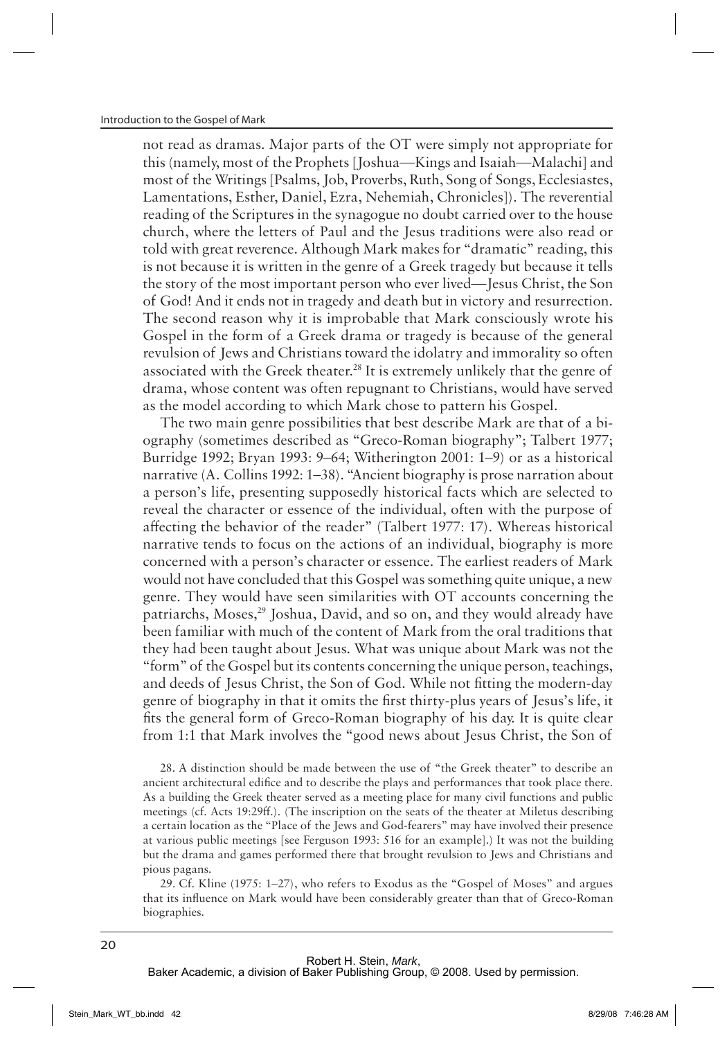not read as dramas. Major parts of the OT were simply not appropriate for this (namely, most of the Prophets [Joshua—Kings and Isaiah—Malachi] and most of the Writings [Psalms, Job, Proverbs, Ruth, Song of Songs, Ecclesiastes, Lamentations, Esther, Daniel, Ezra, Nehemiah, Chronicles]). The reverential reading of the Scriptures in the synagogue no doubt carried over to the house church, where the letters of Paul and the Jesus traditions were also read or told with great reverence. Although Mark makes for "dramatic" reading, this is not because it is written in the genre of a Greek tragedy but because it tells the story of the most important person who ever lived—Jesus Christ, the Son of God! And it ends not in tragedy and death but in victory and resurrection. The second reason why it is improbable that Mark consciously wrote his Gospel in the form of a Greek drama or tragedy is because of the general revulsion of Jews and Christians toward the idolatry and immorality so often associated with the Greek theater.[28] It is extremely unlikely that the genre of drama, whose content was often repugnant to Christians, would have served as the model according to which Mark chose to pattern his Gospel.

The two main genre possibilities that best describe Mark are that of a biography (sometimes described as "Greco-Roman biography"; Talbert 1977; Burridge 1992; Bryan 1993: 9–64; Witherington 2001: 1–9) or as a historical narrative (A. Collins 1992: 1–38). "Ancient biography is prose narration about a person's life, presenting supposedly historical facts which are selected to reveal the character or essence of the individual, often with the purpose of affecting the behavior of the reader" (Talbert 1977: 17). Whereas historical narrative tends to focus on the actions of an individual, biography is more concerned with a person's character or essence. The earliest readers of Mark would not have concluded that this Gospel was something quite unique, a new genre. They would have seen similarities with OT accounts concerning the patriarchs, Moses,[29] Joshua, David, and so on, and they would already have been familiar with much of the content of Mark from the oral traditions that they had been taught about Jesus. What was unique about Mark was not the "form" of the Gospel but its contents concerning the unique person, teachings, and deeds of Jesus Christ, the Son of God. While not fitting the modern-day genre of biography in that it omits the first thirty-plus years of Jesus's life, it fits the general form of Greco-Roman biography of his day. It is quite clear from 1:1 that Mark involves the "good news about Jesus Christ, the Son of

28. A distinction should be made between the use of "the Greek theater" to describe an ancient architectural edifice and to describe the plays and performances that took place there. As a building the Greek theater served as a meeting place for many civil functions and public meetings (cf. Acts 19:29ff.). (The inscription on the seats of the theater at Miletus describing a certain location as the "Place of the Jews and God-fearers" may have involved their presence at various public meetings [see Ferguson 1993: 516 for an example].) It was not the building but the drama and games performed there that brought revulsion to Jews and Christians and pious pagans.

29. Cf. Kline (1975: 1–27), who refers to Exodus as the "Gospel of Moses" and argues that its influence on Mark would have been considerably greater than that of Greco-Roman biographies.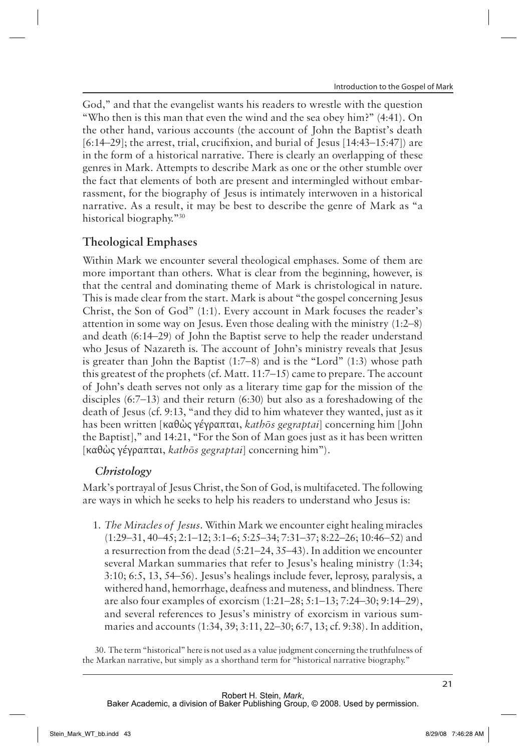God," and that the evangelist wants his readers to wrestle with the question "Who then is this man that even the wind and the sea obey him?" (4:41). On the other hand, various accounts (the account of John the Baptist's death [6:14–29]; the arrest, trial, crucifixion, and burial of Jesus [14:43–15:47]) are in the form of a historical narrative. There is clearly an overlapping of these genres in Mark. Attempts to describe Mark as one or the other stumble over the fact that elements of both are present and intermingled without embarrassment, for the biography of Jesus is intimately interwoven in a historical narrative. As a result, it may be best to describe the genre of Mark as "a historical biography."[30]

## Theological Emphases

Within Mark we encounter several theological emphases. Some of them are more important than others. What is clear from the beginning, however, is that the central and dominating theme of Mark is christological in nature. This is made clear from the start. Mark is about "the gospel concerning Jesus Christ, the Son of God" (1:1). Every account in Mark focuses the reader's attention in some way on Jesus. Even those dealing with the ministry (1:2–8) and death (6:14–29) of John the Baptist serve to help the reader understand who Jesus of Nazareth is. The account of John's ministry reveals that Jesus is greater than John the Baptist (1:7–8) and is the "Lord" (1:3) whose path this greatest of the prophets (cf. Matt. 11:7–15) came to prepare. The account of John's death serves not only as a literary time gap for the mission of the disciples (6:7–13) and their return (6:30) but also as a foreshadowing of the death of Jesus (cf. 9:13, "and they did to him whatever they wanted, just as it has been written [καθὼς γέγραπται, *kathōs gegraptai*] concerning him [John the Baptist]," and 14:21, "For the Son of Man goes just as it has been written [καθὼς γέγραπται, *kathōs gegraptai*] concerning him").

### *Christology*

Mark's portrayal of Jesus Christ, the Son of God, is multifaceted. The following are ways in which he seeks to help his readers to understand who Jesus is:

1. *The Miracles of Jesus*. Within Mark we encounter eight healing miracles (1:29–31, 40–45; 2:1–12; 3:1–6; 5:25–34; 7:31–37; 8:22–26; 10:46–52) and a resurrection from the dead (5:21–24, 35–43). In addition we encounter several Markan summaries that refer to Jesus's healing ministry (1:34; 3:10; 6:5, 13, 54–56). Jesus's healings include fever, leprosy, paralysis, a withered hand, hemorrhage, deafness and muteness, and blindness. There are also four examples of exorcism (1:21–28; 5:1–13; 7:24–30; 9:14–29), and several references to Jesus's ministry of exorcism in various summaries and accounts (1:34, 39; 3:11, 22–30; 6:7, 13; cf. 9:38). In addition,

30. The term "historical" here is not used as a value judgment concerning the truthfulness of the Markan narrative, but simply as a shorthand term for "historical narrative biography."

Robert H. Stein, *Mark*,
Baker Academic, a division of Baker Publishing Group, © 2008. Used by permission.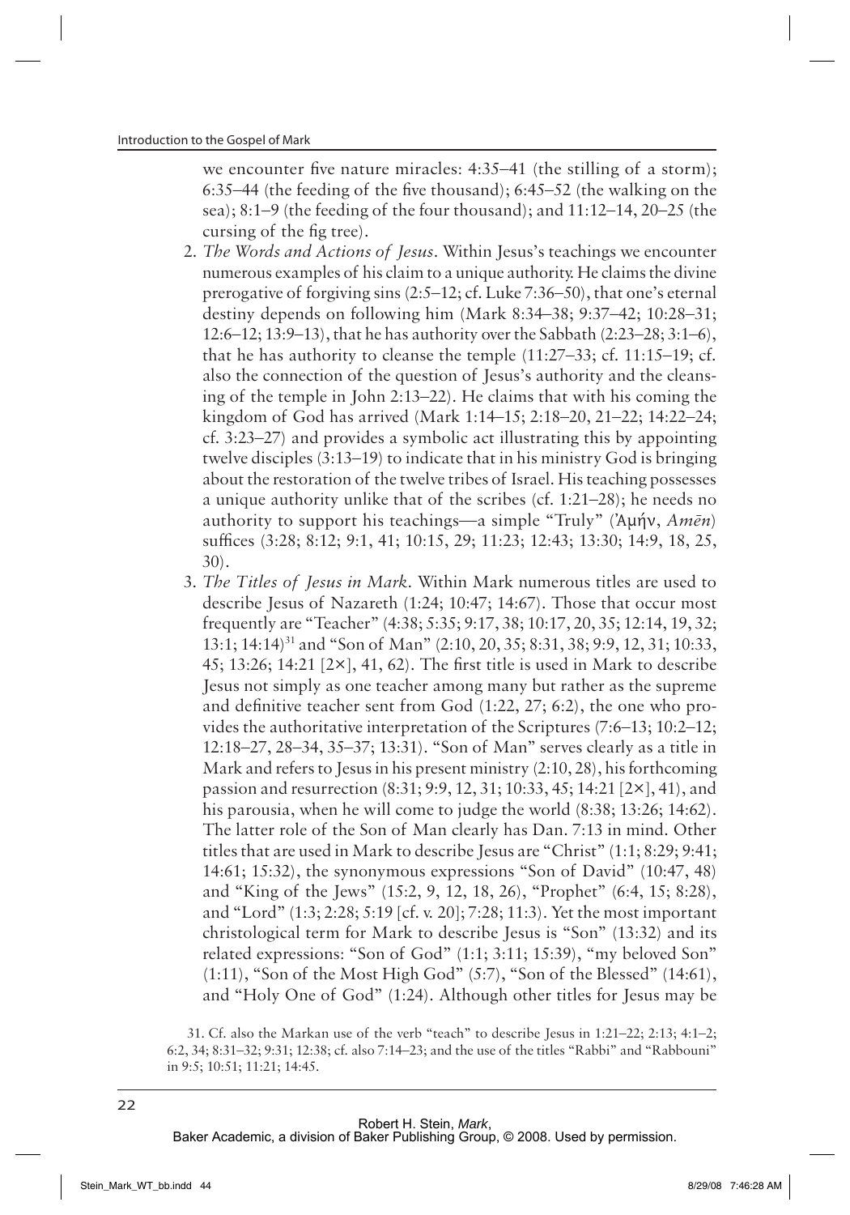we encounter five nature miracles: 4:35–41 (the stilling of a storm); 6:35–44 (the feeding of the five thousand); 6:45–52 (the walking on the sea); 8:1–9 (the feeding of the four thousand); and 11:12–14, 20–25 (the cursing of the fig tree).

2. *The Words and Actions of Jesus*. Within Jesus's teachings we encounter numerous examples of his claim to a unique authority. He claims the divine prerogative of forgiving sins (2:5–12; cf. Luke 7:36–50), that one's eternal destiny depends on following him (Mark 8:34–38; 9:37–42; 10:28–31; 12:6–12; 13:9–13), that he has authority over the Sabbath (2:23–28; 3:1–6), that he has authority to cleanse the temple (11:27–33; cf. 11:15–19; cf. also the connection of the question of Jesus's authority and the cleansing of the temple in John 2:13–22). He claims that with his coming the kingdom of God has arrived (Mark 1:14–15; 2:18–20, 21–22; 14:22–24; cf. 3:23–27) and provides a symbolic act illustrating this by appointing twelve disciples (3:13–19) to indicate that in his ministry God is bringing about the restoration of the twelve tribes of Israel. His teaching possesses a unique authority unlike that of the scribes (cf. 1:21–28); he needs no authority to support his teachings—a simple "Truly" (Ἀμήν, *Amēn*) suffices (3:28; 8:12; 9:1, 41; 10:15, 29; 11:23; 12:43; 13:30; 14:9, 18, 25, 30).

3. *The Titles of Jesus in Mark*. Within Mark numerous titles are used to describe Jesus of Nazareth (1:24; 10:47; 14:67). Those that occur most frequently are "Teacher" (4:38; 5:35; 9:17, 38; 10:17, 20, 35; 12:14, 19, 32; 13:1; 14:14)[31] and "Son of Man" (2:10, 20, 35; 8:31, 38; 9:9, 12, 31; 10:33, 45; 13:26; 14:21 [2×], 41, 62). The first title is used in Mark to describe Jesus not simply as one teacher among many but rather as the supreme and definitive teacher sent from God (1:22, 27; 6:2), the one who provides the authoritative interpretation of the Scriptures (7:6–13; 10:2–12; 12:18–27, 28–34, 35–37; 13:31). "Son of Man" serves clearly as a title in Mark and refers to Jesus in his present ministry (2:10, 28), his forthcoming passion and resurrection (8:31; 9:9, 12, 31; 10:33, 45; 14:21 [2×], 41), and his parousia, when he will come to judge the world (8:38; 13:26; 14:62). The latter role of the Son of Man clearly has Dan. 7:13 in mind. Other titles that are used in Mark to describe Jesus are "Christ" (1:1; 8:29; 9:41; 14:61; 15:32), the synonymous expressions "Son of David" (10:47, 48) and "King of the Jews" (15:2, 9, 12, 18, 26), "Prophet" (6:4, 15; 8:28), and "Lord" (1:3; 2:28; 5:19 [cf. v. 20]; 7:28; 11:3). Yet the most important christological term for Mark to describe Jesus is "Son" (13:32) and its related expressions: "Son of God" (1:1; 3:11; 15:39), "my beloved Son" (1:11), "Son of the Most High God" (5:7), "Son of the Blessed" (14:61), and "Holy One of God" (1:24). Although other titles for Jesus may be

31. Cf. also the Markan use of the verb "teach" to describe Jesus in 1:21–22; 2:13; 4:1–2; 6:2, 34; 8:31–32; 9:31; 12:38; cf. also 7:14–23; and the use of the titles "Rabbi" and "Rabbouni" in 9:5; 10:51; 11:21; 14:45.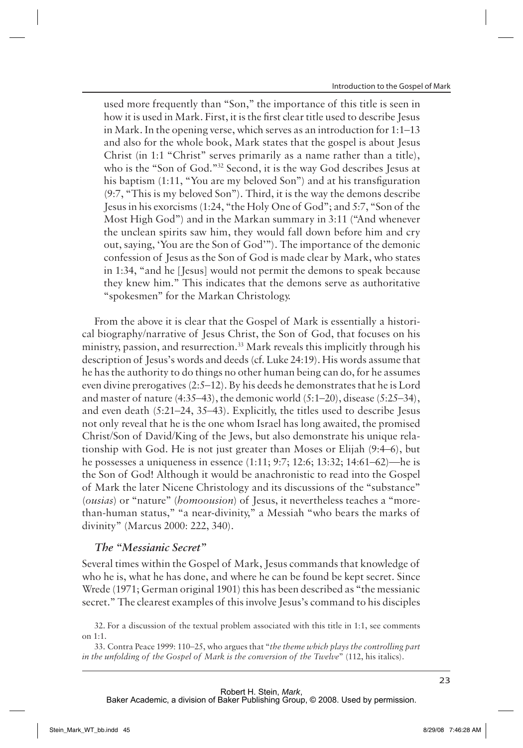used more frequently than "Son," the importance of this title is seen in how it is used in Mark. First, it is the first clear title used to describe Jesus in Mark. In the opening verse, which serves as an introduction for 1:1–13 and also for the whole book, Mark states that the gospel is about Jesus Christ (in 1:1 "Christ" serves primarily as a name rather than a title), who is the "Son of God."[32] Second, it is the way God describes Jesus at his baptism (1:11, "You are my beloved Son") and at his transfiguration (9:7, "This is my beloved Son"). Third, it is the way the demons describe Jesus in his exorcisms (1:24, "the Holy One of God"; and 5:7, "Son of the Most High God") and in the Markan summary in 3:11 ("And whenever the unclean spirits saw him, they would fall down before him and cry out, saying, 'You are the Son of God'"). The importance of the demonic confession of Jesus as the Son of God is made clear by Mark, who states in 1:34, "and he [Jesus] would not permit the demons to speak because they knew him." This indicates that the demons serve as authoritative "spokesmen" for the Markan Christology.

From the above it is clear that the Gospel of Mark is essentially a historical biography/narrative of Jesus Christ, the Son of God, that focuses on his ministry, passion, and resurrection.[33] Mark reveals this implicitly through his description of Jesus's words and deeds (cf. Luke 24:19). His words assume that he has the authority to do things no other human being can do, for he assumes even divine prerogatives (2:5–12). By his deeds he demonstrates that he is Lord and master of nature (4:35–43), the demonic world (5:1–20), disease (5:25–34), and even death (5:21–24, 35–43). Explicitly, the titles used to describe Jesus not only reveal that he is the one whom Israel has long awaited, the promised Christ/Son of David/King of the Jews, but also demonstrate his unique relationship with God. He is not just greater than Moses or Elijah (9:4–6), but he possesses a uniqueness in essence (1:11; 9:7; 12:6; 13:32; 14:61–62)—he is the Son of God! Although it would be anachronistic to read into the Gospel of Mark the later Nicene Christology and its discussions of the "substance" (*ousias*) or "nature" (*homoousion*) of Jesus, it nevertheless teaches a "more-than-human status," "a near-divinity," a Messiah "who bears the marks of divinity" (Marcus 2000: 222, 340).

### *The "Messianic Secret"*

Several times within the Gospel of Mark, Jesus commands that knowledge of who he is, what he has done, and where he can be found be kept secret. Since Wrede (1971; German original 1901) this has been described as "the messianic secret." The clearest examples of this involve Jesus's command to his disciples

32. For a discussion of the textual problem associated with this title in 1:1, see comments on 1:1.

33. Contra Peace 1999: 110–25, who argues that "*the theme which plays the controlling part in the unfolding of the Gospel of Mark is the conversion of the Twelve*" (112, his italics).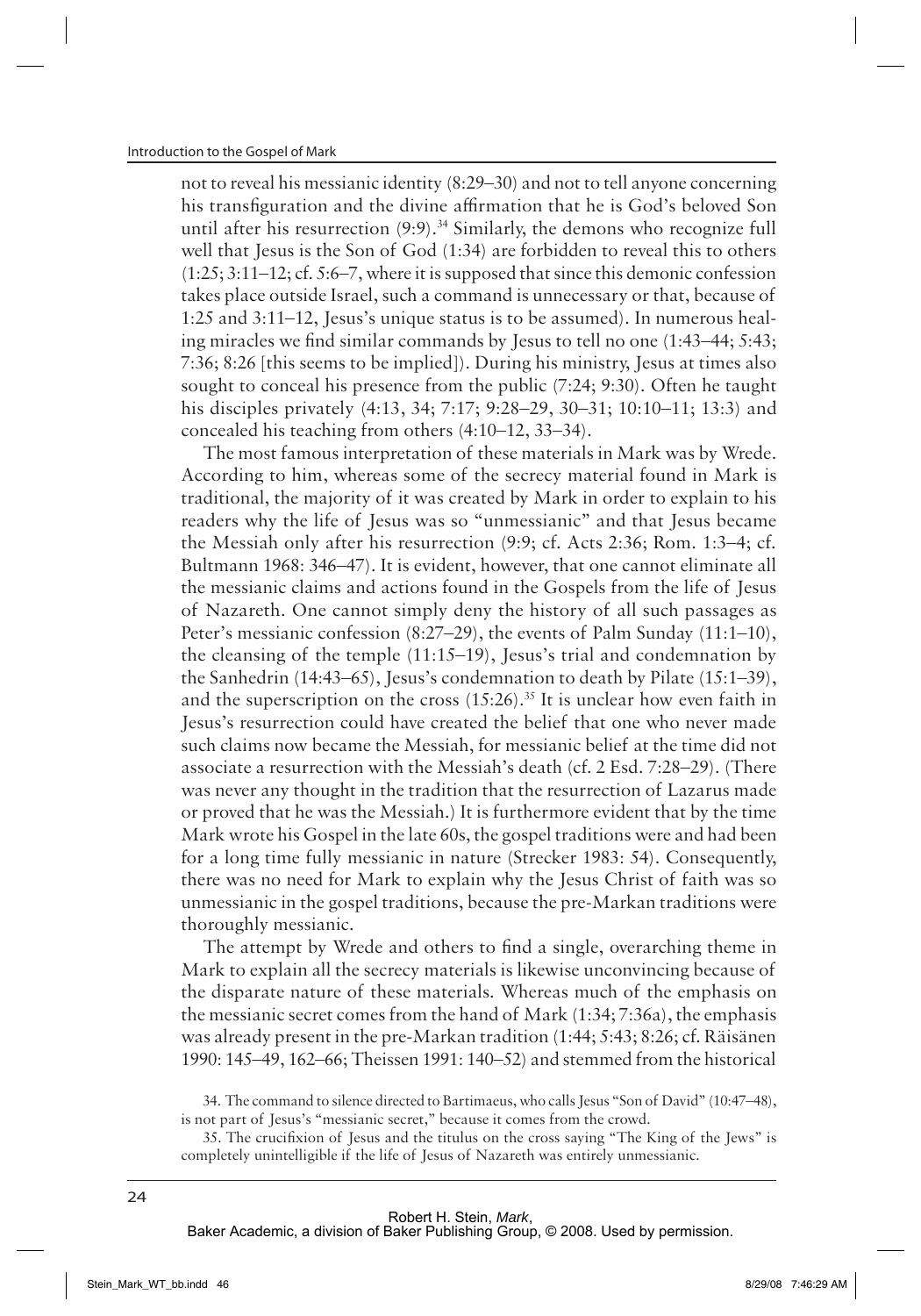not to reveal his messianic identity (8:29–30) and not to tell anyone concerning his transfiguration and the divine affirmation that he is God's beloved Son until after his resurrection (9:9).[34] Similarly, the demons who recognize full well that Jesus is the Son of God (1:34) are forbidden to reveal this to others (1:25; 3:11–12; cf. 5:6–7, where it is supposed that since this demonic confession takes place outside Israel, such a command is unnecessary or that, because of 1:25 and 3:11–12, Jesus's unique status is to be assumed). In numerous healing miracles we find similar commands by Jesus to tell no one (1:43–44; 5:43; 7:36; 8:26 [this seems to be implied]). During his ministry, Jesus at times also sought to conceal his presence from the public (7:24; 9:30). Often he taught his disciples privately (4:13, 34; 7:17; 9:28–29, 30–31; 10:10–11; 13:3) and concealed his teaching from others (4:10–12, 33–34).

The most famous interpretation of these materials in Mark was by Wrede. According to him, whereas some of the secrecy material found in Mark is traditional, the majority of it was created by Mark in order to explain to his readers why the life of Jesus was so "unmessianic" and that Jesus became the Messiah only after his resurrection (9:9; cf. Acts 2:36; Rom. 1:3–4; cf. Bultmann 1968: 346–47). It is evident, however, that one cannot eliminate all the messianic claims and actions found in the Gospels from the life of Jesus of Nazareth. One cannot simply deny the history of all such passages as Peter's messianic confession (8:27–29), the events of Palm Sunday (11:1–10), the cleansing of the temple (11:15–19), Jesus's trial and condemnation by the Sanhedrin (14:43–65), Jesus's condemnation to death by Pilate (15:1–39), and the superscription on the cross (15:26).[35] It is unclear how even faith in Jesus's resurrection could have created the belief that one who never made such claims now became the Messiah, for messianic belief at the time did not associate a resurrection with the Messiah's death (cf. 2 Esd. 7:28–29). (There was never any thought in the tradition that the resurrection of Lazarus made or proved that he was the Messiah.) It is furthermore evident that by the time Mark wrote his Gospel in the late 60s, the gospel traditions were and had been for a long time fully messianic in nature (Strecker 1983: 54). Consequently, there was no need for Mark to explain why the Jesus Christ of faith was so unmessianic in the gospel traditions, because the pre-Markan traditions were thoroughly messianic.

The attempt by Wrede and others to find a single, overarching theme in Mark to explain all the secrecy materials is likewise unconvincing because of the disparate nature of these materials. Whereas much of the emphasis on the messianic secret comes from the hand of Mark (1:34; 7:36a), the emphasis was already present in the pre-Markan tradition (1:44; 5:43; 8:26; cf. Räisänen 1990: 145–49, 162–66; Theissen 1991: 140–52) and stemmed from the historical

34. The command to silence directed to Bartimaeus, who calls Jesus "Son of David" (10:47–48), is not part of Jesus's "messianic secret," because it comes from the crowd.

35. The crucifixion of Jesus and the titulus on the cross saying "The King of the Jews" is completely unintelligible if the life of Jesus of Nazareth was entirely unmessianic.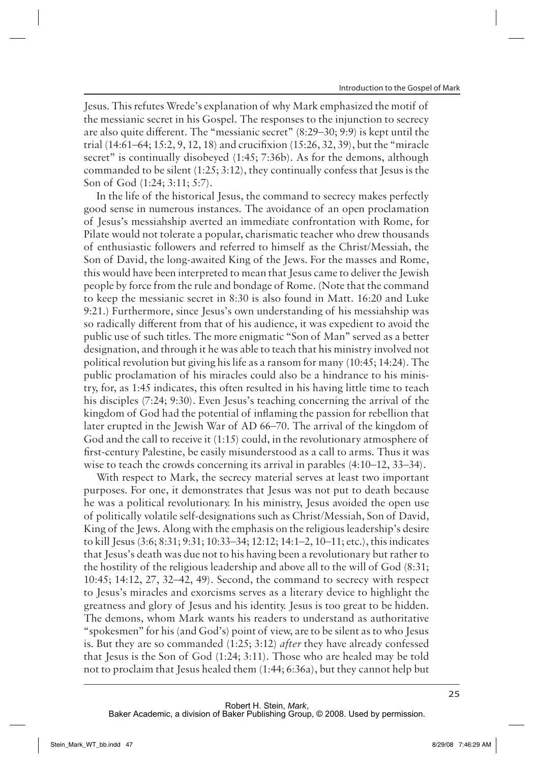Jesus. This refutes Wrede's explanation of why Mark emphasized the motif of the messianic secret in his Gospel. The responses to the injunction to secrecy are also quite different. The "messianic secret" (8:29–30; 9:9) is kept until the trial (14:61–64; 15:2, 9, 12, 18) and crucifixion (15:26, 32, 39), but the "miracle secret" is continually disobeyed (1:45; 7:36b). As for the demons, although commanded to be silent (1:25; 3:12), they continually confess that Jesus is the Son of God (1:24; 3:11; 5:7).

In the life of the historical Jesus, the command to secrecy makes perfectly good sense in numerous instances. The avoidance of an open proclamation of Jesus's messiahship averted an immediate confrontation with Rome, for Pilate would not tolerate a popular, charismatic teacher who drew thousands of enthusiastic followers and referred to himself as the Christ/Messiah, the Son of David, the long-awaited King of the Jews. For the masses and Rome, this would have been interpreted to mean that Jesus came to deliver the Jewish people by force from the rule and bondage of Rome. (Note that the command to keep the messianic secret in 8:30 is also found in Matt. 16:20 and Luke 9:21.) Furthermore, since Jesus's own understanding of his messiahship was so radically different from that of his audience, it was expedient to avoid the public use of such titles. The more enigmatic "Son of Man" served as a better designation, and through it he was able to teach that his ministry involved not political revolution but giving his life as a ransom for many (10:45; 14:24). The public proclamation of his miracles could also be a hindrance to his ministry, for, as 1:45 indicates, this often resulted in his having little time to teach his disciples (7:24; 9:30). Even Jesus's teaching concerning the arrival of the kingdom of God had the potential of inflaming the passion for rebellion that later erupted in the Jewish War of AD 66–70. The arrival of the kingdom of God and the call to receive it (1:15) could, in the revolutionary atmosphere of first-century Palestine, be easily misunderstood as a call to arms. Thus it was wise to teach the crowds concerning its arrival in parables (4:10–12, 33–34).

With respect to Mark, the secrecy material serves at least two important purposes. For one, it demonstrates that Jesus was not put to death because he was a political revolutionary. In his ministry, Jesus avoided the open use of politically volatile self-designations such as Christ/Messiah, Son of David, King of the Jews. Along with the emphasis on the religious leadership's desire to kill Jesus (3:6; 8:31; 9:31; 10:33–34; 12:12; 14:1–2, 10–11; etc.), this indicates that Jesus's death was due not to his having been a revolutionary but rather to the hostility of the religious leadership and above all to the will of God (8:31; 10:45; 14:12, 27, 32–42, 49). Second, the command to secrecy with respect to Jesus's miracles and exorcisms serves as a literary device to highlight the greatness and glory of Jesus and his identity. Jesus is too great to be hidden. The demons, whom Mark wants his readers to understand as authoritative "spokesmen" for his (and God's) point of view, are to be silent as to who Jesus is. But they are so commanded (1:25; 3:12) *after* they have already confessed that Jesus is the Son of God (1:24; 3:11). Those who are healed may be told not to proclaim that Jesus healed them (1:44; 6:36a), but they cannot help but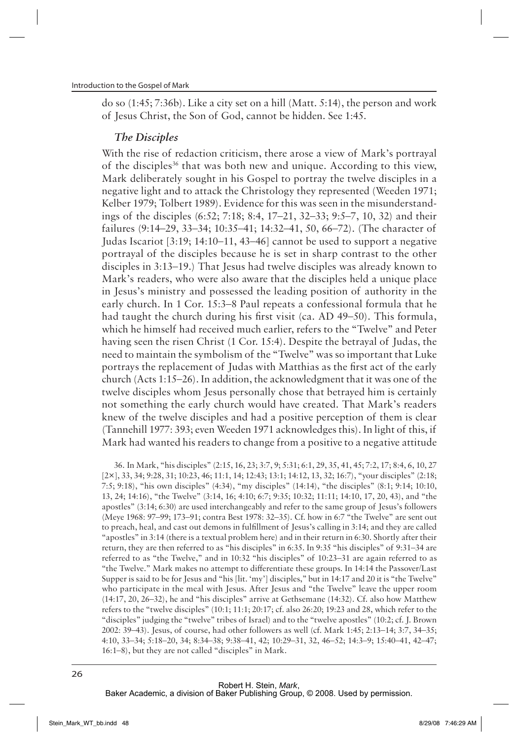do so (1:45; 7:36b). Like a city set on a hill (Matt. 5:14), the person and work of Jesus Christ, the Son of God, cannot be hidden. See 1:45.

### *The Disciples*

With the rise of redaction criticism, there arose a view of Mark's portrayal of the disciples[36] that was both new and unique. According to this view, Mark deliberately sought in his Gospel to portray the twelve disciples in a negative light and to attack the Christology they represented (Weeden 1971; Kelber 1979; Tolbert 1989). Evidence for this was seen in the misunderstandings of the disciples (6:52; 7:18; 8:4, 17–21, 32–33; 9:5–7, 10, 32) and their failures (9:14–29, 33–34; 10:35–41; 14:32–41, 50, 66–72). (The character of Judas Iscariot [3:19; 14:10–11, 43–46] cannot be used to support a negative portrayal of the disciples because he is set in sharp contrast to the other disciples in 3:13–19.) That Jesus had twelve disciples was already known to Mark's readers, who were also aware that the disciples held a unique place in Jesus's ministry and possessed the leading position of authority in the early church. In 1 Cor. 15:3–8 Paul repeats a confessional formula that he had taught the church during his first visit (ca. AD 49–50). This formula, which he himself had received much earlier, refers to the "Twelve" and Peter having seen the risen Christ (1 Cor. 15:4). Despite the betrayal of Judas, the need to maintain the symbolism of the "Twelve" was so important that Luke portrays the replacement of Judas with Matthias as the first act of the early church (Acts 1:15–26). In addition, the acknowledgment that it was one of the twelve disciples whom Jesus personally chose that betrayed him is certainly not something the early church would have created. That Mark's readers knew of the twelve disciples and had a positive perception of them is clear (Tannehill 1977: 393; even Weeden 1971 acknowledges this). In light of this, if Mark had wanted his readers to change from a positive to a negative attitude

36. In Mark, "his disciples" (2:15, 16, 23; 3:7, 9; 5:31; 6:1, 29, 35, 41, 45; 7:2, 17; 8:4, 6, 10, 27 [2×], 33, 34; 9:28, 31; 10:23, 46; 11:1, 14; 12:43; 13:1; 14:12, 13, 32; 16:7), "your disciples" (2:18; 7:5; 9:18), "his own disciples" (4:34), "my disciples" (14:14), "the disciples" (8:1; 9:14; 10:10, 13, 24; 14:16), "the Twelve" (3:14, 16; 4:10; 6:7; 9:35; 10:32; 11:11; 14:10, 17, 20, 43), and "the apostles" (3:14; 6:30) are used interchangeably and refer to the same group of Jesus's followers (Meye 1968: 97–99; 173–91; contra Best 1978: 32–35). Cf. how in 6:7 "the Twelve" are sent out to preach, heal, and cast out demons in fulfillment of Jesus's calling in 3:14; and they are called "apostles" in 3:14 (there is a textual problem here) and in their return in 6:30. Shortly after their return, they are then referred to as "his disciples" in 6:35. In 9:35 "his disciples" of 9:31–34 are referred to as "the Twelve," and in 10:32 "his disciples" of 10:23–31 are again referred to as "the Twelve." Mark makes no attempt to differentiate these groups. In 14:14 the Passover/Last Supper is said to be for Jesus and "his [lit. 'my'] disciples," but in 14:17 and 20 it is "the Twelve" who participate in the meal with Jesus. After Jesus and "the Twelve" leave the upper room (14:17, 20, 26–32), he and "his disciples" arrive at Gethsemane (14:32). Cf. also how Matthew refers to the "twelve disciples" (10:1; 11:1; 20:17; cf. also 26:20; 19:23 and 28, which refer to the "disciples" judging the "twelve" tribes of Israel) and to the "twelve apostles" (10:2; cf. J. Brown 2002: 39–43). Jesus, of course, had other followers as well (cf. Mark 1:45; 2:13–14; 3:7, 34–35; 4:10, 33–34; 5:18–20, 34; 8:34–38; 9:38–41, 42; 10:29–31, 32, 46–52; 14:3–9; 15:40–41, 42–47; 16:1–8), but they are not called "disciples" in Mark.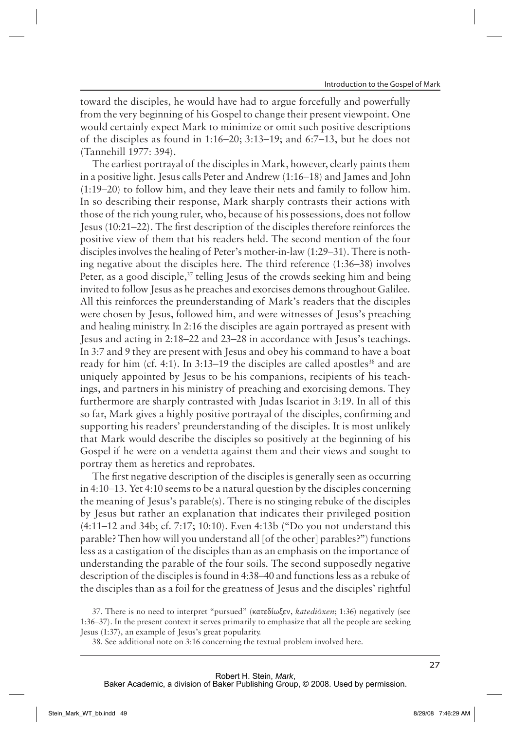toward the disciples, he would have had to argue forcefully and powerfully from the very beginning of his Gospel to change their present viewpoint. One would certainly expect Mark to minimize or omit such positive descriptions of the disciples as found in 1:16–20; 3:13–19; and 6:7–13, but he does not (Tannehill 1977: 394).

The earliest portrayal of the disciples in Mark, however, clearly paints them in a positive light. Jesus calls Peter and Andrew (1:16–18) and James and John (1:19–20) to follow him, and they leave their nets and family to follow him. In so describing their response, Mark sharply contrasts their actions with those of the rich young ruler, who, because of his possessions, does not follow Jesus (10:21–22). The first description of the disciples therefore reinforces the positive view of them that his readers held. The second mention of the four disciples involves the healing of Peter's mother-in-law (1:29–31). There is nothing negative about the disciples here. The third reference (1:36–38) involves Peter, as a good disciple,[37] telling Jesus of the crowds seeking him and being invited to follow Jesus as he preaches and exorcises demons throughout Galilee. All this reinforces the preunderstanding of Mark's readers that the disciples were chosen by Jesus, followed him, and were witnesses of Jesus's preaching and healing ministry. In 2:16 the disciples are again portrayed as present with Jesus and acting in 2:18–22 and 23–28 in accordance with Jesus's teachings. In 3:7 and 9 they are present with Jesus and obey his command to have a boat ready for him (cf. 4:1). In 3:13–19 the disciples are called apostles[38] and are uniquely appointed by Jesus to be his companions, recipients of his teachings, and partners in his ministry of preaching and exorcising demons. They furthermore are sharply contrasted with Judas Iscariot in 3:19. In all of this so far, Mark gives a highly positive portrayal of the disciples, confirming and supporting his readers' preunderstanding of the disciples. It is most unlikely that Mark would describe the disciples so positively at the beginning of his Gospel if he were on a vendetta against them and their views and sought to portray them as heretics and reprobates.

The first negative description of the disciples is generally seen as occurring in 4:10–13. Yet 4:10 seems to be a natural question by the disciples concerning the meaning of Jesus's parable(s). There is no stinging rebuke of the disciples by Jesus but rather an explanation that indicates their privileged position (4:11–12 and 34b; cf. 7:17; 10:10). Even 4:13b ("Do you not understand this parable? Then how will you understand all [of the other] parables?") functions less as a castigation of the disciples than as an emphasis on the importance of understanding the parable of the four soils. The second supposedly negative description of the disciples is found in 4:38–40 and functions less as a rebuke of the disciples than as a foil for the greatness of Jesus and the disciples' rightful

37. There is no need to interpret "pursued" (κατεδίωξεν, *katediōxen*; 1:36) negatively (see 1:36–37). In the present context it serves primarily to emphasize that all the people are seeking Jesus (1:37), an example of Jesus's great popularity.

38. See additional note on 3:16 concerning the textual problem involved here.

Robert H. Stein, *Mark*,
Baker Academic, a division of Baker Publishing Group, © 2008. Used by permission.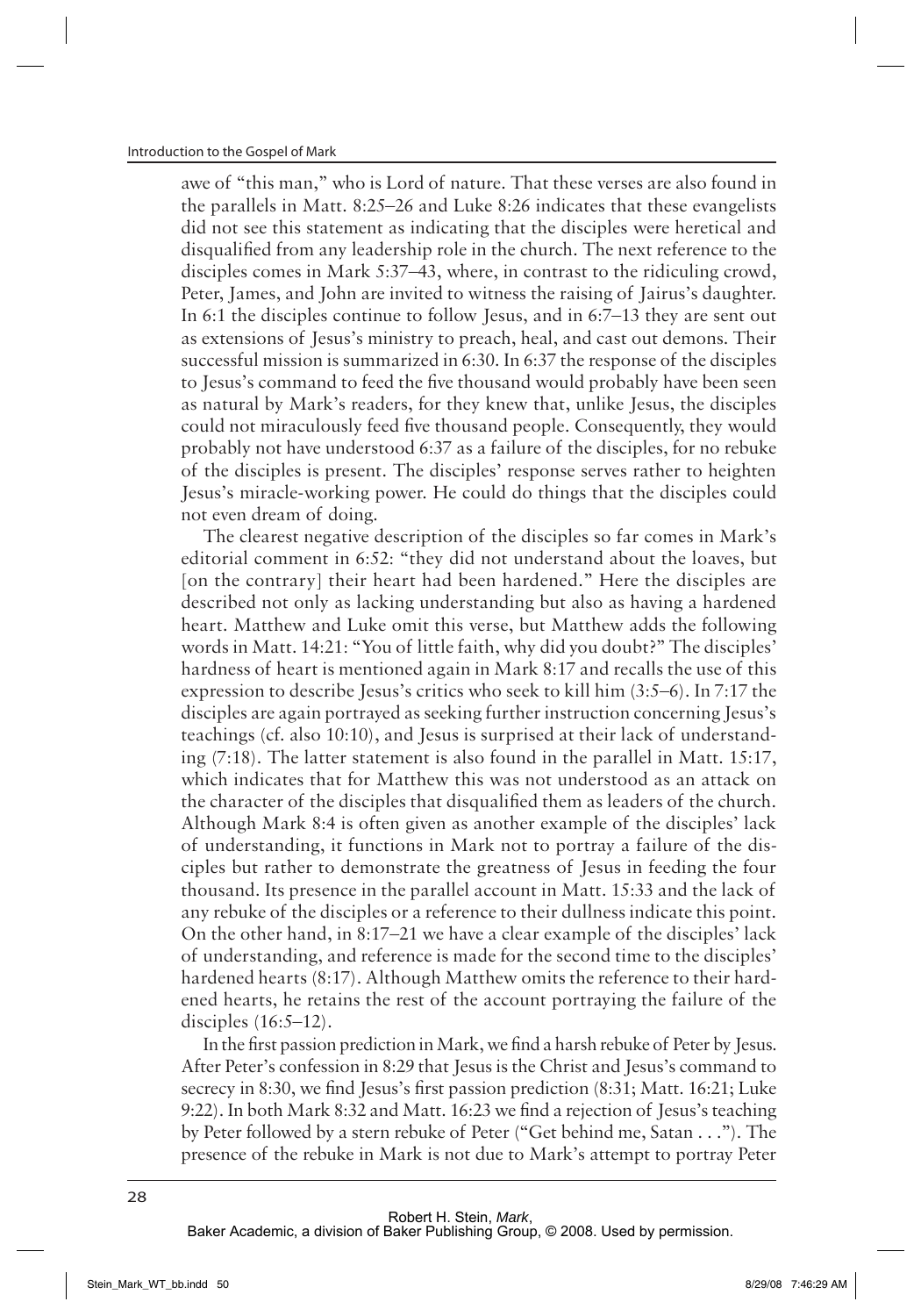awe of "this man," who is Lord of nature. That these verses are also found in the parallels in Matt. 8:25–26 and Luke 8:26 indicates that these evangelists did not see this statement as indicating that the disciples were heretical and disqualified from any leadership role in the church. The next reference to the disciples comes in Mark 5:37–43, where, in contrast to the ridiculing crowd, Peter, James, and John are invited to witness the raising of Jairus's daughter. In 6:1 the disciples continue to follow Jesus, and in 6:7–13 they are sent out as extensions of Jesus's ministry to preach, heal, and cast out demons. Their successful mission is summarized in 6:30. In 6:37 the response of the disciples to Jesus's command to feed the five thousand would probably have been seen as natural by Mark's readers, for they knew that, unlike Jesus, the disciples could not miraculously feed five thousand people. Consequently, they would probably not have understood 6:37 as a failure of the disciples, for no rebuke of the disciples is present. The disciples' response serves rather to heighten Jesus's miracle-working power. He could do things that the disciples could not even dream of doing.

The clearest negative description of the disciples so far comes in Mark's editorial comment in 6:52: "they did not understand about the loaves, but [on the contrary] their heart had been hardened." Here the disciples are described not only as lacking understanding but also as having a hardened heart. Matthew and Luke omit this verse, but Matthew adds the following words in Matt. 14:21: "You of little faith, why did you doubt?" The disciples' hardness of heart is mentioned again in Mark 8:17 and recalls the use of this expression to describe Jesus's critics who seek to kill him (3:5–6). In 7:17 the disciples are again portrayed as seeking further instruction concerning Jesus's teachings (cf. also 10:10), and Jesus is surprised at their lack of understanding (7:18). The latter statement is also found in the parallel in Matt. 15:17, which indicates that for Matthew this was not understood as an attack on the character of the disciples that disqualified them as leaders of the church. Although Mark 8:4 is often given as another example of the disciples' lack of understanding, it functions in Mark not to portray a failure of the disciples but rather to demonstrate the greatness of Jesus in feeding the four thousand. Its presence in the parallel account in Matt. 15:33 and the lack of any rebuke of the disciples or a reference to their dullness indicate this point. On the other hand, in 8:17–21 we have a clear example of the disciples' lack of understanding, and reference is made for the second time to the disciples' hardened hearts (8:17). Although Matthew omits the reference to their hardened hearts, he retains the rest of the account portraying the failure of the disciples (16:5–12).

In the first passion prediction in Mark, we find a harsh rebuke of Peter by Jesus. After Peter's confession in 8:29 that Jesus is the Christ and Jesus's command to secrecy in 8:30, we find Jesus's first passion prediction (8:31; Matt. 16:21; Luke 9:22). In both Mark 8:32 and Matt. 16:23 we find a rejection of Jesus's teaching by Peter followed by a stern rebuke of Peter ("Get behind me, Satan . . ."). The presence of the rebuke in Mark is not due to Mark's attempt to portray Peter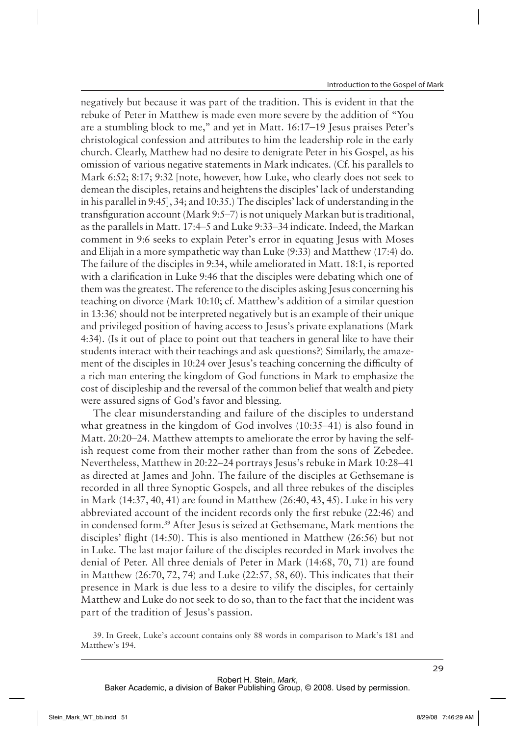negatively but because it was part of the tradition. This is evident in that the rebuke of Peter in Matthew is made even more severe by the addition of "You are a stumbling block to me," and yet in Matt. 16:17–19 Jesus praises Peter's christological confession and attributes to him the leadership role in the early church. Clearly, Matthew had no desire to denigrate Peter in his Gospel, as his omission of various negative statements in Mark indicates. (Cf. his parallels to Mark 6:52; 8:17; 9:32 [note, however, how Luke, who clearly does not seek to demean the disciples, retains and heightens the disciples' lack of understanding in his parallel in 9:45], 34; and 10:35.) The disciples' lack of understanding in the transfiguration account (Mark 9:5–7) is not uniquely Markan but is traditional, as the parallels in Matt. 17:4–5 and Luke 9:33–34 indicate. Indeed, the Markan comment in 9:6 seeks to explain Peter's error in equating Jesus with Moses and Elijah in a more sympathetic way than Luke (9:33) and Matthew (17:4) do. The failure of the disciples in 9:34, while ameliorated in Matt. 18:1, is reported with a clarification in Luke 9:46 that the disciples were debating which one of them was the greatest. The reference to the disciples asking Jesus concerning his teaching on divorce (Mark 10:10; cf. Matthew's addition of a similar question in 13:36) should not be interpreted negatively but is an example of their unique and privileged position of having access to Jesus's private explanations (Mark 4:34). (Is it out of place to point out that teachers in general like to have their students interact with their teachings and ask questions?) Similarly, the amazement of the disciples in 10:24 over Jesus's teaching concerning the difficulty of a rich man entering the kingdom of God functions in Mark to emphasize the cost of discipleship and the reversal of the common belief that wealth and piety were assured signs of God's favor and blessing.

The clear misunderstanding and failure of the disciples to understand what greatness in the kingdom of God involves (10:35–41) is also found in Matt. 20:20–24. Matthew attempts to ameliorate the error by having the selfish request come from their mother rather than from the sons of Zebedee. Nevertheless, Matthew in 20:22–24 portrays Jesus's rebuke in Mark 10:28–41 as directed at James and John. The failure of the disciples at Gethsemane is recorded in all three Synoptic Gospels, and all three rebukes of the disciples in Mark (14:37, 40, 41) are found in Matthew (26:40, 43, 45). Luke in his very abbreviated account of the incident records only the first rebuke (22:46) and in condensed form.[39] After Jesus is seized at Gethsemane, Mark mentions the disciples' flight (14:50). This is also mentioned in Matthew (26:56) but not in Luke. The last major failure of the disciples recorded in Mark involves the denial of Peter. All three denials of Peter in Mark (14:68, 70, 71) are found in Matthew (26:70, 72, 74) and Luke (22:57, 58, 60). This indicates that their presence in Mark is due less to a desire to vilify the disciples, for certainly Matthew and Luke do not seek to do so, than to the fact that the incident was part of the tradition of Jesus's passion.

39. In Greek, Luke's account contains only 88 words in comparison to Mark's 181 and Matthew's 194.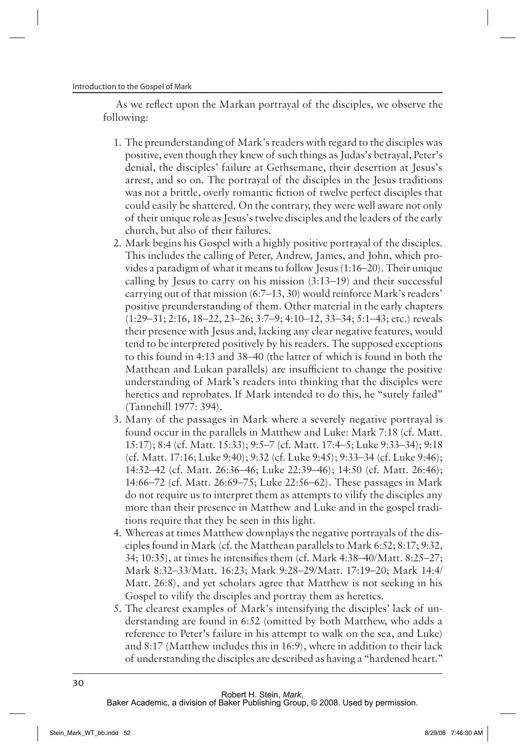As we reflect upon the Markan portrayal of the disciples, we observe the following:

1. The preunderstanding of Mark's readers with regard to the disciples was positive, even though they knew of such things as Judas's betrayal, Peter's denial, the disciples' failure at Gethsemane, their desertion at Jesus's arrest, and so on. The portrayal of the disciples in the Jesus traditions was not a brittle, overly romantic fiction of twelve perfect disciples that could easily be shattered. On the contrary, they were well aware not only of their unique role as Jesus's twelve disciples and the leaders of the early church, but also of their failures.
2. Mark begins his Gospel with a highly positive portrayal of the disciples. This includes the calling of Peter, Andrew, James, and John, which provides a paradigm of what it means to follow Jesus (1:16–20). Their unique calling by Jesus to carry on his mission (3:13–19) and their successful carrying out of that mission (6:7–13, 30) would reinforce Mark's readers' positive preunderstanding of them. Other material in the early chapters (1:29–31; 2:16, 18–22, 23–26; 3:7–9; 4:10–12, 33–34; 5:1–43; etc.) reveals their presence with Jesus and, lacking any clear negative features, would tend to be interpreted positively by his readers. The supposed exceptions to this found in 4:13 and 38–40 (the latter of which is found in both the Matthean and Lukan parallels) are insufficient to change the positive understanding of Mark's readers into thinking that the disciples were heretics and reprobates. If Mark intended to do this, he "surely failed" (Tannehill 1977: 394).
3. Many of the passages in Mark where a severely negative portrayal is found occur in the parallels in Matthew and Luke: Mark 7:18 (cf. Matt. 15:17); 8:4 (cf. Matt. 15:33); 9:5–7 (cf. Matt. 17:4–5; Luke 9:33–34); 9:18 (cf. Matt. 17:16; Luke 9:40); 9:32 (cf. Luke 9:45); 9:33–34 (cf. Luke 9:46); 14:32–42 (cf. Matt. 26:36–46; Luke 22:39–46); 14:50 (cf. Matt. 26:46); 14:66–72 (cf. Matt. 26:69–75; Luke 22:56–62). These passages in Mark do not require us to interpret them as attempts to vilify the disciples any more than their presence in Matthew and Luke and in the gospel traditions require that they be seen in this light.
4. Whereas at times Matthew downplays the negative portrayals of the disciples found in Mark (cf. the Matthean parallels to Mark 6:52; 8:17; 9:32, 34; 10:35), at times he intensifies them (cf. Mark 4:38–40/Matt. 8:25–27; Mark 8:32–33/Matt. 16:23; Mark 9:28–29/Matt. 17:19–20; Mark 14:4/Matt. 26:8), and yet scholars agree that Matthew is not seeking in his Gospel to vilify the disciples and portray them as heretics.
5. The clearest examples of Mark's intensifying the disciples' lack of understanding are found in 6:52 (omitted by both Matthew, who adds a reference to Peter's failure in his attempt to walk on the sea, and Luke) and 8:17 (Matthew includes this in 16:9), where in addition to their lack of understanding the disciples are described as having a "hardened heart."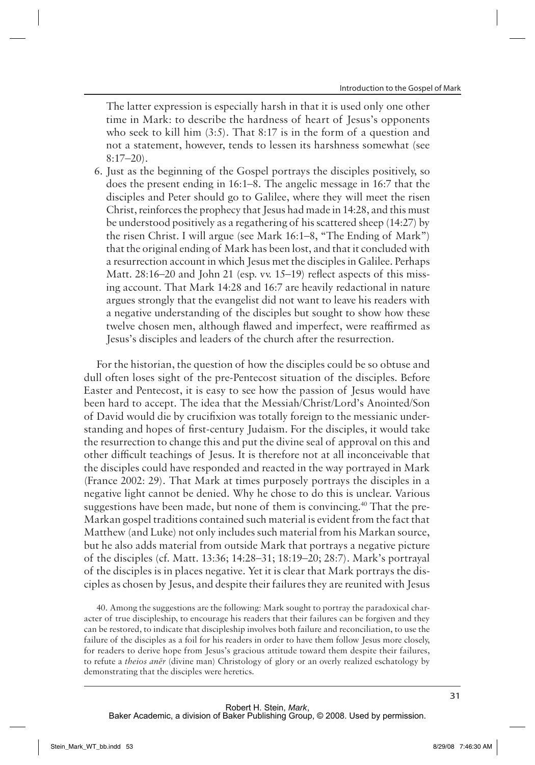The latter expression is especially harsh in that it is used only one other time in Mark: to describe the hardness of heart of Jesus's opponents who seek to kill him (3:5). That 8:17 is in the form of a question and not a statement, however, tends to lessen its harshness somewhat (see 8:17–20).

6. Just as the beginning of the Gospel portrays the disciples positively, so does the present ending in 16:1–8. The angelic message in 16:7 that the disciples and Peter should go to Galilee, where they will meet the risen Christ, reinforces the prophecy that Jesus had made in 14:28, and this must be understood positively as a regathering of his scattered sheep (14:27) by the risen Christ. I will argue (see Mark 16:1–8, "The Ending of Mark") that the original ending of Mark has been lost, and that it concluded with a resurrection account in which Jesus met the disciples in Galilee. Perhaps Matt. 28:16–20 and John 21 (esp. vv. 15–19) reflect aspects of this missing account. That Mark 14:28 and 16:7 are heavily redactional in nature argues strongly that the evangelist did not want to leave his readers with a negative understanding of the disciples but sought to show how these twelve chosen men, although flawed and imperfect, were reaffirmed as Jesus's disciples and leaders of the church after the resurrection.

For the historian, the question of how the disciples could be so obtuse and dull often loses sight of the pre-Pentecost situation of the disciples. Before Easter and Pentecost, it is easy to see how the passion of Jesus would have been hard to accept. The idea that the Messiah/Christ/Lord's Anointed/Son of David would die by crucifixion was totally foreign to the messianic understanding and hopes of first-century Judaism. For the disciples, it would take the resurrection to change this and put the divine seal of approval on this and other difficult teachings of Jesus. It is therefore not at all inconceivable that the disciples could have responded and reacted in the way portrayed in Mark (France 2002: 29). That Mark at times purposely portrays the disciples in a negative light cannot be denied. Why he chose to do this is unclear. Various suggestions have been made, but none of them is convincing.[40] That the pre-Markan gospel traditions contained such material is evident from the fact that Matthew (and Luke) not only includes such material from his Markan source, but he also adds material from outside Mark that portrays a negative picture of the disciples (cf. Matt. 13:36; 14:28–31; 18:19–20; 28:7). Mark's portrayal of the disciples is in places negative. Yet it is clear that Mark portrays the disciples as chosen by Jesus, and despite their failures they are reunited with Jesus

40. Among the suggestions are the following: Mark sought to portray the paradoxical character of true discipleship, to encourage his readers that their failures can be forgiven and they can be restored, to indicate that discipleship involves both failure and reconciliation, to use the failure of the disciples as a foil for his readers in order to have them follow Jesus more closely, for readers to derive hope from Jesus's gracious attitude toward them despite their failures, to refute a *theios anēr* (divine man) Christology of glory or an overly realized eschatology by demonstrating that the disciples were heretics.

Robert H. Stein, *Mark*,
Baker Academic, a division of Baker Publishing Group, © 2008. Used by permission.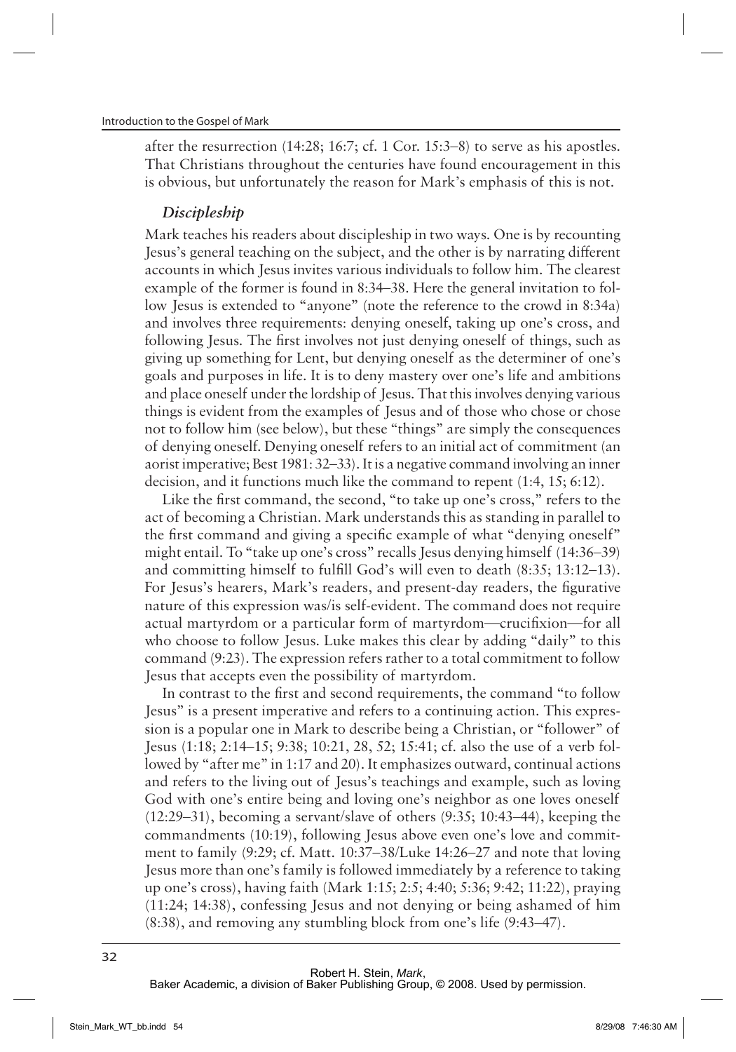after the resurrection (14:28; 16:7; cf. 1 Cor. 15:3–8) to serve as his apostles. That Christians throughout the centuries have found encouragement in this is obvious, but unfortunately the reason for Mark's emphasis of this is not.

### *Discipleship*

Mark teaches his readers about discipleship in two ways. One is by recounting Jesus's general teaching on the subject, and the other is by narrating different accounts in which Jesus invites various individuals to follow him. The clearest example of the former is found in 8:34–38. Here the general invitation to follow Jesus is extended to "anyone" (note the reference to the crowd in 8:34a) and involves three requirements: denying oneself, taking up one's cross, and following Jesus. The first involves not just denying oneself of things, such as giving up something for Lent, but denying oneself as the determiner of one's goals and purposes in life. It is to deny mastery over one's life and ambitions and place oneself under the lordship of Jesus. That this involves denying various things is evident from the examples of Jesus and of those who chose or chose not to follow him (see below), but these "things" are simply the consequences of denying oneself. Denying oneself refers to an initial act of commitment (an aorist imperative; Best 1981: 32–33). It is a negative command involving an inner decision, and it functions much like the command to repent (1:4, 15; 6:12).

Like the first command, the second, "to take up one's cross," refers to the act of becoming a Christian. Mark understands this as standing in parallel to the first command and giving a specific example of what "denying oneself" might entail. To "take up one's cross" recalls Jesus denying himself (14:36–39) and committing himself to fulfill God's will even to death (8:35; 13:12–13). For Jesus's hearers, Mark's readers, and present-day readers, the figurative nature of this expression was/is self-evident. The command does not require actual martyrdom or a particular form of martyrdom—crucifixion—for all who choose to follow Jesus. Luke makes this clear by adding "daily" to this command (9:23). The expression refers rather to a total commitment to follow Jesus that accepts even the possibility of martyrdom.

In contrast to the first and second requirements, the command "to follow Jesus" is a present imperative and refers to a continuing action. This expression is a popular one in Mark to describe being a Christian, or "follower" of Jesus (1:18; 2:14–15; 9:38; 10:21, 28, 52; 15:41; cf. also the use of a verb followed by "after me" in 1:17 and 20). It emphasizes outward, continual actions and refers to the living out of Jesus's teachings and example, such as loving God with one's entire being and loving one's neighbor as one loves oneself (12:29–31), becoming a servant/slave of others (9:35; 10:43–44), keeping the commandments (10:19), following Jesus above even one's love and commitment to family (9:29; cf. Matt. 10:37–38/Luke 14:26–27 and note that loving Jesus more than one's family is followed immediately by a reference to taking up one's cross), having faith (Mark 1:15; 2:5; 4:40; 5:36; 9:42; 11:22), praying (11:24; 14:38), confessing Jesus and not denying or being ashamed of him (8:38), and removing any stumbling block from one's life (9:43–47).

Robert H. Stein, *Mark*,
Baker Academic, a division of Baker Publishing Group, © 2008. Used by permission.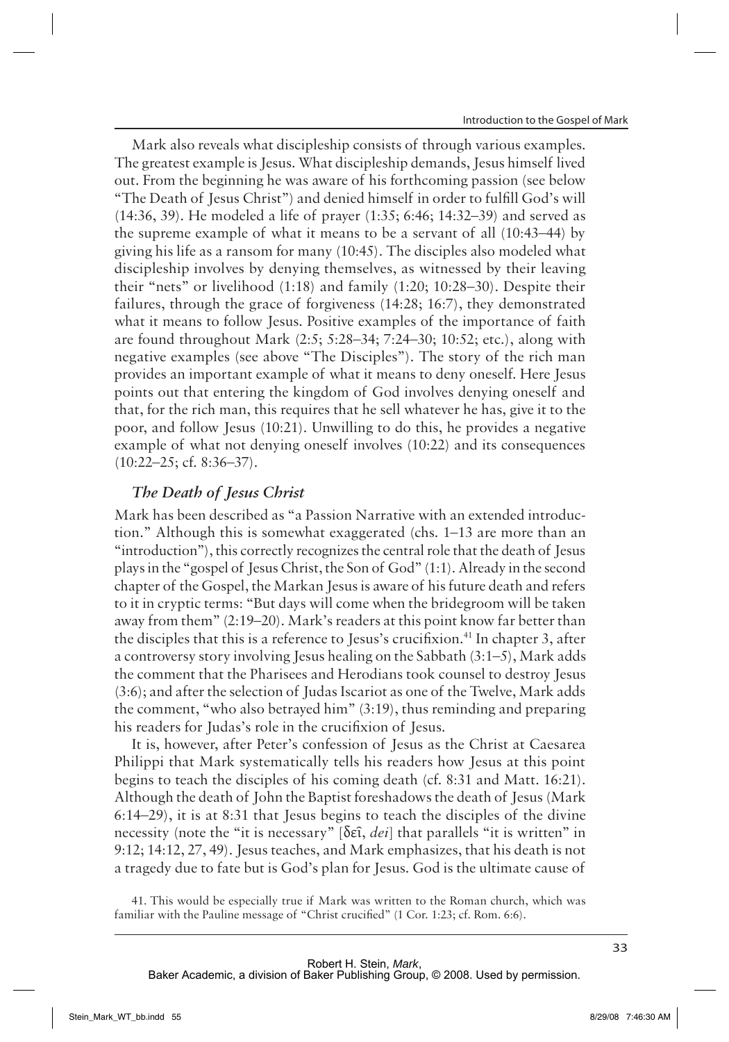Mark also reveals what discipleship consists of through various examples. The greatest example is Jesus. What discipleship demands, Jesus himself lived out. From the beginning he was aware of his forthcoming passion (see below "The Death of Jesus Christ") and denied himself in order to fulfill God's will (14:36, 39). He modeled a life of prayer (1:35; 6:46; 14:32–39) and served as the supreme example of what it means to be a servant of all (10:43–44) by giving his life as a ransom for many (10:45). The disciples also modeled what discipleship involves by denying themselves, as witnessed by their leaving their "nets" or livelihood (1:18) and family (1:20; 10:28–30). Despite their failures, through the grace of forgiveness (14:28; 16:7), they demonstrated what it means to follow Jesus. Positive examples of the importance of faith are found throughout Mark (2:5; 5:28–34; 7:24–30; 10:52; etc.), along with negative examples (see above "The Disciples"). The story of the rich man provides an important example of what it means to deny oneself. Here Jesus points out that entering the kingdom of God involves denying oneself and that, for the rich man, this requires that he sell whatever he has, give it to the poor, and follow Jesus (10:21). Unwilling to do this, he provides a negative example of what not denying oneself involves (10:22) and its consequences (10:22–25; cf. 8:36–37).

### *The Death of Jesus Christ*

Mark has been described as "a Passion Narrative with an extended introduction." Although this is somewhat exaggerated (chs. 1–13 are more than an "introduction"), this correctly recognizes the central role that the death of Jesus plays in the "gospel of Jesus Christ, the Son of God" (1:1). Already in the second chapter of the Gospel, the Markan Jesus is aware of his future death and refers to it in cryptic terms: "But days will come when the bridegroom will be taken away from them" (2:19–20). Mark's readers at this point know far better than the disciples that this is a reference to Jesus's crucifixion.[41] In chapter 3, after a controversy story involving Jesus healing on the Sabbath (3:1–5), Mark adds the comment that the Pharisees and Herodians took counsel to destroy Jesus (3:6); and after the selection of Judas Iscariot as one of the Twelve, Mark adds the comment, "who also betrayed him" (3:19), thus reminding and preparing his readers for Judas's role in the crucifixion of Jesus.

It is, however, after Peter's confession of Jesus as the Christ at Caesarea Philippi that Mark systematically tells his readers how Jesus at this point begins to teach the disciples of his coming death (cf. 8:31 and Matt. 16:21). Although the death of John the Baptist foreshadows the death of Jesus (Mark 6:14–29), it is at 8:31 that Jesus begins to teach the disciples of the divine necessity (note the "it is necessary" [δεῖ, *dei*] that parallels "it is written" in 9:12; 14:12, 27, 49). Jesus teaches, and Mark emphasizes, that his death is not a tragedy due to fate but is God's plan for Jesus. God is the ultimate cause of

41. This would be especially true if Mark was written to the Roman church, which was familiar with the Pauline message of "Christ crucified" (1 Cor. 1:23; cf. Rom. 6:6).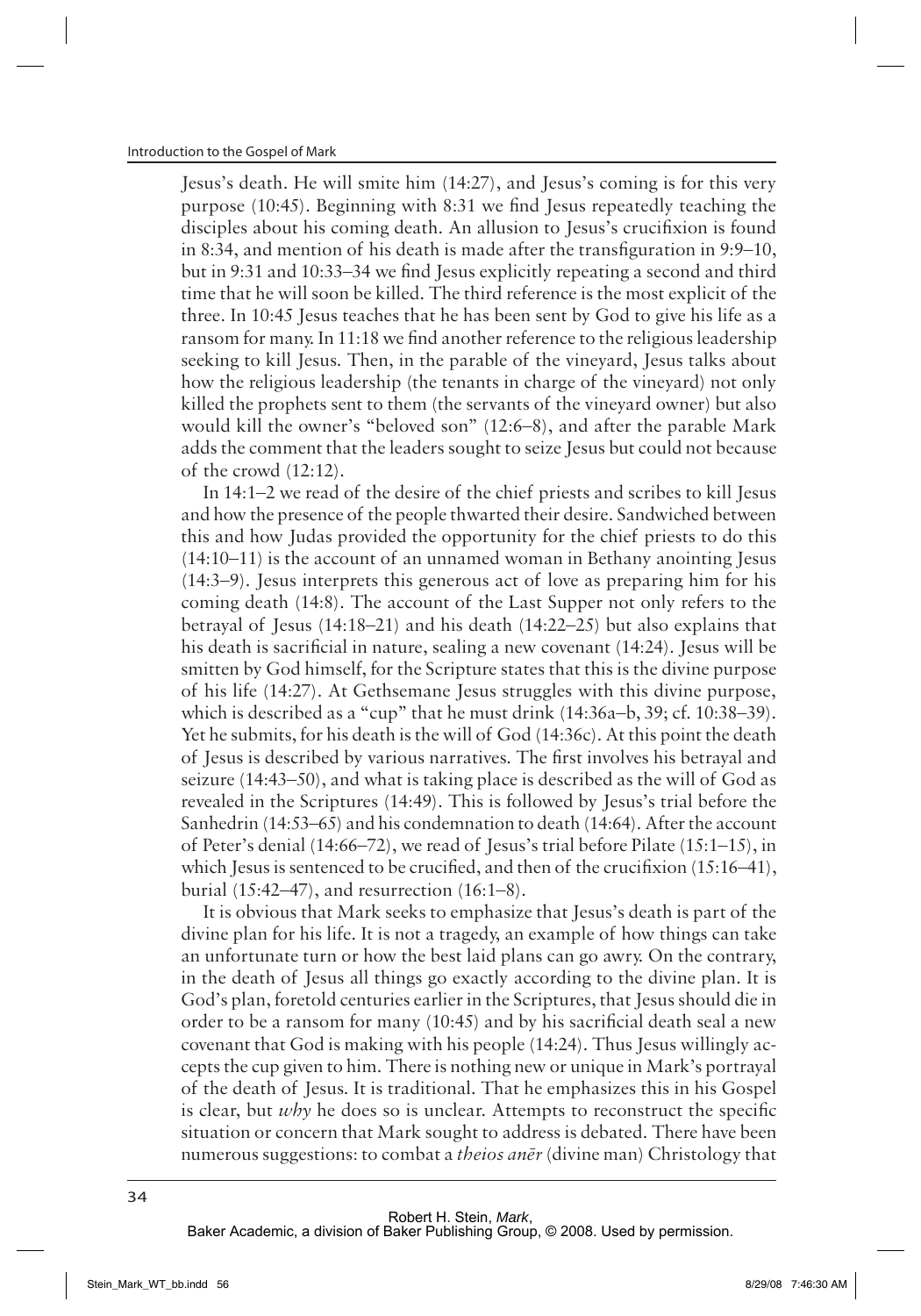Jesus's death. He will smite him (14:27), and Jesus's coming is for this very purpose (10:45). Beginning with 8:31 we find Jesus repeatedly teaching the disciples about his coming death. An allusion to Jesus's crucifixion is found in 8:34, and mention of his death is made after the transfiguration in 9:9–10, but in 9:31 and 10:33–34 we find Jesus explicitly repeating a second and third time that he will soon be killed. The third reference is the most explicit of the three. In 10:45 Jesus teaches that he has been sent by God to give his life as a ransom for many. In 11:18 we find another reference to the religious leadership seeking to kill Jesus. Then, in the parable of the vineyard, Jesus talks about how the religious leadership (the tenants in charge of the vineyard) not only killed the prophets sent to them (the servants of the vineyard owner) but also would kill the owner's "beloved son" (12:6–8), and after the parable Mark adds the comment that the leaders sought to seize Jesus but could not because of the crowd (12:12).

In 14:1–2 we read of the desire of the chief priests and scribes to kill Jesus and how the presence of the people thwarted their desire. Sandwiched between this and how Judas provided the opportunity for the chief priests to do this (14:10–11) is the account of an unnamed woman in Bethany anointing Jesus (14:3–9). Jesus interprets this generous act of love as preparing him for his coming death (14:8). The account of the Last Supper not only refers to the betrayal of Jesus (14:18–21) and his death (14:22–25) but also explains that his death is sacrificial in nature, sealing a new covenant (14:24). Jesus will be smitten by God himself, for the Scripture states that this is the divine purpose of his life (14:27). At Gethsemane Jesus struggles with this divine purpose, which is described as a "cup" that he must drink (14:36a–b, 39; cf. 10:38–39). Yet he submits, for his death is the will of God (14:36c). At this point the death of Jesus is described by various narratives. The first involves his betrayal and seizure (14:43–50), and what is taking place is described as the will of God as revealed in the Scriptures (14:49). This is followed by Jesus's trial before the Sanhedrin (14:53–65) and his condemnation to death (14:64). After the account of Peter's denial (14:66–72), we read of Jesus's trial before Pilate (15:1–15), in which Jesus is sentenced to be crucified, and then of the crucifixion (15:16–41), burial (15:42–47), and resurrection (16:1–8).

It is obvious that Mark seeks to emphasize that Jesus's death is part of the divine plan for his life. It is not a tragedy, an example of how things can take an unfortunate turn or how the best laid plans can go awry. On the contrary, in the death of Jesus all things go exactly according to the divine plan. It is God's plan, foretold centuries earlier in the Scriptures, that Jesus should die in order to be a ransom for many (10:45) and by his sacrificial death seal a new covenant that God is making with his people (14:24). Thus Jesus willingly accepts the cup given to him. There is nothing new or unique in Mark's portrayal of the death of Jesus. It is traditional. That he emphasizes this in his Gospel is clear, but *why* he does so is unclear. Attempts to reconstruct the specific situation or concern that Mark sought to address is debated. There have been numerous suggestions: to combat a *theios anēr* (divine man) Christology that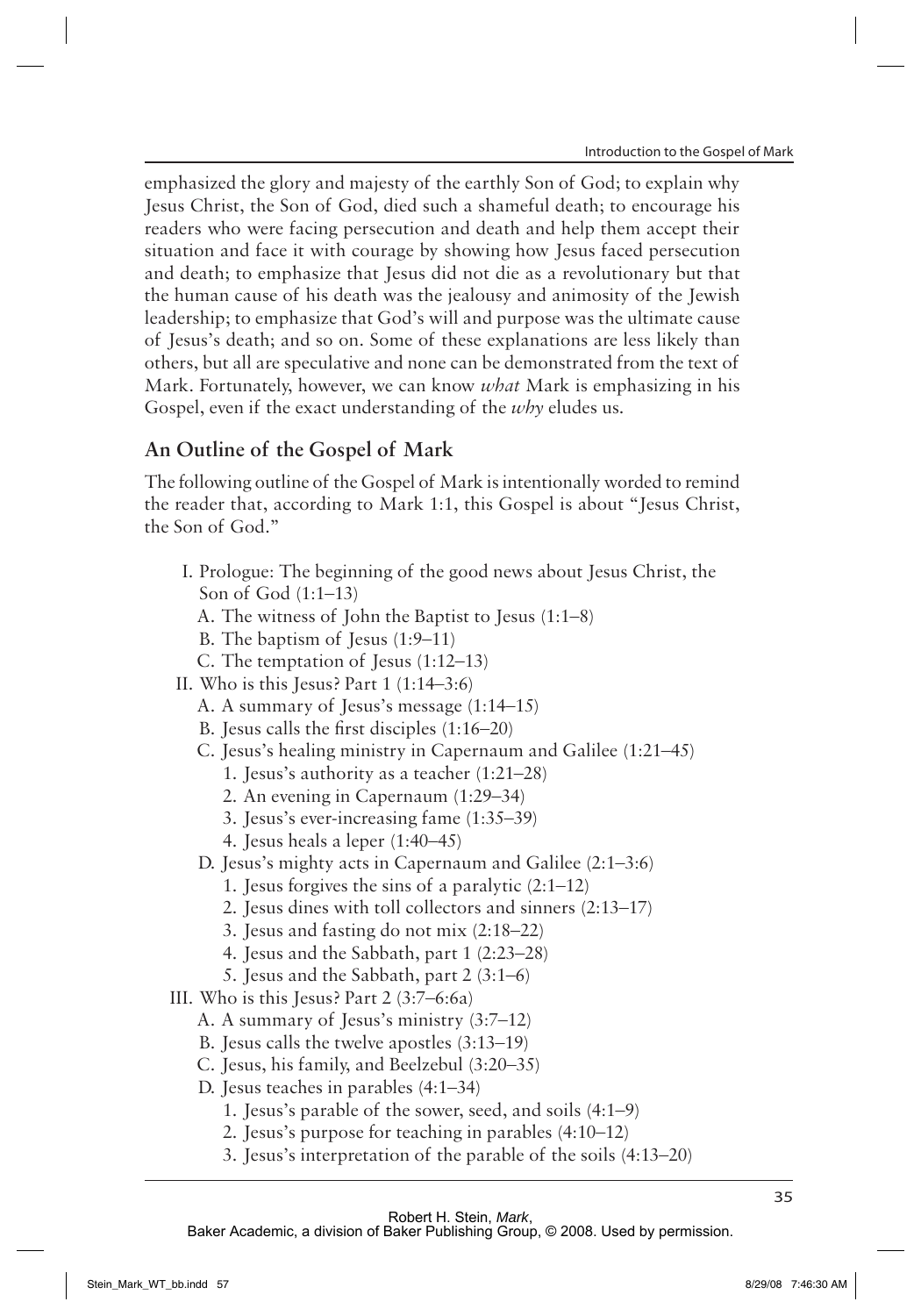emphasized the glory and majesty of the earthly Son of God; to explain why Jesus Christ, the Son of God, died such a shameful death; to encourage his readers who were facing persecution and death and help them accept their situation and face it with courage by showing how Jesus faced persecution and death; to emphasize that Jesus did not die as a revolutionary but that the human cause of his death was the jealousy and animosity of the Jewish leadership; to emphasize that God's will and purpose was the ultimate cause of Jesus's death; and so on. Some of these explanations are less likely than others, but all are speculative and none can be demonstrated from the text of Mark. Fortunately, however, we can know *what* Mark is emphasizing in his Gospel, even if the exact understanding of the *why* eludes us.

## An Outline of the Gospel of Mark

The following outline of the Gospel of Mark is intentionally worded to remind the reader that, according to Mark 1:1, this Gospel is about "Jesus Christ, the Son of God."

- I. Prologue: The beginning of the good news about Jesus Christ, the Son of God (1:1–13)
  - A. The witness of John the Baptist to Jesus (1:1–8)
  - B. The baptism of Jesus (1:9–11)
  - C. The temptation of Jesus (1:12–13)
- II. Who is this Jesus? Part 1 (1:14–3:6)
  - A. A summary of Jesus's message (1:14–15)
  - B. Jesus calls the first disciples (1:16–20)
  - C. Jesus's healing ministry in Capernaum and Galilee (1:21–45)
    1. Jesus's authority as a teacher (1:21–28)
    2. An evening in Capernaum (1:29–34)
    3. Jesus's ever-increasing fame (1:35–39)
    4. Jesus heals a leper (1:40–45)
  - D. Jesus's mighty acts in Capernaum and Galilee (2:1–3:6)
    1. Jesus forgives the sins of a paralytic (2:1–12)
    2. Jesus dines with toll collectors and sinners (2:13–17)
    3. Jesus and fasting do not mix (2:18–22)
    4. Jesus and the Sabbath, part 1 (2:23–28)
    5. Jesus and the Sabbath, part 2 (3:1–6)
- III. Who is this Jesus? Part 2 (3:7–6:6a)
  - A. A summary of Jesus's ministry (3:7–12)
  - B. Jesus calls the twelve apostles (3:13–19)
  - C. Jesus, his family, and Beelzebul (3:20–35)
  - D. Jesus teaches in parables (4:1–34)
    1. Jesus's parable of the sower, seed, and soils (4:1–9)
    2. Jesus's purpose for teaching in parables (4:10–12)
    3. Jesus's interpretation of the parable of the soils (4:13–20)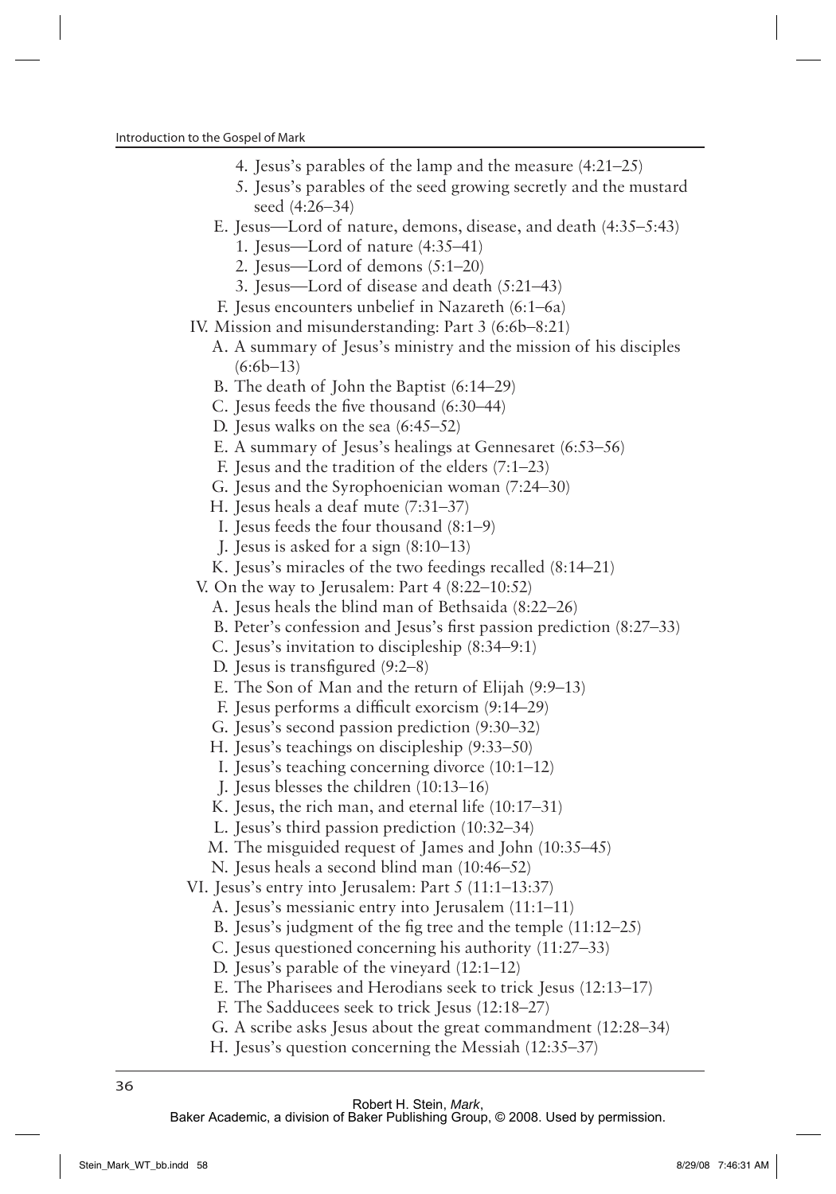4. Jesus's parables of the lamp and the measure (4:21–25)
   5. Jesus's parables of the seed growing secretly and the mustard seed (4:26–34)
  E. Jesus—Lord of nature, demons, disease, and death (4:35–5:43)
   1. Jesus—Lord of nature (4:35–41)
   2. Jesus—Lord of demons (5:1–20)
   3. Jesus—Lord of disease and death (5:21–43)
  F. Jesus encounters unbelief in Nazareth (6:1–6a)

IV. Mission and misunderstanding: Part 3 (6:6b–8:21)
  A. A summary of Jesus's ministry and the mission of his disciples (6:6b–13)
  B. The death of John the Baptist (6:14–29)
  C. Jesus feeds the five thousand (6:30–44)
  D. Jesus walks on the sea (6:45–52)
  E. A summary of Jesus's healings at Gennesaret (6:53–56)
  F. Jesus and the tradition of the elders (7:1–23)
  G. Jesus and the Syrophoenician woman (7:24–30)
  H. Jesus heals a deaf mute (7:31–37)
  I. Jesus feeds the four thousand (8:1–9)
  J. Jesus is asked for a sign (8:10–13)
  K. Jesus's miracles of the two feedings recalled (8:14–21)

V. On the way to Jerusalem: Part 4 (8:22–10:52)
  A. Jesus heals the blind man of Bethsaida (8:22–26)
  B. Peter's confession and Jesus's first passion prediction (8:27–33)
  C. Jesus's invitation to discipleship (8:34–9:1)
  D. Jesus is transfigured (9:2–8)
  E. The Son of Man and the return of Elijah (9:9–13)
  F. Jesus performs a difficult exorcism (9:14–29)
  G. Jesus's second passion prediction (9:30–32)
  H. Jesus's teachings on discipleship (9:33–50)
  I. Jesus's teaching concerning divorce (10:1–12)
  J. Jesus blesses the children (10:13–16)
  K. Jesus, the rich man, and eternal life (10:17–31)
  L. Jesus's third passion prediction (10:32–34)
  M. The misguided request of James and John (10:35–45)
  N. Jesus heals a second blind man (10:46–52)

VI. Jesus's entry into Jerusalem: Part 5 (11:1–13:37)
  A. Jesus's messianic entry into Jerusalem (11:1–11)
  B. Jesus's judgment of the fig tree and the temple (11:12–25)
  C. Jesus questioned concerning his authority (11:27–33)
  D. Jesus's parable of the vineyard (12:1–12)
  E. The Pharisees and Herodians seek to trick Jesus (12:13–17)
  F. The Sadducees seek to trick Jesus (12:18–27)
  G. A scribe asks Jesus about the great commandment (12:28–34)
  H. Jesus's question concerning the Messiah (12:35–37)

Robert H. Stein, *Mark*,
Baker Academic, a division of Baker Publishing Group, © 2008. Used by permission.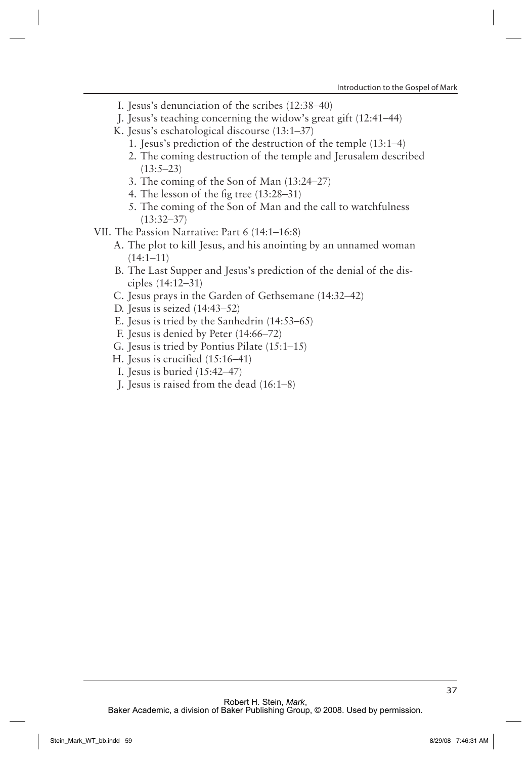I. Jesus's denunciation of the scribes (12:38–40)

J. Jesus's teaching concerning the widow's great gift (12:41–44)

K. Jesus's eschatological discourse (13:1–37)

1. Jesus's prediction of the destruction of the temple (13:1–4)
2. The coming destruction of the temple and Jerusalem described (13:5–23)
3. The coming of the Son of Man (13:24–27)
4. The lesson of the fig tree (13:28–31)
5. The coming of the Son of Man and the call to watchfulness (13:32–37)

VII. The Passion Narrative: Part 6 (14:1–16:8)

A. The plot to kill Jesus, and his anointing by an unnamed woman (14:1–11)

B. The Last Supper and Jesus's prediction of the denial of the disciples (14:12–31)

C. Jesus prays in the Garden of Gethsemane (14:32–42)

D. Jesus is seized (14:43–52)

E. Jesus is tried by the Sanhedrin (14:53–65)

F. Jesus is denied by Peter (14:66–72)

G. Jesus is tried by Pontius Pilate (15:1–15)

H. Jesus is crucified (15:16–41)

I. Jesus is buried (15:42–47)

J. Jesus is raised from the dead (16:1–8)

Robert H. Stein, *Mark*,
Baker Academic, a division of Baker Publishing Group, © 2008. Used by permission.